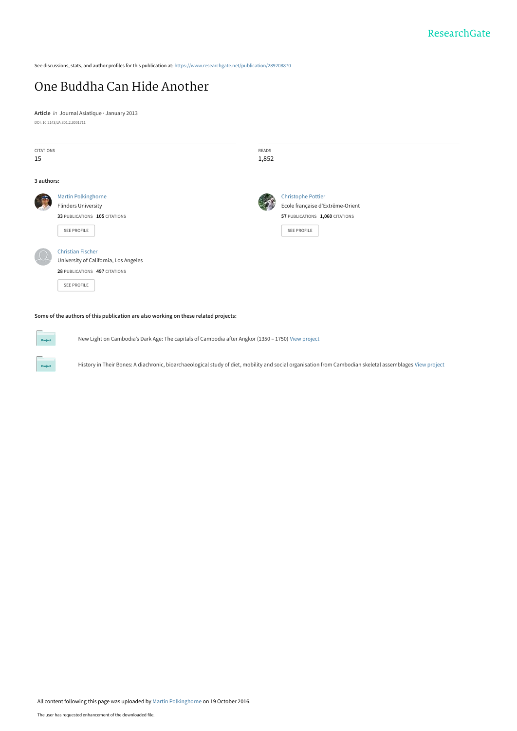See discussions, stats, and author profiles for this publication at: https://www.researchgate.net/publication/289208870

# One Buddha Can Hide Another

**Article** *in* Journal Asiatique · January 2013

DOI: 10.2143/JA.301.2.3001711

| CITATIONS | READS |
|---|---|
| 15 | 1,852 |

**3 authors:**

**Martin Polkinghorne**
Flinders University
33 PUBLICATIONS 105 CITATIONS
SEE PROFILE

**Christophe Pottier**
Ecole française d'Extrême-Orient
57 PUBLICATIONS 1,060 CITATIONS
SEE PROFILE

**Christian Fischer**
University of California, Los Angeles
28 PUBLICATIONS 497 CITATIONS
SEE PROFILE

**Some of the authors of this publication are also working on these related projects:**

- New Light on Cambodia's Dark Age: The capitals of Cambodia after Angkor (1350 – 1750) View project
- History in Their Bones: A diachronic, bioarchaeological study of diet, mobility and social organisation from Cambodian skeletal assemblages View project

All content following this page was uploaded by Martin Polkinghorne on 19 October 2016.

The user has requested enhancement of the downloaded file.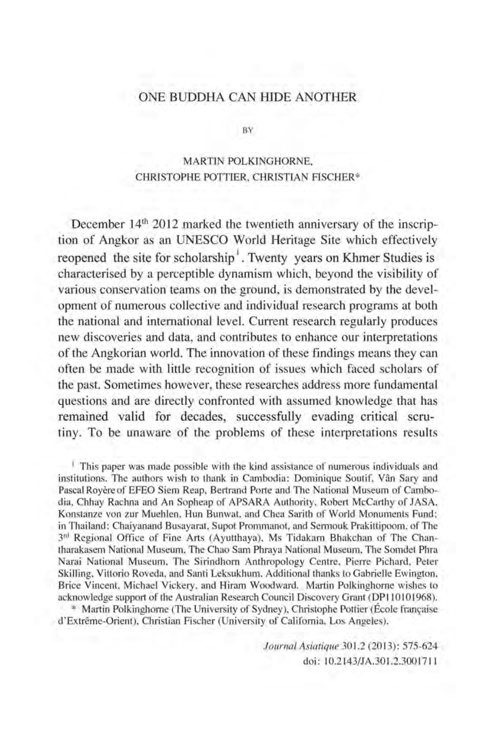# ONE BUDDHA CAN HIDE ANOTHER

BY

MARTIN POLKINGHORNE, CHRISTOPHE POTTIER, CHRISTIAN FISCHER*

December 14th 2012 marked the twentieth anniversary of the inscription of Angkor as an UNESCO World Heritage Site which effectively reopened the site for scholarship[1]. Twenty years on Khmer Studies is characterised by a perceptible dynamism which, beyond the visibility of various conservation teams on the ground, is demonstrated by the development of numerous collective and individual research programs at both the national and international level. Current research regularly produces new discoveries and data, and contributes to enhance our interpretations of the Angkorian world. The innovation of these findings means they can often be made with little recognition of issues which faced scholars of the past. Sometimes however, these researches address more fundamental questions and are directly confronted with assumed knowledge that has remained valid for decades, successfully evading critical scrutiny. To be unaware of the problems of these interpretations results

[1] This paper was made possible with the kind assistance of numerous individuals and institutions. The authors wish to thank in Cambodia: Dominique Soutif, Vân Sary and Pascal Royère of EFEO Siem Reap, Bertrand Porte and The National Museum of Cambodia, Chhay Rachna and An Sopheap of APSARA Authority, Robert McCarthy of JASA, Konstanze von zur Muehlen, Hun Bunwat, and Chea Sarith of World Monuments Fund; in Thailand: Chaiyanand Busayarat, Supot Prommanot, and Sermouk Prakittipoom, of The 3rd Regional Office of Fine Arts (Ayutthaya), Ms Tidakarn Bhakchan of The Chantharakasem National Museum, The Chao Sam Phraya National Museum, The Somdet Phra Narai National Museum, The Sirindhorn Anthropology Centre, Pierre Pichard, Peter Skilling, Vittorio Roveda, and Santi Leksukhum. Additional thanks to Gabrielle Ewington, Brice Vincent, Michael Vickery, and Hiram Woodward. Martin Polkinghorne wishes to acknowledge support of the Australian Research Council Discovery Grant (DP110101968).

\* Martin Polkinghorne (The University of Sydney), Christophe Pottier (École française d'Extrême-Orient), Christian Fischer (University of California, Los Angeles).

*Journal Asiatique* 301.2 (2013): 575-624
doi: 10.2143/JA.301.2.3001711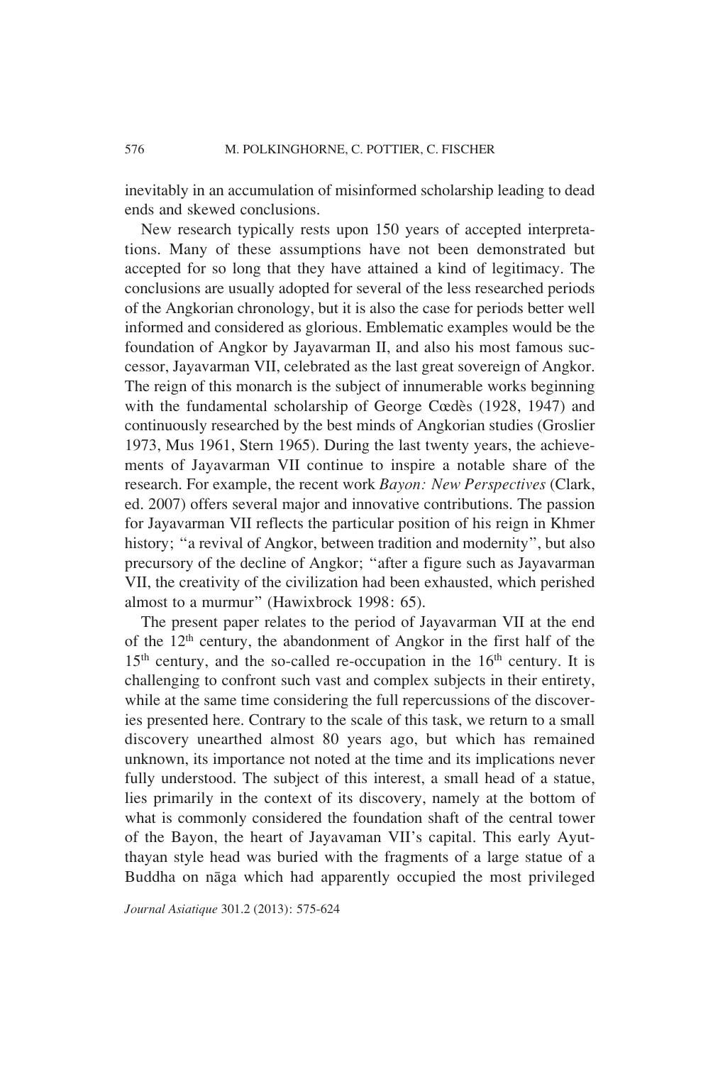inevitably in an accumulation of misinformed scholarship leading to dead ends and skewed conclusions.

New research typically rests upon 150 years of accepted interpretations. Many of these assumptions have not been demonstrated but accepted for so long that they have attained a kind of legitimacy. The conclusions are usually adopted for several of the less researched periods of the Angkorian chronology, but it is also the case for periods better well informed and considered as glorious. Emblematic examples would be the foundation of Angkor by Jayavarman II, and also his most famous successor, Jayavarman VII, celebrated as the last great sovereign of Angkor. The reign of this monarch is the subject of innumerable works beginning with the fundamental scholarship of George Cœdès (1928, 1947) and continuously researched by the best minds of Angkorian studies (Groslier 1973, Mus 1961, Stern 1965). During the last twenty years, the achievements of Jayavarman VII continue to inspire a notable share of the research. For example, the recent work *Bayon: New Perspectives* (Clark, ed. 2007) offers several major and innovative contributions. The passion for Jayavarman VII reflects the particular position of his reign in Khmer history; "a revival of Angkor, between tradition and modernity", but also precursory of the decline of Angkor; "after a figure such as Jayavarman VII, the creativity of the civilization had been exhausted, which perished almost to a murmur" (Hawixbrock 1998: 65).

The present paper relates to the period of Jayavarman VII at the end of the 12th century, the abandonment of Angkor in the first half of the 15th century, and the so-called re-occupation in the 16th century. It is challenging to confront such vast and complex subjects in their entirety, while at the same time considering the full repercussions of the discoveries presented here. Contrary to the scale of this task, we return to a small discovery unearthed almost 80 years ago, but which has remained unknown, its importance not noted at the time and its implications never fully understood. The subject of this interest, a small head of a statue, lies primarily in the context of its discovery, namely at the bottom of what is commonly considered the foundation shaft of the central tower of the Bayon, the heart of Jayavaman VII's capital. This early Ayutthayan style head was buried with the fragments of a large statue of a Buddha on nāga which had apparently occupied the most privileged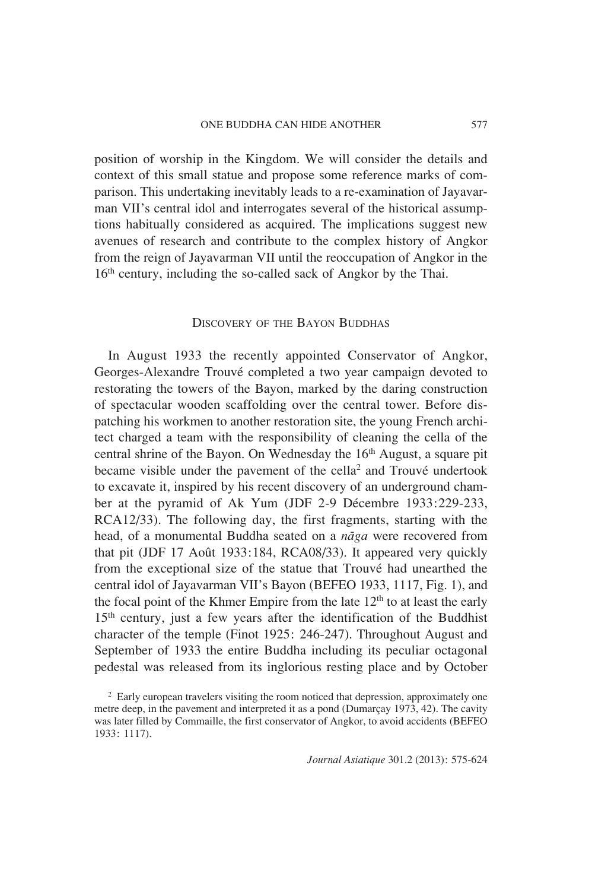position of worship in the Kingdom. We will consider the details and context of this small statue and propose some reference marks of comparison. This undertaking inevitably leads to a re-examination of Jayavarman VII's central idol and interrogates several of the historical assumptions habitually considered as acquired. The implications suggest new avenues of research and contribute to the complex history of Angkor from the reign of Jayavarman VII until the reoccupation of Angkor in the 16th century, including the so-called sack of Angkor by the Thai.

## Discovery of the Bayon Buddhas

In August 1933 the recently appointed Conservator of Angkor, Georges-Alexandre Trouvé completed a two year campaign devoted to restorating the towers of the Bayon, marked by the daring construction of spectacular wooden scaffolding over the central tower. Before dispatching his workmen to another restoration site, the young French architect charged a team with the responsibility of cleaning the cella of the central shrine of the Bayon. On Wednesday the 16th August, a square pit became visible under the pavement of the cella[2] and Trouvé undertook to excavate it, inspired by his recent discovery of an underground chamber at the pyramid of Ak Yum (JDF 2-9 Décembre 1933:229-233, RCA12/33). The following day, the first fragments, starting with the head, of a monumental Buddha seated on a *nāga* were recovered from that pit (JDF 17 Août 1933:184, RCA08/33). It appeared very quickly from the exceptional size of the statue that Trouvé had unearthed the central idol of Jayavarman VII's Bayon (BEFEO 1933, 1117, Fig. 1), and the focal point of the Khmer Empire from the late 12th to at least the early 15th century, just a few years after the identification of the Buddhist character of the temple (Finot 1925: 246-247). Throughout August and September of 1933 the entire Buddha including its peculiar octagonal pedestal was released from its inglorious resting place and by October

[2] Early european travelers visiting the room noticed that depression, approximately one metre deep, in the pavement and interpreted it as a pond (Dumarçay 1973, 42). The cavity was later filled by Commaille, the first conservator of Angkor, to avoid accidents (BEFEO 1933: 1117).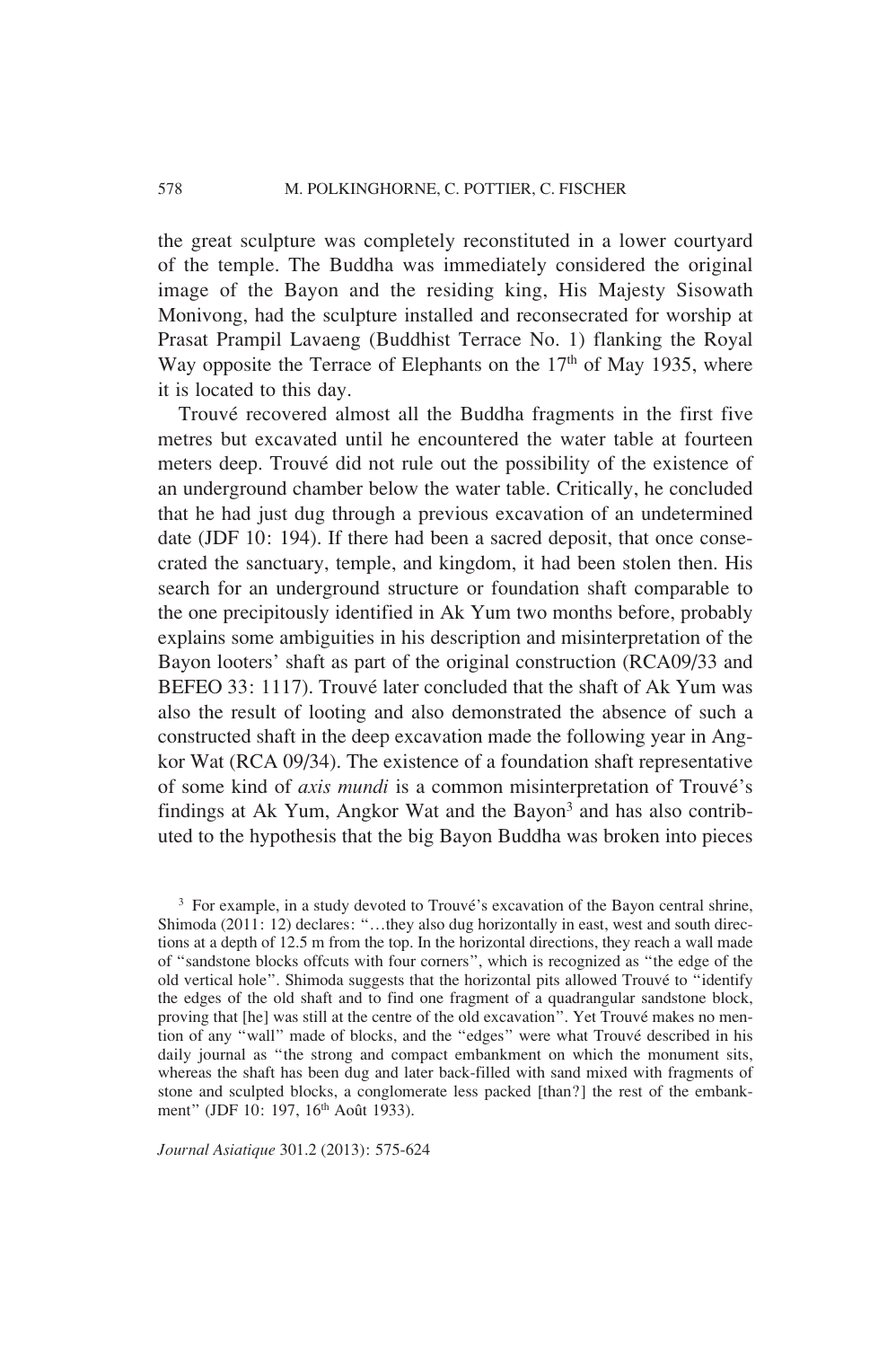the great sculpture was completely reconstituted in a lower courtyard of the temple. The Buddha was immediately considered the original image of the Bayon and the residing king, His Majesty Sisowath Monivong, had the sculpture installed and reconsecrated for worship at Prasat Prampil Lavaeng (Buddhist Terrace No. 1) flanking the Royal Way opposite the Terrace of Elephants on the 17th of May 1935, where it is located to this day.

Trouvé recovered almost all the Buddha fragments in the first five metres but excavated until he encountered the water table at fourteen meters deep. Trouvé did not rule out the possibility of the existence of an underground chamber below the water table. Critically, he concluded that he had just dug through a previous excavation of an undetermined date (JDF 10: 194). If there had been a sacred deposit, that once consecrated the sanctuary, temple, and kingdom, it had been stolen then. His search for an underground structure or foundation shaft comparable to the one precipitously identified in Ak Yum two months before, probably explains some ambiguities in his description and misinterpretation of the Bayon looters' shaft as part of the original construction (RCA09/33 and BEFEO 33: 1117). Trouvé later concluded that the shaft of Ak Yum was also the result of looting and also demonstrated the absence of such a constructed shaft in the deep excavation made the following year in Angkor Wat (RCA 09/34). The existence of a foundation shaft representative of some kind of *axis mundi* is a common misinterpretation of Trouvé's findings at Ak Yum, Angkor Wat and the Bayon[3] and has also contributed to the hypothesis that the big Bayon Buddha was broken into pieces

[3] For example, in a study devoted to Trouvé's excavation of the Bayon central shrine, Shimoda (2011: 12) declares: "…they also dug horizontally in east, west and south directions at a depth of 12.5 m from the top. In the horizontal directions, they reach a wall made of "sandstone blocks offcuts with four corners", which is recognized as "the edge of the old vertical hole". Shimoda suggests that the horizontal pits allowed Trouvé to "identify the edges of the old shaft and to find one fragment of a quadrangular sandstone block, proving that [he] was still at the centre of the old excavation". Yet Trouvé makes no mention of any "wall" made of blocks, and the "edges" were what Trouvé described in his daily journal as "the strong and compact embankment on which the monument sits, whereas the shaft has been dug and later back-filled with sand mixed with fragments of stone and sculpted blocks, a conglomerate less packed [than?] the rest of the embankment" (JDF 10: 197, 16th Août 1933).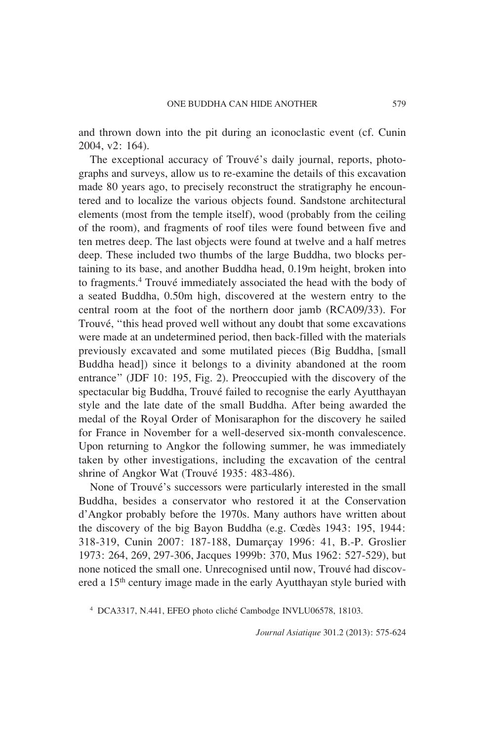and thrown down into the pit during an iconoclastic event (cf. Cunin 2004, v2: 164).

The exceptional accuracy of Trouvé's daily journal, reports, photographs and surveys, allow us to re-examine the details of this excavation made 80 years ago, to precisely reconstruct the stratigraphy he encountered and to localize the various objects found. Sandstone architectural elements (most from the temple itself), wood (probably from the ceiling of the room), and fragments of roof tiles were found between five and ten metres deep. The last objects were found at twelve and a half metres deep. These included two thumbs of the large Buddha, two blocks pertaining to its base, and another Buddha head, 0.19m height, broken into to fragments.[4] Trouvé immediately associated the head with the body of a seated Buddha, 0.50m high, discovered at the western entry to the central room at the foot of the northern door jamb (RCA09/33). For Trouvé, "this head proved well without any doubt that some excavations were made at an undetermined period, then back-filled with the materials previously excavated and some mutilated pieces (Big Buddha, [small Buddha head]) since it belongs to a divinity abandoned at the room entrance" (JDF 10: 195, Fig. 2). Preoccupied with the discovery of the spectacular big Buddha, Trouvé failed to recognise the early Ayutthayan style and the late date of the small Buddha. After being awarded the medal of the Royal Order of Monisaraphon for the discovery he sailed for France in November for a well-deserved six-month convalescence. Upon returning to Angkor the following summer, he was immediately taken by other investigations, including the excavation of the central shrine of Angkor Wat (Trouvé 1935: 483-486).

None of Trouvé's successors were particularly interested in the small Buddha, besides a conservator who restored it at the Conservation d'Angkor probably before the 1970s. Many authors have written about the discovery of the big Bayon Buddha (e.g. Cœdès 1943: 195, 1944: 318-319, Cunin 2007: 187-188, Dumarçay 1996: 41, B.-P. Groslier 1973: 264, 269, 297-306, Jacques 1999b: 370, Mus 1962: 527-529), but none noticed the small one. Unrecognised until now, Trouvé had discovered a 15th century image made in the early Ayutthayan style buried with

[4] DCA3317, N.441, EFEO photo cliché Cambodge INVLU06578, 18103.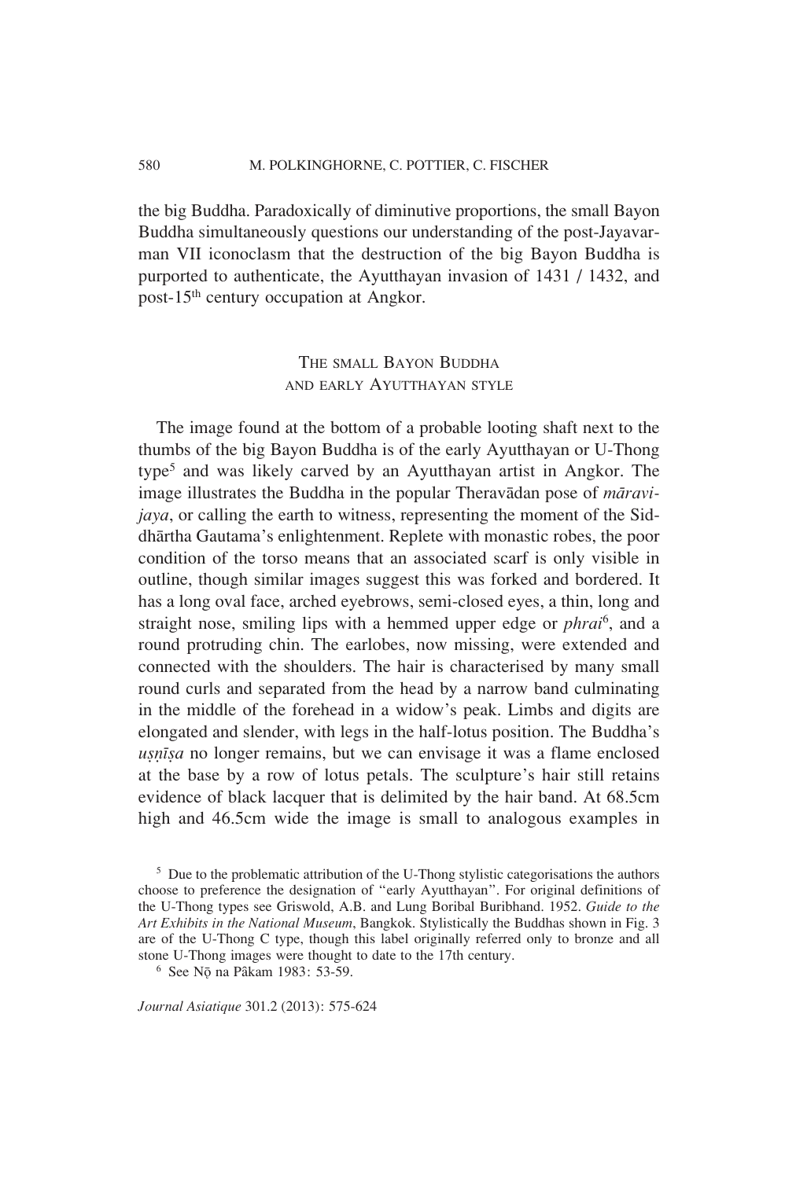the big Buddha. Paradoxically of diminutive proportions, the small Bayon Buddha simultaneously questions our understanding of the post-Jayavarman VII iconoclasm that the destruction of the big Bayon Buddha is purported to authenticate, the Ayutthayan invasion of 1431 / 1432, and post-15th century occupation at Angkor.

## The small Bayon Buddha and early Ayutthayan style

The image found at the bottom of a probable looting shaft next to the thumbs of the big Bayon Buddha is of the early Ayutthayan or U-Thong type[5] and was likely carved by an Ayutthayan artist in Angkor. The image illustrates the Buddha in the popular Theravādan pose of *māravijaya*, or calling the earth to witness, representing the moment of the Siddhārtha Gautama's enlightenment. Replete with monastic robes, the poor condition of the torso means that an associated scarf is only visible in outline, though similar images suggest this was forked and bordered. It has a long oval face, arched eyebrows, semi-closed eyes, a thin, long and straight nose, smiling lips with a hemmed upper edge or *phrai*[6], and a round protruding chin. The earlobes, now missing, were extended and connected with the shoulders. The hair is characterised by many small round curls and separated from the head by a narrow band culminating in the middle of the forehead in a widow's peak. Limbs and digits are elongated and slender, with legs in the half-lotus position. The Buddha's *uṣṇīṣa* no longer remains, but we can envisage it was a flame enclosed at the base by a row of lotus petals. The sculpture's hair still retains evidence of black lacquer that is delimited by the hair band. At 68.5cm high and 46.5cm wide the image is small to analogous examples in

[5] Due to the problematic attribution of the U-Thong stylistic categorisations the authors choose to preference the designation of "early Ayutthayan". For original definitions of the U-Thong types see Griswold, A.B. and Lung Boribal Buribhand. 1952. *Guide to the Art Exhibits in the National Museum*, Bangkok. Stylistically the Buddhas shown in Fig. 3 are of the U-Thong C type, though this label originally referred only to bronze and all stone U-Thong images were thought to date to the 17th century.

[6] See Nō na Pâkam 1983: 53-59.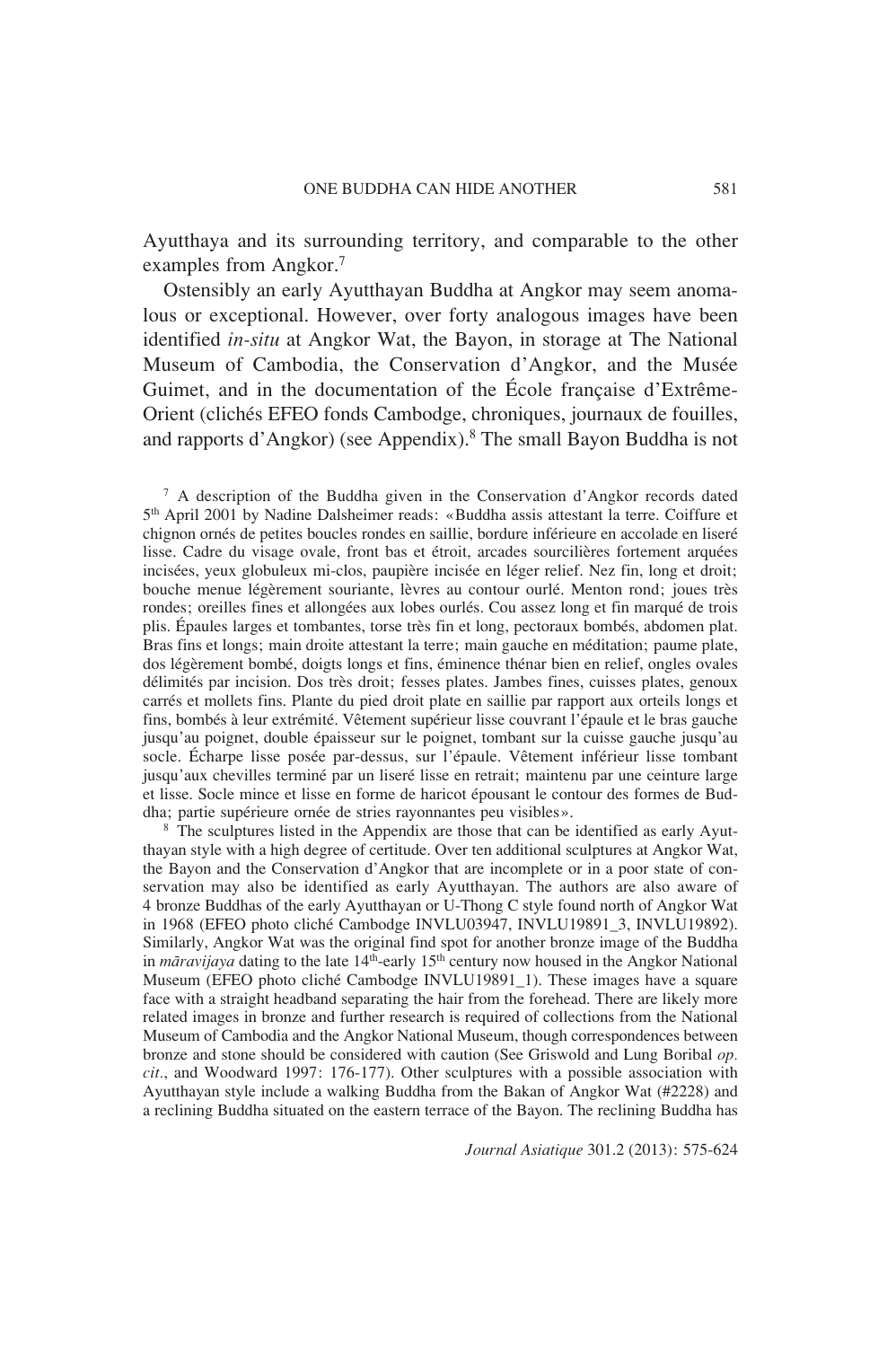Ayutthaya and its surrounding territory, and comparable to the other examples from Angkor.[7]

Ostensibly an early Ayutthayan Buddha at Angkor may seem anomalous or exceptional. However, over forty analogous images have been identified *in-situ* at Angkor Wat, the Bayon, in storage at The National Museum of Cambodia, the Conservation d'Angkor, and the Musée Guimet, and in the documentation of the École française d'Extrême-Orient (clichés EFEO fonds Cambodge, chroniques, journaux de fouilles, and rapports d'Angkor) (see Appendix).[8] The small Bayon Buddha is not

[7] A description of the Buddha given in the Conservation d'Angkor records dated 5th April 2001 by Nadine Dalsheimer reads: «Buddha assis attestant la terre. Coiffure et chignon ornés de petites boucles rondes en saillie, bordure inférieure en accolade en liseré lisse. Cadre du visage ovale, front bas et étroit, arcades sourcilières fortement arquées incisées, yeux globuleux mi-clos, paupière incisée en léger relief. Nez fin, long et droit; bouche menue légèrement souriante, lèvres au contour ourlé. Menton rond; joues très rondes; oreilles fines et allongées aux lobes ourlés. Cou assez long et fin marqué de trois plis. Épaules larges et tombantes, torse très fin et long, pectoraux bombés, abdomen plat. Bras fins et longs; main droite attestant la terre; main gauche en méditation; paume plate, dos légèrement bombé, doigts longs et fins, éminence thénar bien en relief, ongles ovales délimités par incision. Dos très droit; fesses plates. Jambes fines, cuisses plates, genoux carrés et mollets fins. Plante du pied droit plate en saillie par rapport aux orteils longs et fins, bombés à leur extrémité. Vêtement supérieur lisse couvrant l'épaule et le bras gauche jusqu'au poignet, double épaisseur sur le poignet, tombant sur la cuisse gauche jusqu'au socle. Écharpe lisse posée par-dessus, sur l'épaule. Vêtement inférieur lisse tombant jusqu'aux chevilles terminé par un liseré lisse en retrait; maintenu par une ceinture large et lisse. Socle mince et lisse en forme de haricot épousant le contour des formes de Buddha; partie supérieure ornée de stries rayonnantes peu visibles».

[8] The sculptures listed in the Appendix are those that can be identified as early Ayutthayan style with a high degree of certitude. Over ten additional sculptures at Angkor Wat, the Bayon and the Conservation d'Angkor that are incomplete or in a poor state of conservation may also be identified as early Ayutthayan. The authors are also aware of 4 bronze Buddhas of the early Ayutthayan or U-Thong C style found north of Angkor Wat in 1968 (EFEO photo cliché Cambodge INVLU03947, INVLU19891_3, INVLU19892). Similarly, Angkor Wat was the original find spot for another bronze image of the Buddha in *māravijaya* dating to the late 14th-early 15th century now housed in the Angkor National Museum (EFEO photo cliché Cambodge INVLU19891_1). These images have a square face with a straight headband separating the hair from the forehead. There are likely more related images in bronze and further research is required of collections from the National Museum of Cambodia and the Angkor National Museum, though correspondences between bronze and stone should be considered with caution (See Griswold and Lung Boribal *op. cit.*, and Woodward 1997: 176-177). Other sculptures with a possible association with Ayutthayan style include a walking Buddha from the Bakan of Angkor Wat (#2228) and a reclining Buddha situated on the eastern terrace of the Bayon. The reclining Buddha has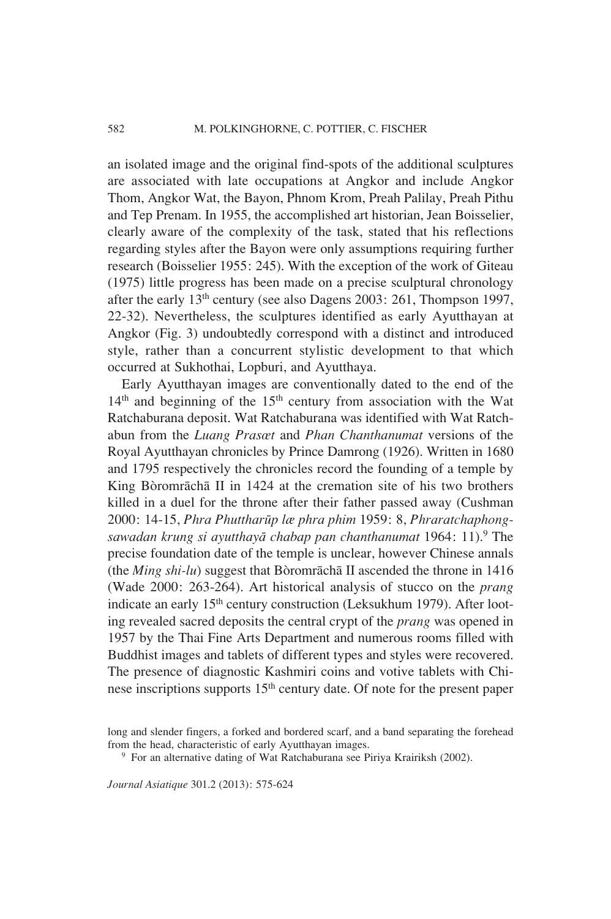an isolated image and the original find-spots of the additional sculptures are associated with late occupations at Angkor and include Angkor Thom, Angkor Wat, the Bayon, Phnom Krom, Preah Palilay, Preah Pithu and Tep Prenam. In 1955, the accomplished art historian, Jean Boisselier, clearly aware of the complexity of the task, stated that his reflections regarding styles after the Bayon were only assumptions requiring further research (Boisselier 1955: 245). With the exception of the work of Giteau (1975) little progress has been made on a precise sculptural chronology after the early 13th century (see also Dagens 2003: 261, Thompson 1997, 22-32). Nevertheless, the sculptures identified as early Ayutthayan at Angkor (Fig. 3) undoubtedly correspond with a distinct and introduced style, rather than a concurrent stylistic development to that which occurred at Sukhothai, Lopburi, and Ayutthaya.

Early Ayutthayan images are conventionally dated to the end of the 14th and beginning of the 15th century from association with the Wat Ratchaburana deposit. Wat Ratchaburana was identified with Wat Ratchabun from the *Luang Prasœt* and *Phan Chanthanumat* versions of the Royal Ayutthayan chronicles by Prince Damrong (1926). Written in 1680 and 1795 respectively the chronicles record the founding of a temple by King Bòromrāchā II in 1424 at the cremation site of his two brothers killed in a duel for the throne after their father passed away (Cushman 2000: 14-15, *Phra Phuttharūp lœ phra phim* 1959: 8, *Phraratchaphongsawadan krung si ayutthayā chabap pan chanthanumat* 1964: 11).[9] The precise foundation date of the temple is unclear, however Chinese annals (the *Ming shi-lu*) suggest that Bòromrāchā II ascended the throne in 1416 (Wade 2000: 263-264). Art historical analysis of stucco on the *prang* indicate an early 15th century construction (Leksukhum 1979). After looting revealed sacred deposits the central crypt of the *prang* was opened in 1957 by the Thai Fine Arts Department and numerous rooms filled with Buddhist images and tablets of different types and styles were recovered. The presence of diagnostic Kashmiri coins and votive tablets with Chinese inscriptions supports 15th century date. Of note for the present paper

long and slender fingers, a forked and bordered scarf, and a band separating the forehead from the head, characteristic of early Ayutthayan images.

[9] For an alternative dating of Wat Ratchaburana see Piriya Krairiksh (2002).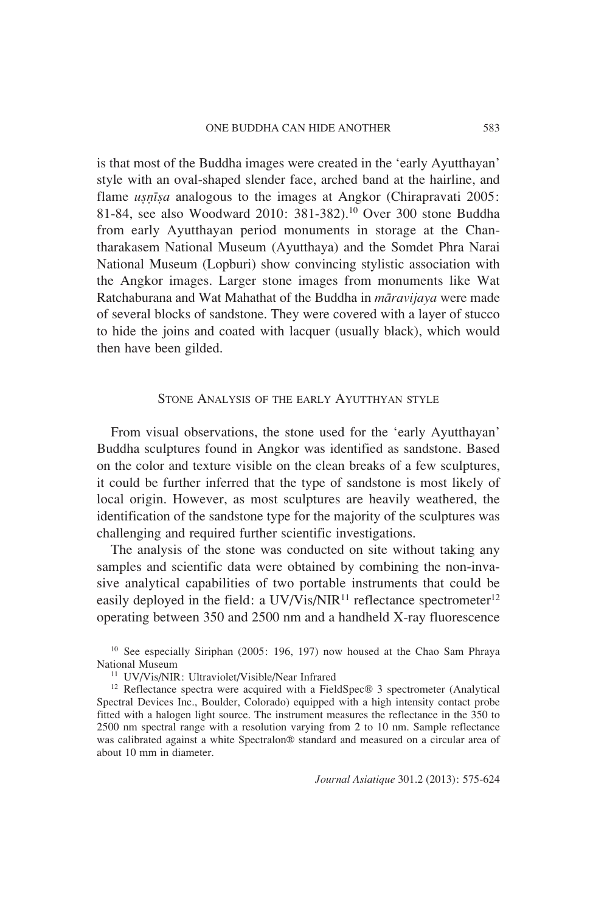is that most of the Buddha images were created in the 'early Ayutthayan' style with an oval-shaped slender face, arched band at the hairline, and flame *uṣṇīṣa* analogous to the images at Angkor (Chirapravati 2005: 81-84, see also Woodward 2010: 381-382).[10] Over 300 stone Buddha from early Ayutthayan period monuments in storage at the Chantharakasem National Museum (Ayutthaya) and the Somdet Phra Narai National Museum (Lopburi) show convincing stylistic association with the Angkor images. Larger stone images from monuments like Wat Ratchaburana and Wat Mahathat of the Buddha in *māravijaya* were made of several blocks of sandstone. They were covered with a layer of stucco to hide the joins and coated with lacquer (usually black), which would then have been gilded.

## Stone Analysis of the early Ayutthyan style

From visual observations, the stone used for the 'early Ayutthayan' Buddha sculptures found in Angkor was identified as sandstone. Based on the color and texture visible on the clean breaks of a few sculptures, it could be further inferred that the type of sandstone is most likely of local origin. However, as most sculptures are heavily weathered, the identification of the sandstone type for the majority of the sculptures was challenging and required further scientific investigations.

The analysis of the stone was conducted on site without taking any samples and scientific data were obtained by combining the non-invasive analytical capabilities of two portable instruments that could be easily deployed in the field: a UV/Vis/NIR[11] reflectance spectrometer[12] operating between 350 and 2500 nm and a handheld X-ray fluorescence

[10] See especially Siriphan (2005: 196, 197) now housed at the Chao Sam Phraya National Museum

[11] UV/Vis/NIR: Ultraviolet/Visible/Near Infrared

[12] Reflectance spectra were acquired with a FieldSpec® 3 spectrometer (Analytical Spectral Devices Inc., Boulder, Colorado) equipped with a high intensity contact probe fitted with a halogen light source. The instrument measures the reflectance in the 350 to 2500 nm spectral range with a resolution varying from 2 to 10 nm. Sample reflectance was calibrated against a white Spectralon® standard and measured on a circular area of about 10 mm in diameter.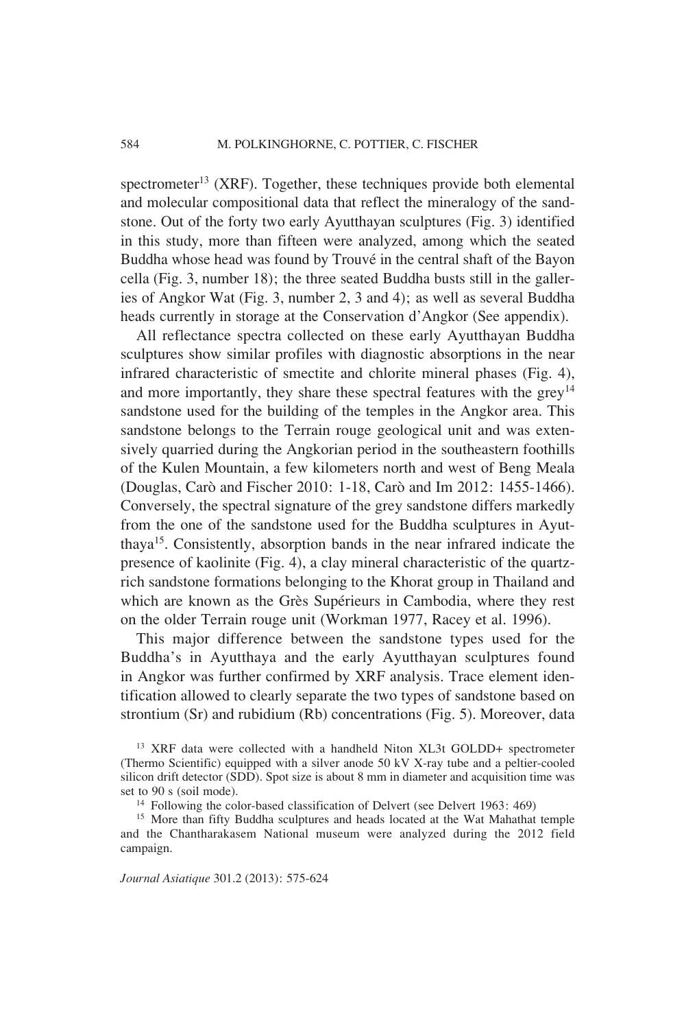spectrometer[13] (XRF). Together, these techniques provide both elemental and molecular compositional data that reflect the mineralogy of the sandstone. Out of the forty two early Ayutthayan sculptures (Fig. 3) identified in this study, more than fifteen were analyzed, among which the seated Buddha whose head was found by Trouvé in the central shaft of the Bayon cella (Fig. 3, number 18); the three seated Buddha busts still in the galleries of Angkor Wat (Fig. 3, number 2, 3 and 4); as well as several Buddha heads currently in storage at the Conservation d'Angkor (See appendix).

All reflectance spectra collected on these early Ayutthayan Buddha sculptures show similar profiles with diagnostic absorptions in the near infrared characteristic of smectite and chlorite mineral phases (Fig. 4), and more importantly, they share these spectral features with the grey[14] sandstone used for the building of the temples in the Angkor area. This sandstone belongs to the Terrain rouge geological unit and was extensively quarried during the Angkorian period in the southeastern foothills of the Kulen Mountain, a few kilometers north and west of Beng Meala (Douglas, Carò and Fischer 2010: 1-18, Carò and Im 2012: 1455-1466). Conversely, the spectral signature of the grey sandstone differs markedly from the one of the sandstone used for the Buddha sculptures in Ayutthaya[15]. Consistently, absorption bands in the near infrared indicate the presence of kaolinite (Fig. 4), a clay mineral characteristic of the quartz-rich sandstone formations belonging to the Khorat group in Thailand and which are known as the Grès Supérieurs in Cambodia, where they rest on the older Terrain rouge unit (Workman 1977, Racey et al. 1996).

This major difference between the sandstone types used for the Buddha's in Ayutthaya and the early Ayutthayan sculptures found in Angkor was further confirmed by XRF analysis. Trace element identification allowed to clearly separate the two types of sandstone based on strontium (Sr) and rubidium (Rb) concentrations (Fig. 5). Moreover, data

[13] XRF data were collected with a handheld Niton XL3t GOLDD+ spectrometer (Thermo Scientific) equipped with a silver anode 50 kV X-ray tube and a peltier-cooled silicon drift detector (SDD). Spot size is about 8 mm in diameter and acquisition time was set to 90 s (soil mode).

[14] Following the color-based classification of Delvert (see Delvert 1963: 469)

[15] More than fifty Buddha sculptures and heads located at the Wat Mahathat temple and the Chantharakasem National museum were analyzed during the 2012 field campaign.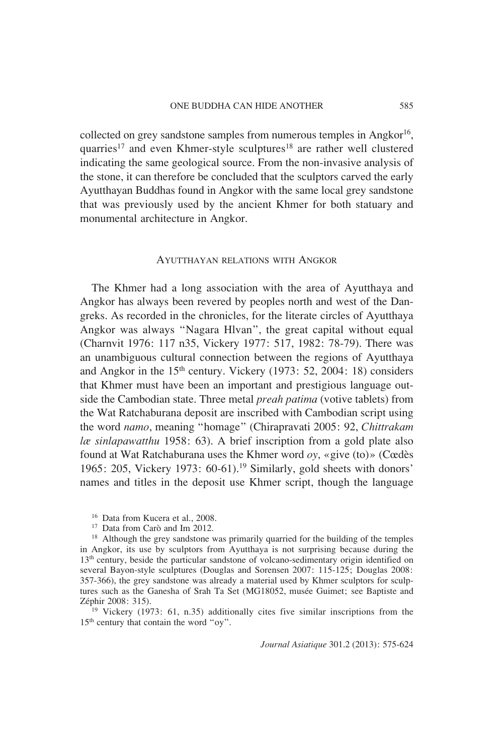collected on grey sandstone samples from numerous temples in Angkor[16], quarries[17] and even Khmer-style sculptures[18] are rather well clustered indicating the same geological source. From the non-invasive analysis of the stone, it can therefore be concluded that the sculptors carved the early Ayutthayan Buddhas found in Angkor with the same local grey sandstone that was previously used by the ancient Khmer for both statuary and monumental architecture in Angkor.

## Ayutthayan relations with Angkor

The Khmer had a long association with the area of Ayutthaya and Angkor has always been revered by peoples north and west of the Dangreks. As recorded in the chronicles, for the literate circles of Ayutthaya Angkor was always "Nagara Hlvan", the great capital without equal (Charnvit 1976: 117 n35, Vickery 1977: 517, 1982: 78-79). There was an unambiguous cultural connection between the regions of Ayutthaya and Angkor in the 15th century. Vickery (1973: 52, 2004: 18) considers that Khmer must have been an important and prestigious language outside the Cambodian state. Three metal *preah patima* (votive tablets) from the Wat Ratchaburana deposit are inscribed with Cambodian script using the word *namo*, meaning "homage" (Chirapravati 2005: 92, *Chittrakam læ sinlapawatthu* 1958: 63). A brief inscription from a gold plate also found at Wat Ratchaburana uses the Khmer word *oy*, «give (to)» (Cœdès 1965: 205, Vickery 1973: 60-61).[19] Similarly, gold sheets with donors' names and titles in the deposit use Khmer script, though the language

[16] Data from Kucera et al., 2008.

[17] Data from Carò and Im 2012.

[18] Although the grey sandstone was primarily quarried for the building of the temples in Angkor, its use by sculptors from Ayutthaya is not surprising because during the 13th century, beside the particular sandstone of volcano-sedimentary origin identified on several Bayon-style sculptures (Douglas and Sorensen 2007: 115-125; Douglas 2008: 357-366), the grey sandstone was already a material used by Khmer sculptors for sculptures such as the Ganesha of Srah Ta Set (MG18052, musée Guimet; see Baptiste and Zéphir 2008: 315).

[19] Vickery (1973: 61, n.35) additionally cites five similar inscriptions from the 15th century that contain the word "oy".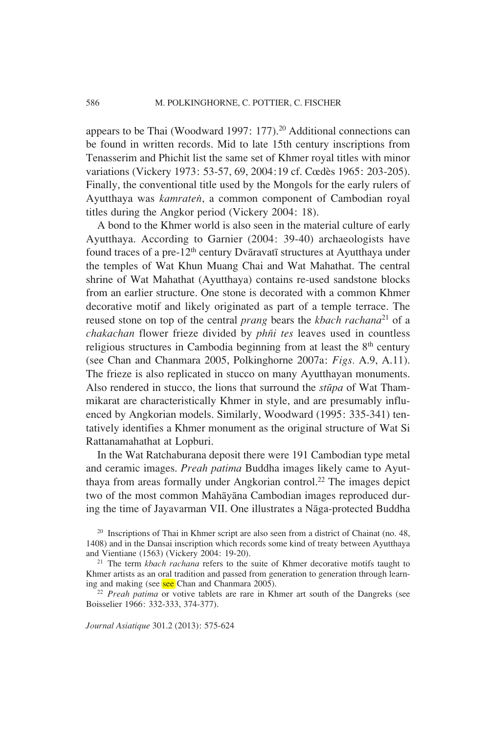appears to be Thai (Woodward 1997: 177).[20] Additional connections can be found in written records. Mid to late 15th century inscriptions from Tenasserim and Phichit list the same set of Khmer royal titles with minor variations (Vickery 1973: 53-57, 69, 2004:19 cf. Cœdès 1965: 203-205). Finally, the conventional title used by the Mongols for the early rulers of Ayutthaya was *kamrateṅ*, a common component of Cambodian royal titles during the Angkor period (Vickery 2004: 18).

A bond to the Khmer world is also seen in the material culture of early Ayutthaya. According to Garnier (2004: 39-40) archaeologists have found traces of a pre-12th century Dvāravatī structures at Ayutthaya under the temples of Wat Khun Muang Chai and Wat Mahathat. The central shrine of Wat Mahathat (Ayutthaya) contains re-used sandstone blocks from an earlier structure. One stone is decorated with a common Khmer decorative motif and likely originated as part of a temple terrace. The reused stone on top of the central *prang* bears the *kbach rachana*[21] of a *chakachan* flower frieze divided by *phñi tes* leaves used in countless religious structures in Cambodia beginning from at least the 8th century (see Chan and Chanmara 2005, Polkinghorne 2007a: *Figs.* A.9, A.11). The frieze is also replicated in stucco on many Ayutthayan monuments. Also rendered in stucco, the lions that surround the *stūpa* of Wat Thammikarat are characteristically Khmer in style, and are presumably influenced by Angkorian models. Similarly, Woodward (1995: 335-341) tentatively identifies a Khmer monument as the original structure of Wat Si Rattanamahathat at Lopburi.

In the Wat Ratchaburana deposit there were 191 Cambodian type metal and ceramic images. *Preah patima* Buddha images likely came to Ayutthaya from areas formally under Angkorian control.[22] The images depict two of the most common Mahāyāna Cambodian images reproduced during the time of Jayavarman VII. One illustrates a Nāga-protected Buddha

[20] Inscriptions of Thai in Khmer script are also seen from a district of Chainat (no. 48, 1408) and in the Dansai inscription which records some kind of treaty between Ayutthaya and Vientiane (1563) (Vickery 2004: 19-20).

[21] The term *kbach rachana* refers to the suite of Khmer decorative motifs taught to Khmer artists as an oral tradition and passed from generation to generation through learning and making (see see Chan and Chanmara 2005).

[22] *Preah patima* or votive tablets are rare in Khmer art south of the Dangreks (see Boisselier 1966: 332-333, 374-377).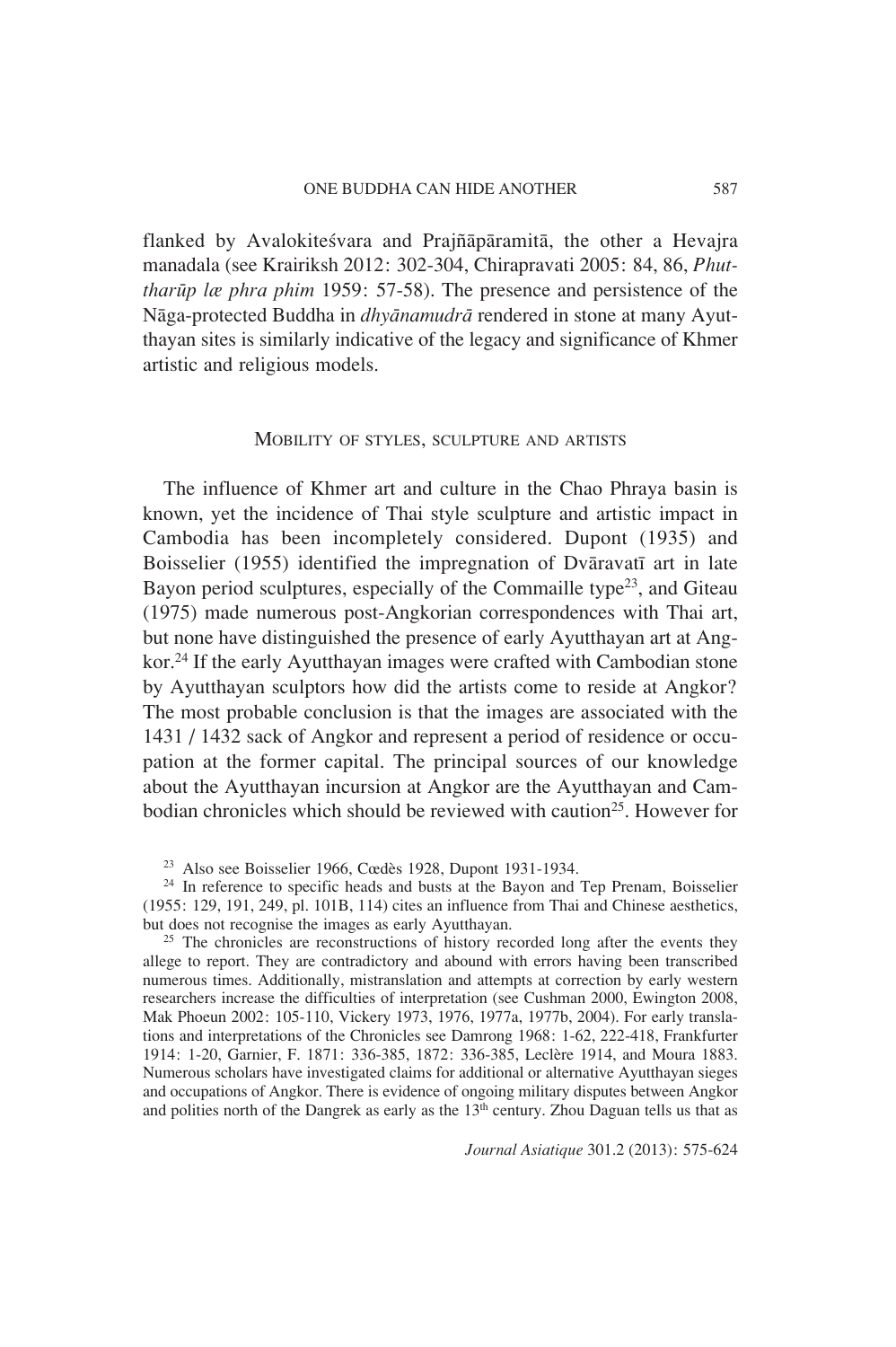flanked by Avalokiteśvara and Prajñāpāramitā, the other a Hevajra manadala (see Krairiksh 2012: 302-304, Chirapravati 2005: 84, 86, *Phuttharūp læ phra phim* 1959: 57-58). The presence and persistence of the Nāga-protected Buddha in *dhyānamudrā* rendered in stone at many Ayutthayan sites is similarly indicative of the legacy and significance of Khmer artistic and religious models.

## Mobility of styles, sculpture and artists

The influence of Khmer art and culture in the Chao Phraya basin is known, yet the incidence of Thai style sculpture and artistic impact in Cambodia has been incompletely considered. Dupont (1935) and Boisselier (1955) identified the impregnation of Dvāravatī art in late Bayon period sculptures, especially of the Commaille type[23], and Giteau (1975) made numerous post-Angkorian correspondences with Thai art, but none have distinguished the presence of early Ayutthayan art at Angkor.[24] If the early Ayutthayan images were crafted with Cambodian stone by Ayutthayan sculptors how did the artists come to reside at Angkor? The most probable conclusion is that the images are associated with the 1431 / 1432 sack of Angkor and represent a period of residence or occupation at the former capital. The principal sources of our knowledge about the Ayutthayan incursion at Angkor are the Ayutthayan and Cambodian chronicles which should be reviewed with caution[25]. However for

[23] Also see Boisselier 1966, Cœdès 1928, Dupont 1931-1934.

[24] In reference to specific heads and busts at the Bayon and Tep Prenam, Boisselier (1955: 129, 191, 249, pl. 101B, 114) cites an influence from Thai and Chinese aesthetics, but does not recognise the images as early Ayutthayan.

[25] The chronicles are reconstructions of history recorded long after the events they allege to report. They are contradictory and abound with errors having been transcribed numerous times. Additionally, mistranslation and attempts at correction by early western researchers increase the difficulties of interpretation (see Cushman 2000, Ewington 2008, Mak Phoeun 2002: 105-110, Vickery 1973, 1976, 1977a, 1977b, 2004). For early translations and interpretations of the Chronicles see Damrong 1968: 1-62, 222-418, Frankfurter 1914: 1-20, Garnier, F. 1871: 336-385, 1872: 336-385, Leclère 1914, and Moura 1883. Numerous scholars have investigated claims for additional or alternative Ayutthayan sieges and occupations of Angkor. There is evidence of ongoing military disputes between Angkor and polities north of the Dangrek as early as the 13th century. Zhou Daguan tells us that as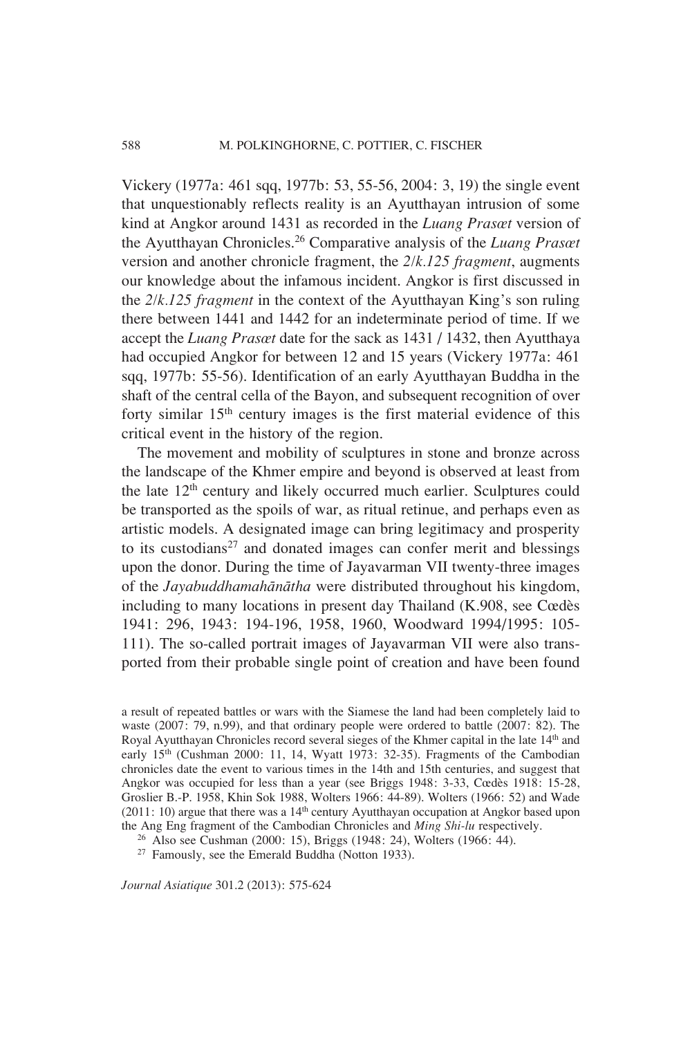Vickery (1977a: 461 sqq, 1977b: 53, 55-56, 2004: 3, 19) the single event that unquestionably reflects reality is an Ayutthayan intrusion of some kind at Angkor around 1431 as recorded in the *Luang Prasœt* version of the Ayutthayan Chronicles.[26] Comparative analysis of the *Luang Prasœt* version and another chronicle fragment, the *2/k.125 fragment*, augments our knowledge about the infamous incident. Angkor is first discussed in the *2/k.125 fragment* in the context of the Ayutthayan King's son ruling there between 1441 and 1442 for an indeterminate period of time. If we accept the *Luang Prasœt* date for the sack as 1431 / 1432, then Ayutthaya had occupied Angkor for between 12 and 15 years (Vickery 1977a: 461 sqq, 1977b: 55-56). Identification of an early Ayutthayan Buddha in the shaft of the central cella of the Bayon, and subsequent recognition of over forty similar 15th century images is the first material evidence of this critical event in the history of the region.

The movement and mobility of sculptures in stone and bronze across the landscape of the Khmer empire and beyond is observed at least from the late 12th century and likely occurred much earlier. Sculptures could be transported as the spoils of war, as ritual retinue, and perhaps even as artistic models. A designated image can bring legitimacy and prosperity to its custodians[27] and donated images can confer merit and blessings upon the donor. During the time of Jayavarman VII twenty-three images of the *Jayabuddhamahānātha* were distributed throughout his kingdom, including to many locations in present day Thailand (K.908, see Cœdès 1941: 296, 1943: 194-196, 1958, 1960, Woodward 1994/1995: 105-111). The so-called portrait images of Jayavarman VII were also transported from their probable single point of creation and have been found

a result of repeated battles or wars with the Siamese the land had been completely laid to waste (2007: 79, n.99), and that ordinary people were ordered to battle (2007: 82). The Royal Ayutthayan Chronicles record several sieges of the Khmer capital in the late 14th and early 15th (Cushman 2000: 11, 14, Wyatt 1973: 32-35). Fragments of the Cambodian chronicles date the event to various times in the 14th and 15th centuries, and suggest that Angkor was occupied for less than a year (see Briggs 1948: 3-33, Cœdès 1918: 15-28, Groslier B.-P. 1958, Khin Sok 1988, Wolters 1966: 44-89). Wolters (1966: 52) and Wade (2011: 10) argue that there was a 14th century Ayutthayan occupation at Angkor based upon the Ang Eng fragment of the Cambodian Chronicles and *Ming Shi-lu* respectively.

[26] Also see Cushman (2000: 15), Briggs (1948: 24), Wolters (1966: 44).

[27] Famously, see the Emerald Buddha (Notton 1933).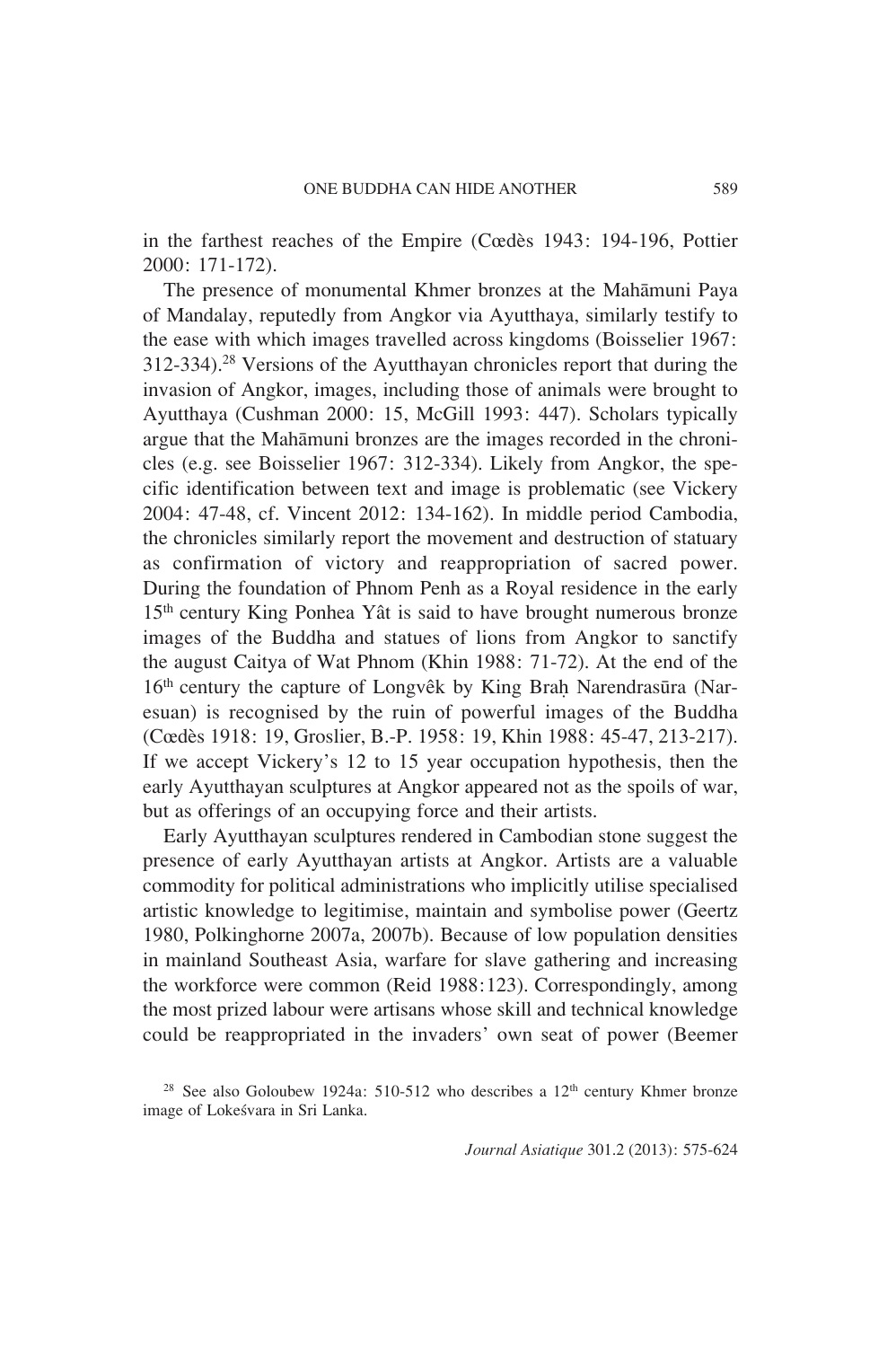in the farthest reaches of the Empire (Cœdès 1943: 194-196, Pottier 2000: 171-172).

The presence of monumental Khmer bronzes at the Mahāmuni Paya of Mandalay, reputedly from Angkor via Ayutthaya, similarly testify to the ease with which images travelled across kingdoms (Boisselier 1967: 312-334).[28] Versions of the Ayutthayan chronicles report that during the invasion of Angkor, images, including those of animals were brought to Ayutthaya (Cushman 2000: 15, McGill 1993: 447). Scholars typically argue that the Mahāmuni bronzes are the images recorded in the chronicles (e.g. see Boisselier 1967: 312-334). Likely from Angkor, the specific identification between text and image is problematic (see Vickery 2004: 47-48, cf. Vincent 2012: 134-162). In middle period Cambodia, the chronicles similarly report the movement and destruction of statuary as confirmation of victory and reappropriation of sacred power. During the foundation of Phnom Penh as a Royal residence in the early 15th century King Ponhea Yât is said to have brought numerous bronze images of the Buddha and statues of lions from Angkor to sanctify the august Caitya of Wat Phnom (Khin 1988: 71-72). At the end of the 16th century the capture of Longvêk by King Braḥ Narendrasūra (Naresuan) is recognised by the ruin of powerful images of the Buddha (Cœdès 1918: 19, Groslier, B.-P. 1958: 19, Khin 1988: 45-47, 213-217). If we accept Vickery's 12 to 15 year occupation hypothesis, then the early Ayutthayan sculptures at Angkor appeared not as the spoils of war, but as offerings of an occupying force and their artists.

Early Ayutthayan sculptures rendered in Cambodian stone suggest the presence of early Ayutthayan artists at Angkor. Artists are a valuable commodity for political administrations who implicitly utilise specialised artistic knowledge to legitimise, maintain and symbolise power (Geertz 1980, Polkinghorne 2007a, 2007b). Because of low population densities in mainland Southeast Asia, warfare for slave gathering and increasing the workforce were common (Reid 1988:123). Correspondingly, among the most prized labour were artisans whose skill and technical knowledge could be reappropriated in the invaders' own seat of power (Beemer

[28] See also Goloubew 1924a: 510-512 who describes a 12th century Khmer bronze image of Lokeśvara in Sri Lanka.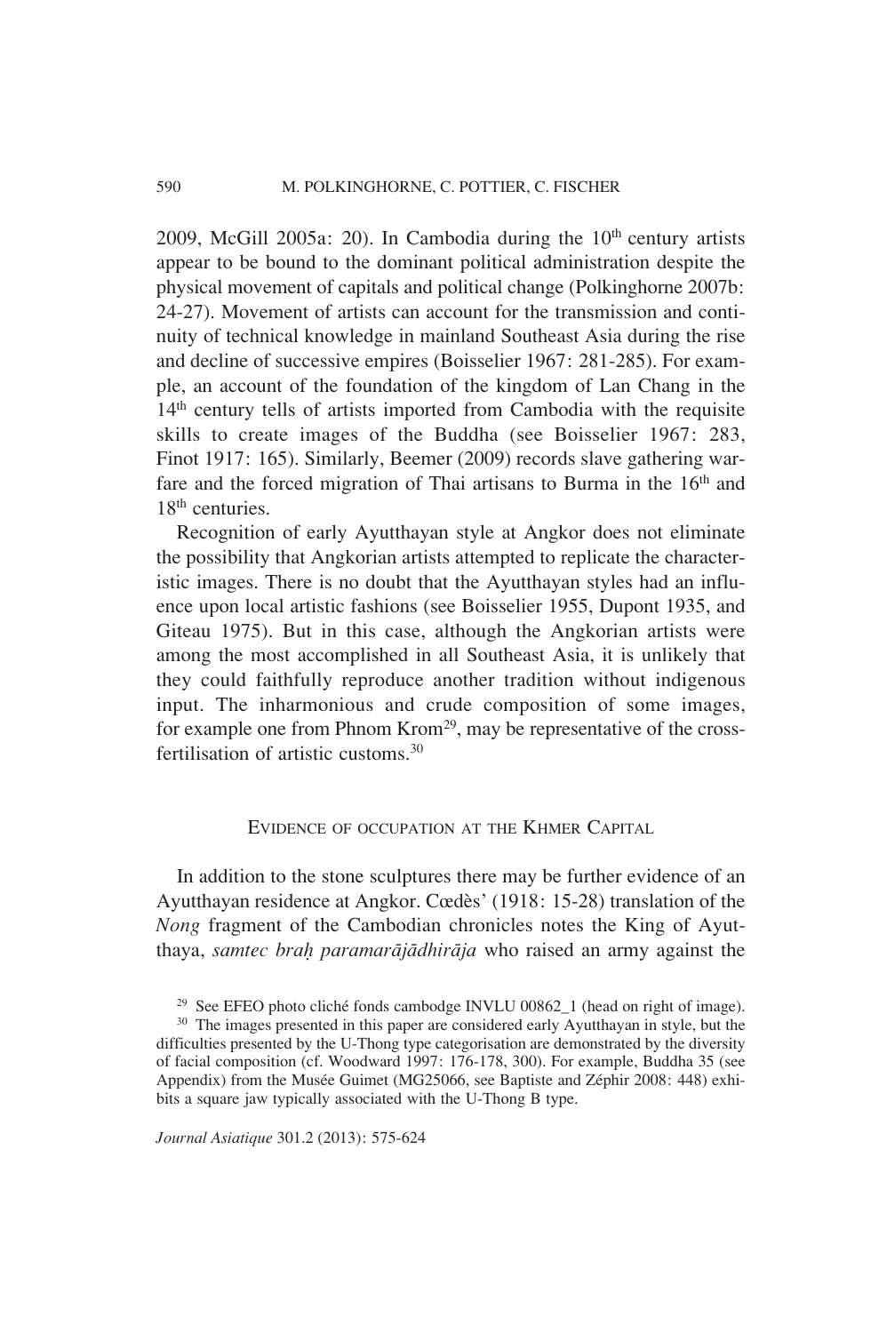2009, McGill 2005a: 20). In Cambodia during the 10th century artists appear to be bound to the dominant political administration despite the physical movement of capitals and political change (Polkinghorne 2007b: 24-27). Movement of artists can account for the transmission and continuity of technical knowledge in mainland Southeast Asia during the rise and decline of successive empires (Boisselier 1967: 281-285). For example, an account of the foundation of the kingdom of Lan Chang in the 14th century tells of artists imported from Cambodia with the requisite skills to create images of the Buddha (see Boisselier 1967: 283, Finot 1917: 165). Similarly, Beemer (2009) records slave gathering warfare and the forced migration of Thai artisans to Burma in the 16th and 18th centuries.

Recognition of early Ayutthayan style at Angkor does not eliminate the possibility that Angkorian artists attempted to replicate the characteristic images. There is no doubt that the Ayutthayan styles had an influence upon local artistic fashions (see Boisselier 1955, Dupont 1935, and Giteau 1975). But in this case, although the Angkorian artists were among the most accomplished in all Southeast Asia, it is unlikely that they could faithfully reproduce another tradition without indigenous input. The inharmonious and crude composition of some images, for example one from Phnom Krom[29], may be representative of the cross-fertilisation of artistic customs.[30]

## Evidence of occupation at the Khmer Capital

In addition to the stone sculptures there may be further evidence of an Ayutthayan residence at Angkor. Cœdès' (1918: 15-28) translation of the *Nong* fragment of the Cambodian chronicles notes the King of Ayutthaya, *samtec braḥ paramarājādhirāja* who raised an army against the

[29] See EFEO photo cliché fonds cambodge INVLU 00862_1 (head on right of image).

[30] The images presented in this paper are considered early Ayutthayan in style, but the difficulties presented by the U-Thong type categorisation are demonstrated by the diversity of facial composition (cf. Woodward 1997: 176-178, 300). For example, Buddha 35 (see Appendix) from the Musée Guimet (MG25066, see Baptiste and Zéphir 2008: 448) exhibits a square jaw typically associated with the U-Thong B type.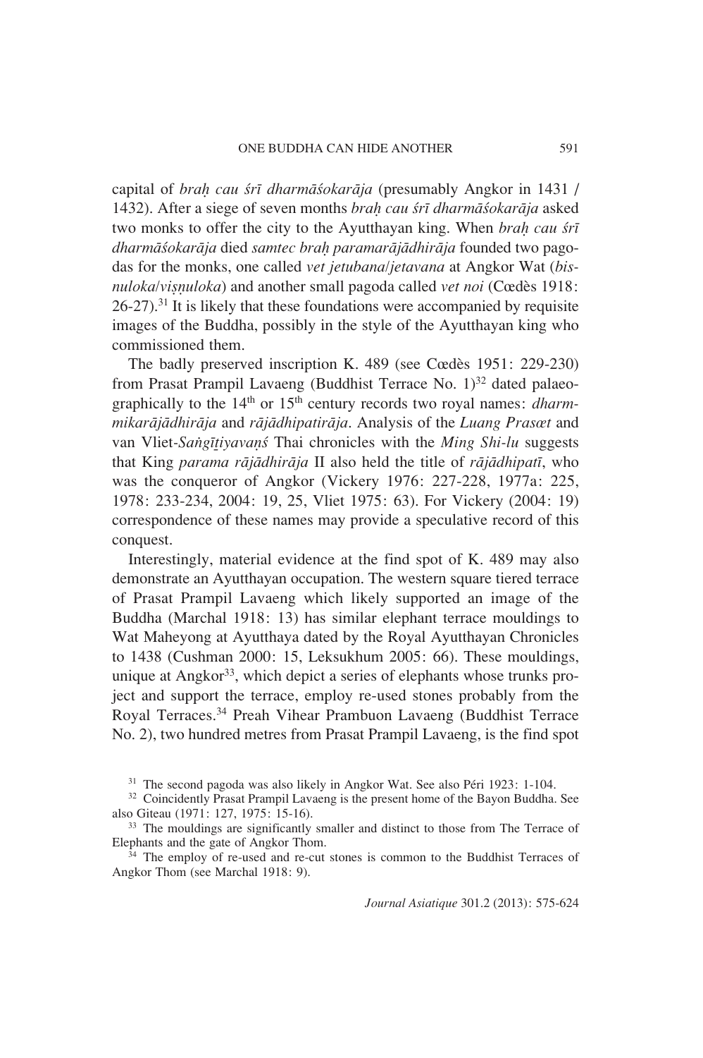capital of *braḥ cau śrī dharmāśokarāja* (presumably Angkor in 1431 / 1432). After a siege of seven months *braḥ cau śrī dharmāśokarāja* asked two monks to offer the city to the Ayutthayan king. When *braḥ cau śrī dharmāśokarāja* died *samtec braḥ paramarājādhirāja* founded two pagodas for the monks, one called *vet jetubana*/*jetavana* at Angkor Wat (*bisnuloka*/*viṣṇuloka*) and another small pagoda called *vet noi* (Cœdès 1918: 26-27).[31] It is likely that these foundations were accompanied by requisite images of the Buddha, possibly in the style of the Ayutthayan king who commissioned them.

The badly preserved inscription K. 489 (see Cœdès 1951: 229-230) from Prasat Prampil Lavaeng (Buddhist Terrace No. 1)[32] dated palaeographically to the 14th or 15th century records two royal names: *dharmmikarājādhirāja* and *rājādhipatirāja*. Analysis of the *Luang Prasœt* and van Vliet-*Saṅgītiyavaṇś* Thai chronicles with the *Ming Shi-lu* suggests that King *parama rājādhirāja* II also held the title of *rājādhipatī*, who was the conqueror of Angkor (Vickery 1976: 227-228, 1977a: 225, 1978: 233-234, 2004: 19, 25, Vliet 1975: 63). For Vickery (2004: 19) correspondence of these names may provide a speculative record of this conquest.

Interestingly, material evidence at the find spot of K. 489 may also demonstrate an Ayutthayan occupation. The western square tiered terrace of Prasat Prampil Lavaeng which likely supported an image of the Buddha (Marchal 1918: 13) has similar elephant terrace mouldings to Wat Maheyong at Ayutthaya dated by the Royal Ayutthayan Chronicles to 1438 (Cushman 2000: 15, Leksukhum 2005: 66). These mouldings, unique at Angkor[33], which depict a series of elephants whose trunks project and support the terrace, employ re-used stones probably from the Royal Terraces.[34] Preah Vihear Prambuon Lavaeng (Buddhist Terrace No. 2), two hundred metres from Prasat Prampil Lavaeng, is the find spot

[31] The second pagoda was also likely in Angkor Wat. See also Péri 1923: 1-104.

[32] Coincidently Prasat Prampil Lavaeng is the present home of the Bayon Buddha. See also Giteau (1971: 127, 1975: 15-16).

[33] The mouldings are significantly smaller and distinct to those from The Terrace of Elephants and the gate of Angkor Thom.

[34] The employ of re-used and re-cut stones is common to the Buddhist Terraces of Angkor Thom (see Marchal 1918: 9).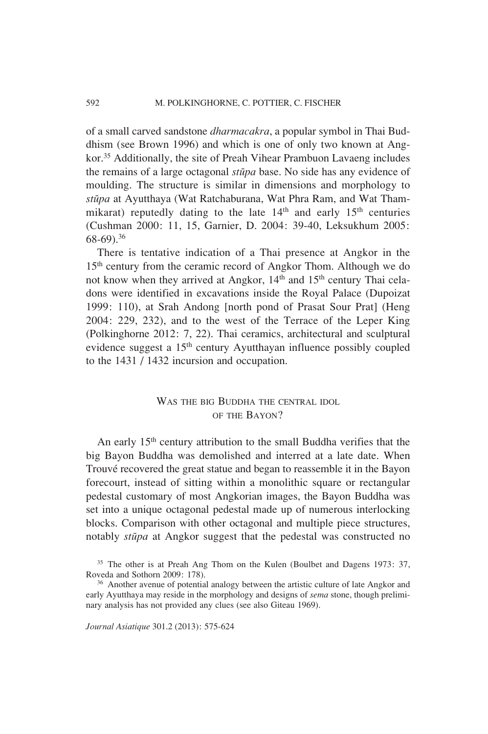of a small carved sandstone *dharmacakra*, a popular symbol in Thai Buddhism (see Brown 1996) and which is one of only two known at Angkor.[35] Additionally, the site of Preah Vihear Prambuon Lavaeng includes the remains of a large octagonal *stūpa* base. No side has any evidence of moulding. The structure is similar in dimensions and morphology to *stūpa* at Ayutthaya (Wat Ratchaburana, Wat Phra Ram, and Wat Thammikarat) reputedly dating to the late 14th and early 15th centuries (Cushman 2000: 11, 15, Garnier, D. 2004: 39-40, Leksukhum 2005: 68-69).[36]

There is tentative indication of a Thai presence at Angkor in the 15th century from the ceramic record of Angkor Thom. Although we do not know when they arrived at Angkor, 14th and 15th century Thai celadons were identified in excavations inside the Royal Palace (Dupoizat 1999: 110), at Srah Andong [north pond of Prasat Sour Prat] (Heng 2004: 229, 232), and to the west of the Terrace of the Leper King (Polkinghorne 2012: 7, 22). Thai ceramics, architectural and sculptural evidence suggest a 15th century Ayutthayan influence possibly coupled to the 1431 / 1432 incursion and occupation.

## Was the big Buddha the central idol of the Bayon?

An early 15th century attribution to the small Buddha verifies that the big Bayon Buddha was demolished and interred at a late date. When Trouvé recovered the great statue and began to reassemble it in the Bayon forecourt, instead of sitting within a monolithic square or rectangular pedestal customary of most Angkorian images, the Bayon Buddha was set into a unique octagonal pedestal made up of numerous interlocking blocks. Comparison with other octagonal and multiple piece structures, notably *stūpa* at Angkor suggest that the pedestal was constructed no

[35] The other is at Preah Ang Thom on the Kulen (Boulbet and Dagens 1973: 37, Roveda and Sothorn 2009: 178).

[36] Another avenue of potential analogy between the artistic culture of late Angkor and early Ayutthaya may reside in the morphology and designs of *sema* stone, though preliminary analysis has not provided any clues (see also Giteau 1969).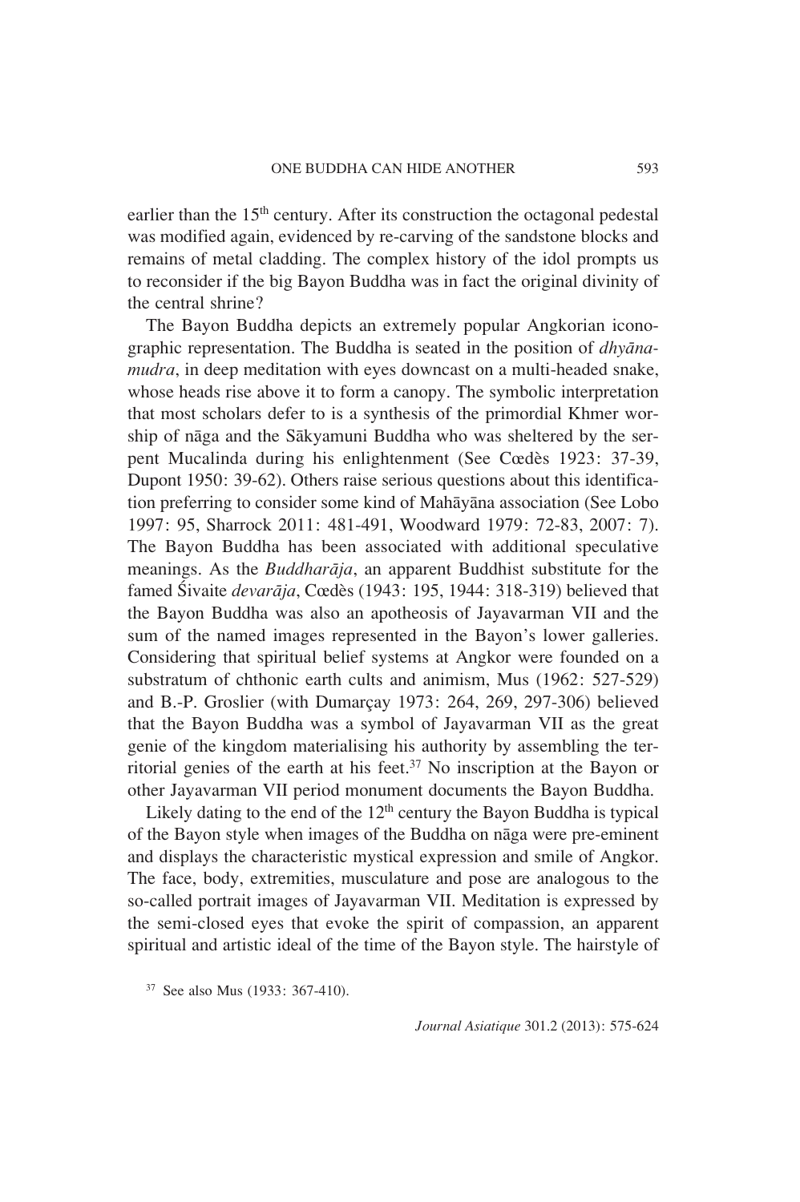earlier than the 15th century. After its construction the octagonal pedestal was modified again, evidenced by re-carving of the sandstone blocks and remains of metal cladding. The complex history of the idol prompts us to reconsider if the big Bayon Buddha was in fact the original divinity of the central shrine?

The Bayon Buddha depicts an extremely popular Angkorian iconographic representation. The Buddha is seated in the position of *dhyāna-mudra*, in deep meditation with eyes downcast on a multi-headed snake, whose heads rise above it to form a canopy. The symbolic interpretation that most scholars defer to is a synthesis of the primordial Khmer worship of nāga and the Sākyamuni Buddha who was sheltered by the serpent Mucalinda during his enlightenment (See Cœdès 1923: 37-39, Dupont 1950: 39-62). Others raise serious questions about this identification preferring to consider some kind of Mahāyāna association (See Lobo 1997: 95, Sharrock 2011: 481-491, Woodward 1979: 72-83, 2007: 7). The Bayon Buddha has been associated with additional speculative meanings. As the *Buddharāja*, an apparent Buddhist substitute for the famed Śivaite *devarāja*, Cœdès (1943: 195, 1944: 318-319) believed that the Bayon Buddha was also an apotheosis of Jayavarman VII and the sum of the named images represented in the Bayon's lower galleries. Considering that spiritual belief systems at Angkor were founded on a substratum of chthonic earth cults and animism, Mus (1962: 527-529) and B.-P. Groslier (with Dumarçay 1973: 264, 269, 297-306) believed that the Bayon Buddha was a symbol of Jayavarman VII as the great genie of the kingdom materialising his authority by assembling the territorial genies of the earth at his feet.[37] No inscription at the Bayon or other Jayavarman VII period monument documents the Bayon Buddha.

Likely dating to the end of the 12th century the Bayon Buddha is typical of the Bayon style when images of the Buddha on nāga were pre-eminent and displays the characteristic mystical expression and smile of Angkor. The face, body, extremities, musculature and pose are analogous to the so-called portrait images of Jayavarman VII. Meditation is expressed by the semi-closed eyes that evoke the spirit of compassion, an apparent spiritual and artistic ideal of the time of the Bayon style. The hairstyle of

[37] See also Mus (1933: 367-410).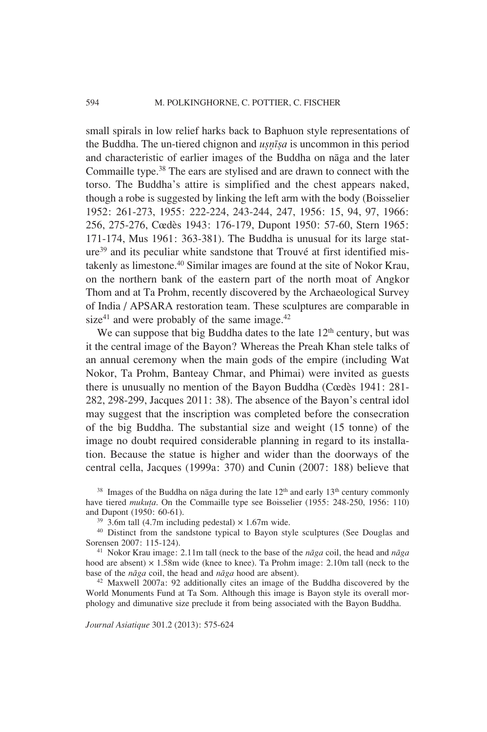small spirals in low relief harks back to Baphuon style representations of the Buddha. The un-tiered chignon and *uṣṇīṣa* is uncommon in this period and characteristic of earlier images of the Buddha on nāga and the later Commaille type.[38] The ears are stylised and are drawn to connect with the torso. The Buddha's attire is simplified and the chest appears naked, though a robe is suggested by linking the left arm with the body (Boisselier 1952: 261-273, 1955: 222-224, 243-244, 247, 1956: 15, 94, 97, 1966: 256, 275-276, Cœdès 1943: 176-179, Dupont 1950: 57-60, Stern 1965: 171-174, Mus 1961: 363-381). The Buddha is unusual for its large stature[39] and its peculiar white sandstone that Trouvé at first identified mistakenly as limestone.[40] Similar images are found at the site of Nokor Krau, on the northern bank of the eastern part of the north moat of Angkor Thom and at Ta Prohm, recently discovered by the Archaeological Survey of India / APSARA restoration team. These sculptures are comparable in size[41] and were probably of the same image.[42]

We can suppose that big Buddha dates to the late 12th century, but was it the central image of the Bayon? Whereas the Preah Khan stele talks of an annual ceremony when the main gods of the empire (including Wat Nokor, Ta Prohm, Banteay Chmar, and Phimai) were invited as guests there is unusually no mention of the Bayon Buddha (Cœdès 1941: 281-282, 298-299, Jacques 2011: 38). The absence of the Bayon's central idol may suggest that the inscription was completed before the consecration of the big Buddha. The substantial size and weight (15 tonne) of the image no doubt required considerable planning in regard to its installation. Because the statue is higher and wider than the doorways of the central cella, Jacques (1999a: 370) and Cunin (2007: 188) believe that

[38] Images of the Buddha on nāga during the late 12th and early 13th century commonly have tiered *mukuṭa*. On the Commaille type see Boisselier (1955: 248-250, 1956: 110) and Dupont (1950: 60-61).

[39] 3.6m tall (4.7m including pedestal) × 1.67m wide.

[40] Distinct from the sandstone typical to Bayon style sculptures (See Douglas and Sorensen 2007: 115-124).

[41] Nokor Krau image: 2.11m tall (neck to the base of the *nāga* coil, the head and *nāga* hood are absent) × 1.58m wide (knee to knee). Ta Prohm image: 2.10m tall (neck to the base of the *nāga* coil, the head and *nāga* hood are absent).

[42] Maxwell 2007a: 92 additionally cites an image of the Buddha discovered by the World Monuments Fund at Ta Som. Although this image is Bayon style its overall morphology and dimunative size preclude it from being associated with the Bayon Buddha.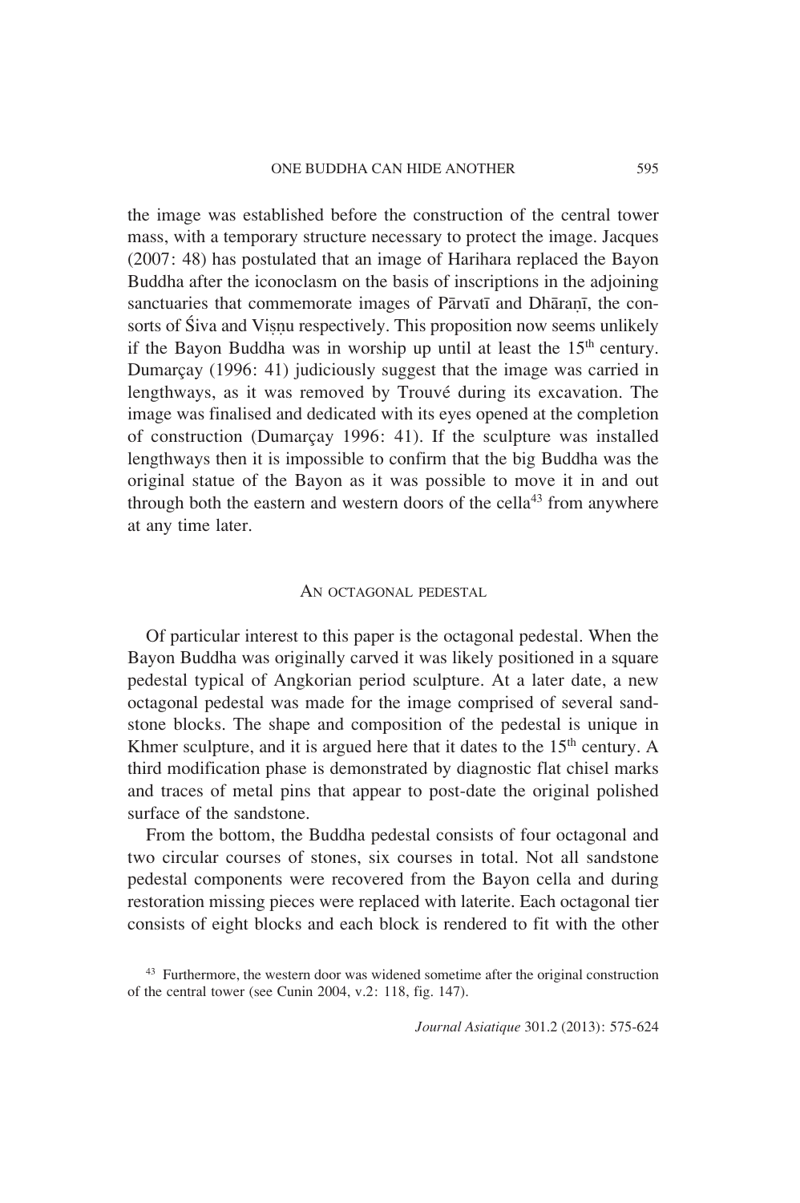the image was established before the construction of the central tower mass, with a temporary structure necessary to protect the image. Jacques (2007: 48) has postulated that an image of Harihara replaced the Bayon Buddha after the iconoclasm on the basis of inscriptions in the adjoining sanctuaries that commemorate images of Pārvatī and Dhāraṇī, the consorts of Śiva and Viṣṇu respectively. This proposition now seems unlikely if the Bayon Buddha was in worship up until at least the 15th century. Dumarçay (1996: 41) judiciously suggest that the image was carried in lengthways, as it was removed by Trouvé during its excavation. The image was finalised and dedicated with its eyes opened at the completion of construction (Dumarçay 1996: 41). If the sculpture was installed lengthways then it is impossible to confirm that the big Buddha was the original statue of the Bayon as it was possible to move it in and out through both the eastern and western doors of the cella[43] from anywhere at any time later.

## An octagonal pedestal

Of particular interest to this paper is the octagonal pedestal. When the Bayon Buddha was originally carved it was likely positioned in a square pedestal typical of Angkorian period sculpture. At a later date, a new octagonal pedestal was made for the image comprised of several sandstone blocks. The shape and composition of the pedestal is unique in Khmer sculpture, and it is argued here that it dates to the 15th century. A third modification phase is demonstrated by diagnostic flat chisel marks and traces of metal pins that appear to post-date the original polished surface of the sandstone.

From the bottom, the Buddha pedestal consists of four octagonal and two circular courses of stones, six courses in total. Not all sandstone pedestal components were recovered from the Bayon cella and during restoration missing pieces were replaced with laterite. Each octagonal tier consists of eight blocks and each block is rendered to fit with the other

[43] Furthermore, the western door was widened sometime after the original construction of the central tower (see Cunin 2004, v.2: 118, fig. 147).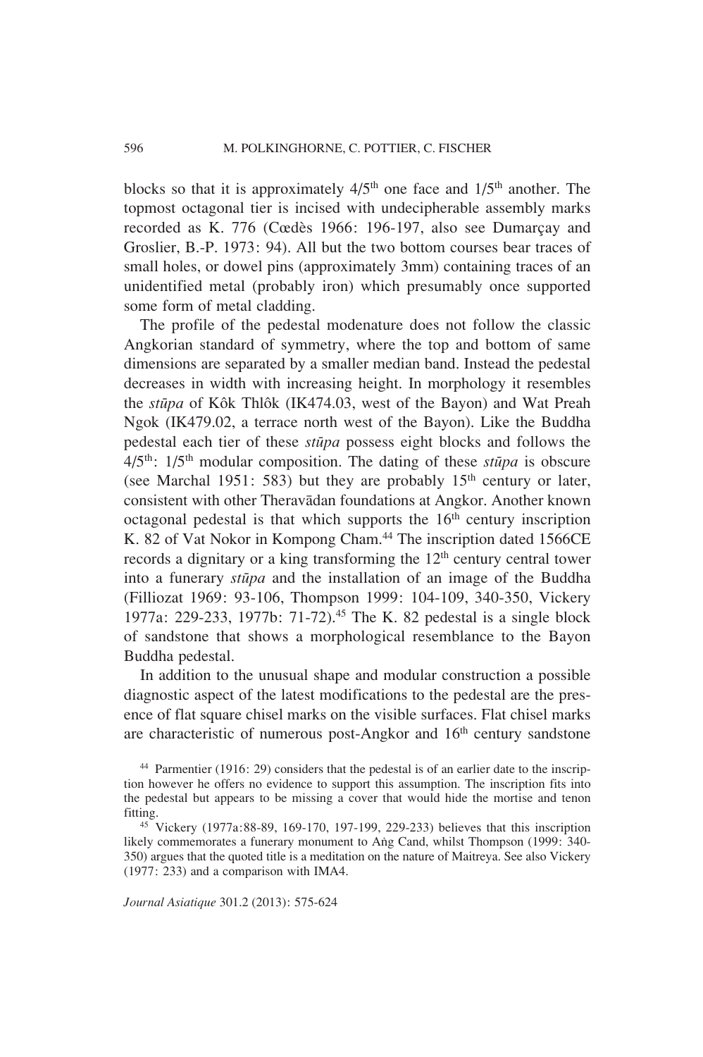blocks so that it is approximately 4/5th one face and 1/5th another. The topmost octagonal tier is incised with undecipherable assembly marks recorded as K. 776 (Cœdès 1966: 196-197, also see Dumarçay and Groslier, B.-P. 1973: 94). All but the two bottom courses bear traces of small holes, or dowel pins (approximately 3mm) containing traces of an unidentified metal (probably iron) which presumably once supported some form of metal cladding.

The profile of the pedestal modenature does not follow the classic Angkorian standard of symmetry, where the top and bottom of same dimensions are separated by a smaller median band. Instead the pedestal decreases in width with increasing height. In morphology it resembles the *stūpa* of Kôk Thlôk (IK474.03, west of the Bayon) and Wat Preah Ngok (IK479.02, a terrace north west of the Bayon). Like the Buddha pedestal each tier of these *stūpa* possess eight blocks and follows the 4/5th: 1/5th modular composition. The dating of these *stūpa* is obscure (see Marchal 1951: 583) but they are probably 15th century or later, consistent with other Theravādan foundations at Angkor. Another known octagonal pedestal is that which supports the 16th century inscription K. 82 of Vat Nokor in Kompong Cham.[44] The inscription dated 1566CE records a dignitary or a king transforming the 12th century central tower into a funerary *stūpa* and the installation of an image of the Buddha (Filliozat 1969: 93-106, Thompson 1999: 104-109, 340-350, Vickery 1977a: 229-233, 1977b: 71-72).[45] The K. 82 pedestal is a single block of sandstone that shows a morphological resemblance to the Bayon Buddha pedestal.

In addition to the unusual shape and modular construction a possible diagnostic aspect of the latest modifications to the pedestal are the presence of flat square chisel marks on the visible surfaces. Flat chisel marks are characteristic of numerous post-Angkor and 16th century sandstone

[44] Parmentier (1916: 29) considers that the pedestal is of an earlier date to the inscription however he offers no evidence to support this assumption. The inscription fits into the pedestal but appears to be missing a cover that would hide the mortise and tenon fitting.

[45] Vickery (1977a:88-89, 169-170, 197-199, 229-233) believes that this inscription likely commemorates a funerary monument to Aṅg Cand, whilst Thompson (1999: 340-350) argues that the quoted title is a meditation on the nature of Maitreya. See also Vickery (1977: 233) and a comparison with IMA4.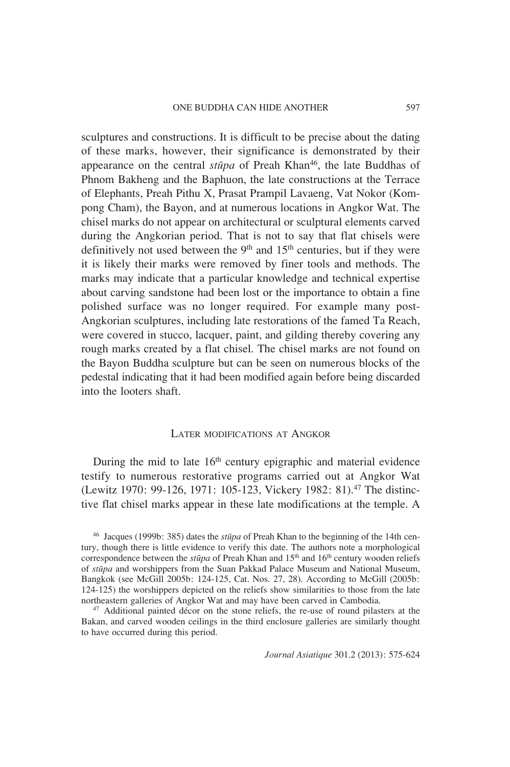sculptures and constructions. It is difficult to be precise about the dating of these marks, however, their significance is demonstrated by their appearance on the central *stūpa* of Preah Khan[46], the late Buddhas of Phnom Bakheng and the Baphuon, the late constructions at the Terrace of Elephants, Preah Pithu X, Prasat Prampil Lavaeng, Vat Nokor (Kompong Cham), the Bayon, and at numerous locations in Angkor Wat. The chisel marks do not appear on architectural or sculptural elements carved during the Angkorian period. That is not to say that flat chisels were definitively not used between the 9th and 15th centuries, but if they were it is likely their marks were removed by finer tools and methods. The marks may indicate that a particular knowledge and technical expertise about carving sandstone had been lost or the importance to obtain a fine polished surface was no longer required. For example many post-Angkorian sculptures, including late restorations of the famed Ta Reach, were covered in stucco, lacquer, paint, and gilding thereby covering any rough marks created by a flat chisel. The chisel marks are not found on the Bayon Buddha sculpture but can be seen on numerous blocks of the pedestal indicating that it had been modified again before being discarded into the looters shaft.

## Later modifications at Angkor

During the mid to late 16th century epigraphic and material evidence testify to numerous restorative programs carried out at Angkor Wat (Lewitz 1970: 99-126, 1971: 105-123, Vickery 1982: 81).[47] The distinctive flat chisel marks appear in these late modifications at the temple. A

[46] Jacques (1999b: 385) dates the *stūpa* of Preah Khan to the beginning of the 14th century, though there is little evidence to verify this date. The authors note a morphological correspondence between the *stūpa* of Preah Khan and 15th and 16th century wooden reliefs of *stūpa* and worshippers from the Suan Pakkad Palace Museum and National Museum, Bangkok (see McGill 2005b: 124-125, Cat. Nos. 27, 28). According to McGill (2005b: 124-125) the worshippers depicted on the reliefs show similarities to those from the late northeastern galleries of Angkor Wat and may have been carved in Cambodia.

[47] Additional painted décor on the stone reliefs, the re-use of round pilasters at the Bakan, and carved wooden ceilings in the third enclosure galleries are similarly thought to have occurred during this period.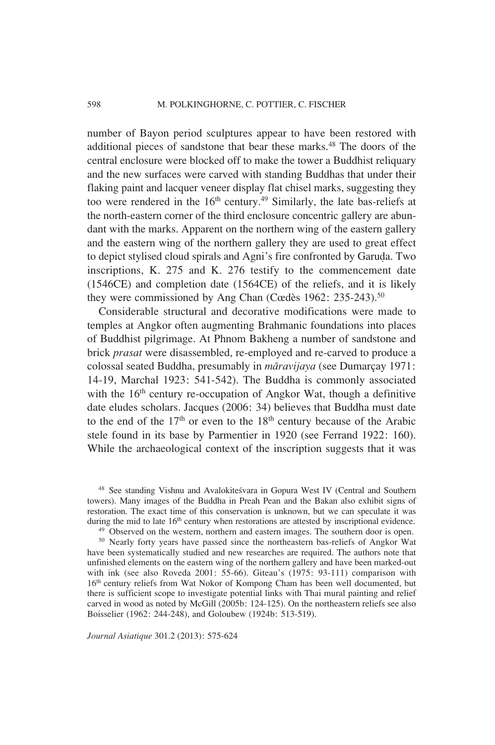number of Bayon period sculptures appear to have been restored with additional pieces of sandstone that bear these marks.[48] The doors of the central enclosure were blocked off to make the tower a Buddhist reliquary and the new surfaces were carved with standing Buddhas that under their flaking paint and lacquer veneer display flat chisel marks, suggesting they too were rendered in the 16th century.[49] Similarly, the late bas-reliefs at the north-eastern corner of the third enclosure concentric gallery are abundant with the marks. Apparent on the northern wing of the eastern gallery and the eastern wing of the northern gallery they are used to great effect to depict stylised cloud spirals and Agni's fire confronted by Garuḍa. Two inscriptions, K. 275 and K. 276 testify to the commencement date (1546CE) and completion date (1564CE) of the reliefs, and it is likely they were commissioned by Ang Chan (Cœdès 1962: 235-243).[50]

Considerable structural and decorative modifications were made to temples at Angkor often augmenting Brahmanic foundations into places of Buddhist pilgrimage. At Phnom Bakheng a number of sandstone and brick *prasat* were disassembled, re-employed and re-carved to produce a colossal seated Buddha, presumably in *māravijaya* (see Dumarçay 1971: 14-19, Marchal 1923: 541-542). The Buddha is commonly associated with the 16th century re-occupation of Angkor Wat, though a definitive date eludes scholars. Jacques (2006: 34) believes that Buddha must date to the end of the 17th or even to the 18th century because of the Arabic stele found in its base by Parmentier in 1920 (see Ferrand 1922: 160). While the archaeological context of the inscription suggests that it was

[48] See standing Vishnu and Avalokiteśvara in Gopura West IV (Central and Southern towers). Many images of the Buddha in Preah Pean and the Bakan also exhibit signs of restoration. The exact time of this conservation is unknown, but we can speculate it was during the mid to late 16th century when restorations are attested by inscriptional evidence.

[49] Observed on the western, northern and eastern images. The southern door is open.

[50] Nearly forty years have passed since the northeastern bas-reliefs of Angkor Wat have been systematically studied and new researches are required. The authors note that unfinished elements on the eastern wing of the northern gallery and have been marked-out with ink (see also Roveda 2001: 55-66). Giteau's (1975: 93-111) comparison with 16th century reliefs from Wat Nokor of Kompong Cham has been well documented, but there is sufficient scope to investigate potential links with Thai mural painting and relief carved in wood as noted by McGill (2005b: 124-125). On the northeastern reliefs see also Boisselier (1962: 244-248), and Goloubew (1924b: 513-519).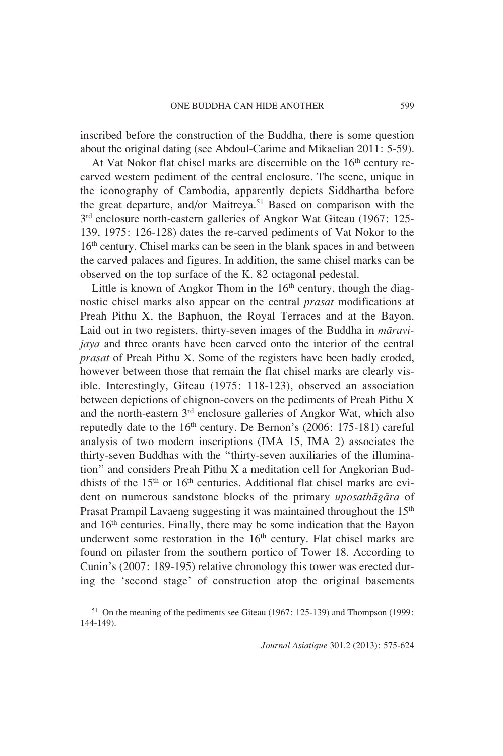inscribed before the construction of the Buddha, there is some question about the original dating (see Abdoul-Carime and Mikaelian 2011: 5-59).

At Vat Nokor flat chisel marks are discernible on the 16th century re-carved western pediment of the central enclosure. The scene, unique in the iconography of Cambodia, apparently depicts Siddhartha before the great departure, and/or Maitreya.[51] Based on comparison with the 3rd enclosure north-eastern galleries of Angkor Wat Giteau (1967: 125-139, 1975: 126-128) dates the re-carved pediments of Vat Nokor to the 16th century. Chisel marks can be seen in the blank spaces in and between the carved palaces and figures. In addition, the same chisel marks can be observed on the top surface of the K. 82 octagonal pedestal.

Little is known of Angkor Thom in the 16th century, though the diagnostic chisel marks also appear on the central *prasat* modifications at Preah Pithu X, the Baphuon, the Royal Terraces and at the Bayon. Laid out in two registers, thirty-seven images of the Buddha in *māravijaya* and three orants have been carved onto the interior of the central *prasat* of Preah Pithu X. Some of the registers have been badly eroded, however between those that remain the flat chisel marks are clearly visible. Interestingly, Giteau (1975: 118-123), observed an association between depictions of chignon-covers on the pediments of Preah Pithu X and the north-eastern 3rd enclosure galleries of Angkor Wat, which also reputedly date to the 16th century. De Bernon's (2006: 175-181) careful analysis of two modern inscriptions (IMA 15, IMA 2) associates the thirty-seven Buddhas with the "thirty-seven auxiliaries of the illumination" and considers Preah Pithu X a meditation cell for Angkorian Buddhists of the 15th or 16th centuries. Additional flat chisel marks are evident on numerous sandstone blocks of the primary *uposathāgāra* of Prasat Prampil Lavaeng suggesting it was maintained throughout the 15th and 16th centuries. Finally, there may be some indication that the Bayon underwent some restoration in the 16th century. Flat chisel marks are found on pilaster from the southern portico of Tower 18. According to Cunin's (2007: 189-195) relative chronology this tower was erected during the 'second stage' of construction atop the original basements

[51] On the meaning of the pediments see Giteau (1967: 125-139) and Thompson (1999: 144-149).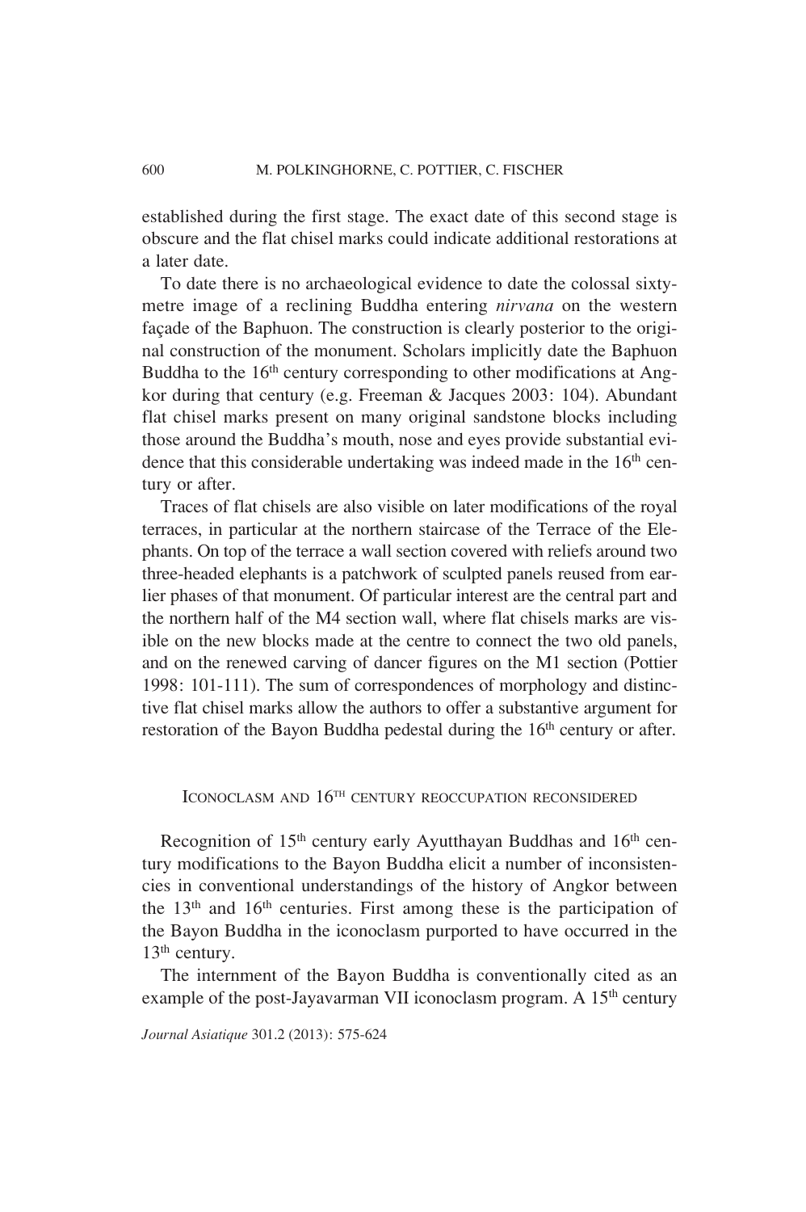established during the first stage. The exact date of this second stage is obscure and the flat chisel marks could indicate additional restorations at a later date.

To date there is no archaeological evidence to date the colossal sixty-metre image of a reclining Buddha entering *nirvana* on the western façade of the Baphuon. The construction is clearly posterior to the original construction of the monument. Scholars implicitly date the Baphuon Buddha to the 16th century corresponding to other modifications at Angkor during that century (e.g. Freeman & Jacques 2003: 104). Abundant flat chisel marks present on many original sandstone blocks including those around the Buddha's mouth, nose and eyes provide substantial evidence that this considerable undertaking was indeed made in the 16th century or after.

Traces of flat chisels are also visible on later modifications of the royal terraces, in particular at the northern staircase of the Terrace of the Elephants. On top of the terrace a wall section covered with reliefs around two three-headed elephants is a patchwork of sculpted panels reused from earlier phases of that monument. Of particular interest are the central part and the northern half of the M4 section wall, where flat chisels marks are visible on the new blocks made at the centre to connect the two old panels, and on the renewed carving of dancer figures on the M1 section (Pottier 1998: 101-111). The sum of correspondences of morphology and distinctive flat chisel marks allow the authors to offer a substantive argument for restoration of the Bayon Buddha pedestal during the 16th century or after.

## Iconoclasm and 16th century reoccupation reconsidered

Recognition of 15th century early Ayutthayan Buddhas and 16th century modifications to the Bayon Buddha elicit a number of inconsistencies in conventional understandings of the history of Angkor between the 13th and 16th centuries. First among these is the participation of the Bayon Buddha in the iconoclasm purported to have occurred in the 13th century.

The internment of the Bayon Buddha is conventionally cited as an example of the post-Jayavarman VII iconoclasm program. A 15th century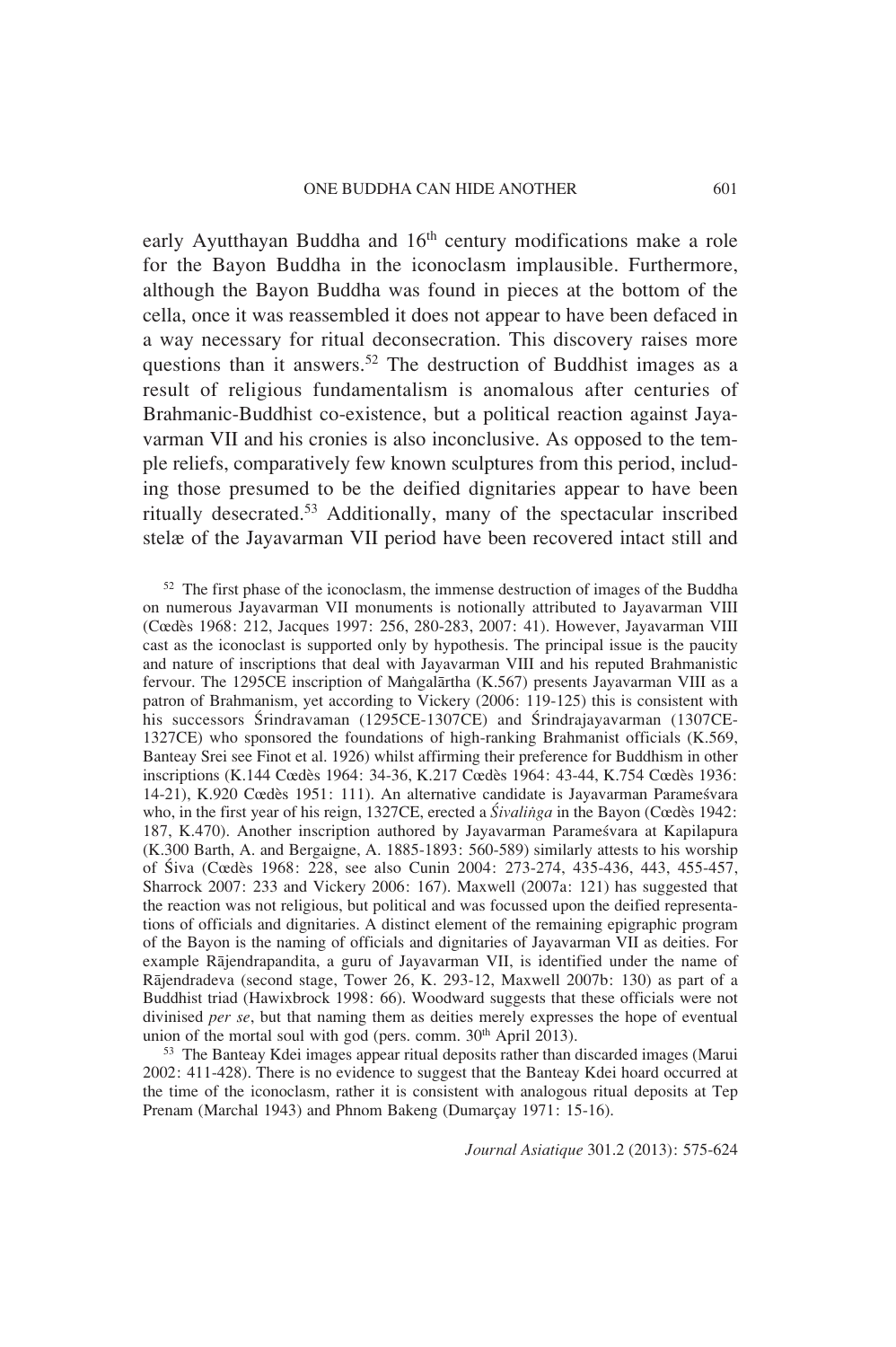early Ayutthayan Buddha and 16th century modifications make a role for the Bayon Buddha in the iconoclasm implausible. Furthermore, although the Bayon Buddha was found in pieces at the bottom of the cella, once it was reassembled it does not appear to have been defaced in a way necessary for ritual deconsecration. This discovery raises more questions than it answers.[52] The destruction of Buddhist images as a result of religious fundamentalism is anomalous after centuries of Brahmanic-Buddhist co-existence, but a political reaction against Jayavarman VII and his cronies is also inconclusive. As opposed to the temple reliefs, comparatively few known sculptures from this period, including those presumed to be the deified dignitaries appear to have been ritually desecrated.[53] Additionally, many of the spectacular inscribed stelæ of the Jayavarman VII period have been recovered intact still and

[52] The first phase of the iconoclasm, the immense destruction of images of the Buddha on numerous Jayavarman VII monuments is notionally attributed to Jayavarman VIII (Cœdès 1968: 212, Jacques 1997: 256, 280-283, 2007: 41). However, Jayavarman VIII cast as the iconoclast is supported only by hypothesis. The principal issue is the paucity and nature of inscriptions that deal with Jayavarman VIII and his reputed Brahmanistic fervour. The 1295CE inscription of Maṅgalārtha (K.567) presents Jayavarman VIII as a patron of Brahmanism, yet according to Vickery (2006: 119-125) this is consistent with his successors Śrindravaman (1295CE-1307CE) and Śrindrajayavarman (1307CE-1327CE) who sponsored the foundations of high-ranking Brahmanist officials (K.569, Banteay Srei see Finot et al. 1926) whilst affirming their preference for Buddhism in other inscriptions (K.144 Cœdès 1964: 34-36, K.217 Cœdès 1964: 43-44, K.754 Cœdès 1936: 14-21), K.920 Cœdès 1951: 111). An alternative candidate is Jayavarman Parameśvara who, in the first year of his reign, 1327CE, erected a *Śivaliṅga* in the Bayon (Cœdès 1942: 187, K.470). Another inscription authored by Jayavarman Parameśvara at Kapilapura (K.300 Barth, A. and Bergaigne, A. 1885-1893: 560-589) similarly attests to his worship of Śiva (Cœdès 1968: 228, see also Cunin 2004: 273-274, 435-436, 443, 455-457, Sharrock 2007: 233 and Vickery 2006: 167). Maxwell (2007a: 121) has suggested that the reaction was not religious, but political and was focussed upon the deified representations of officials and dignitaries. A distinct element of the remaining epigraphic program of the Bayon is the naming of officials and dignitaries of Jayavarman VII as deities. For example Rājendrapandita, a guru of Jayavarman VII, is identified under the name of Rājendradeva (second stage, Tower 26, K. 293-12, Maxwell 2007b: 130) as part of a Buddhist triad (Hawixbrock 1998: 66). Woodward suggests that these officials were not divinised *per se*, but that naming them as deities merely expresses the hope of eventual union of the mortal soul with god (pers. comm. 30th April 2013).

[53] The Banteay Kdei images appear ritual deposits rather than discarded images (Marui 2002: 411-428). There is no evidence to suggest that the Banteay Kdei hoard occurred at the time of the iconoclasm, rather it is consistent with analogous ritual deposits at Tep Prenam (Marchal 1943) and Phnom Bakeng (Dumarçay 1971: 15-16).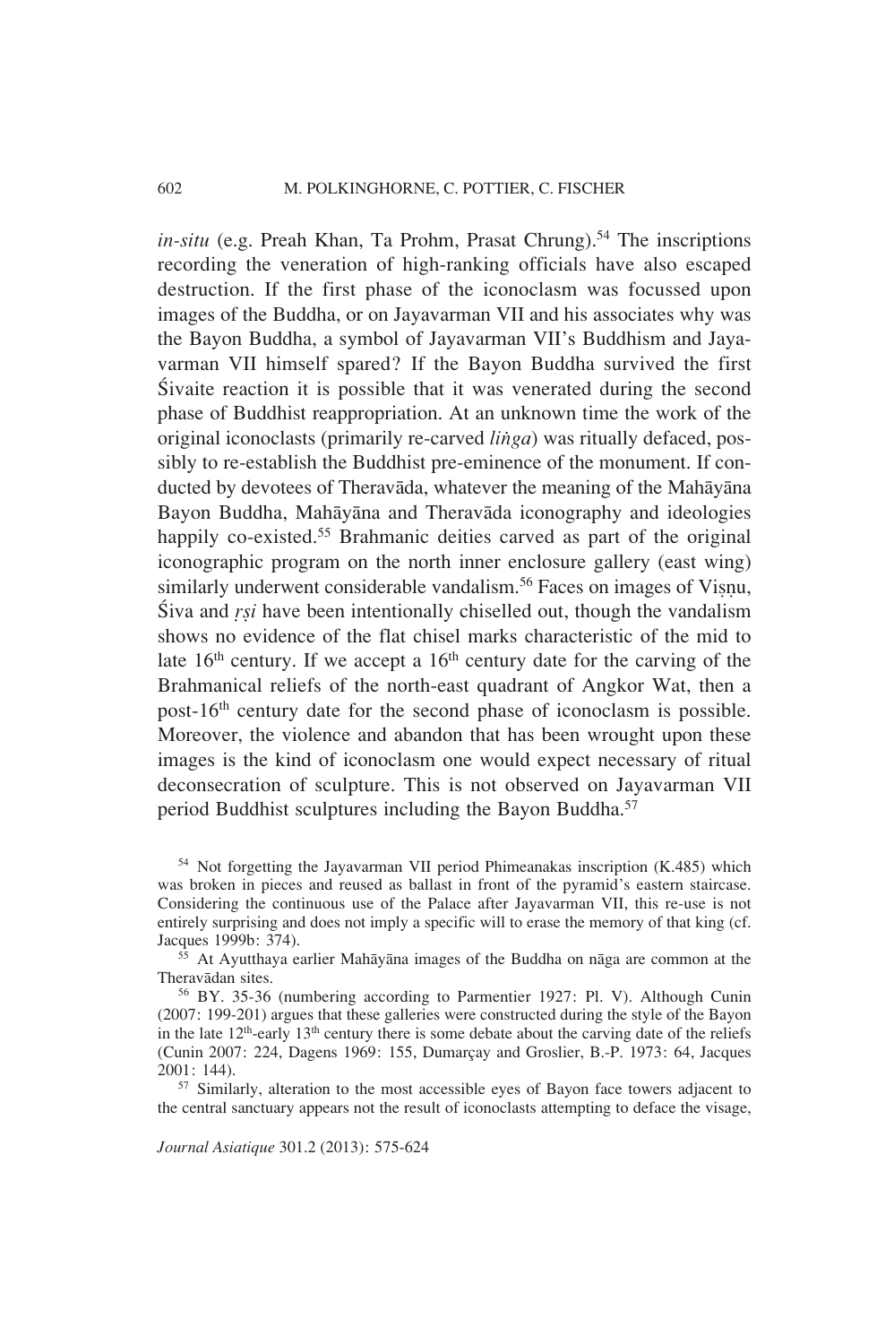*in-situ* (e.g. Preah Khan, Ta Prohm, Prasat Chrung).[54] The inscriptions recording the veneration of high-ranking officials have also escaped destruction. If the first phase of the iconoclasm was focussed upon images of the Buddha, or on Jayavarman VII and his associates why was the Bayon Buddha, a symbol of Jayavarman VII's Buddhism and Jayavarman VII himself spared? If the Bayon Buddha survived the first Śivaite reaction it is possible that it was venerated during the second phase of Buddhist reappropriation. At an unknown time the work of the original iconoclasts (primarily re-carved *liṅga*) was ritually defaced, possibly to re-establish the Buddhist pre-eminence of the monument. If conducted by devotees of Theravāda, whatever the meaning of the Mahāyāna Bayon Buddha, Mahāyāna and Theravāda iconography and ideologies happily co-existed.[55] Brahmanic deities carved as part of the original iconographic program on the north inner enclosure gallery (east wing) similarly underwent considerable vandalism.[56] Faces on images of Viṣṇu, Śiva and *ṛṣi* have been intentionally chiselled out, though the vandalism shows no evidence of the flat chisel marks characteristic of the mid to late 16th century. If we accept a 16th century date for the carving of the Brahmanical reliefs of the north-east quadrant of Angkor Wat, then a post-16th century date for the second phase of iconoclasm is possible. Moreover, the violence and abandon that has been wrought upon these images is the kind of iconoclasm one would expect necessary of ritual deconsecration of sculpture. This is not observed on Jayavarman VII period Buddhist sculptures including the Bayon Buddha.[57]

[54] Not forgetting the Jayavarman VII period Phimeanakas inscription (K.485) which was broken in pieces and reused as ballast in front of the pyramid's eastern staircase. Considering the continuous use of the Palace after Jayavarman VII, this re-use is not entirely surprising and does not imply a specific will to erase the memory of that king (cf. Jacques 1999b: 374).

[55] At Ayutthaya earlier Mahāyāna images of the Buddha on nāga are common at the Theravādan sites.

[56] BY. 35-36 (numbering according to Parmentier 1927: Pl. V). Although Cunin (2007: 199-201) argues that these galleries were constructed during the style of the Bayon in the late 12th-early 13th century there is some debate about the carving date of the reliefs (Cunin 2007: 224, Dagens 1969: 155, Dumarçay and Groslier, B.-P. 1973: 64, Jacques 2001: 144).

[57] Similarly, alteration to the most accessible eyes of Bayon face towers adjacent to the central sanctuary appears not the result of iconoclasts attempting to deface the visage,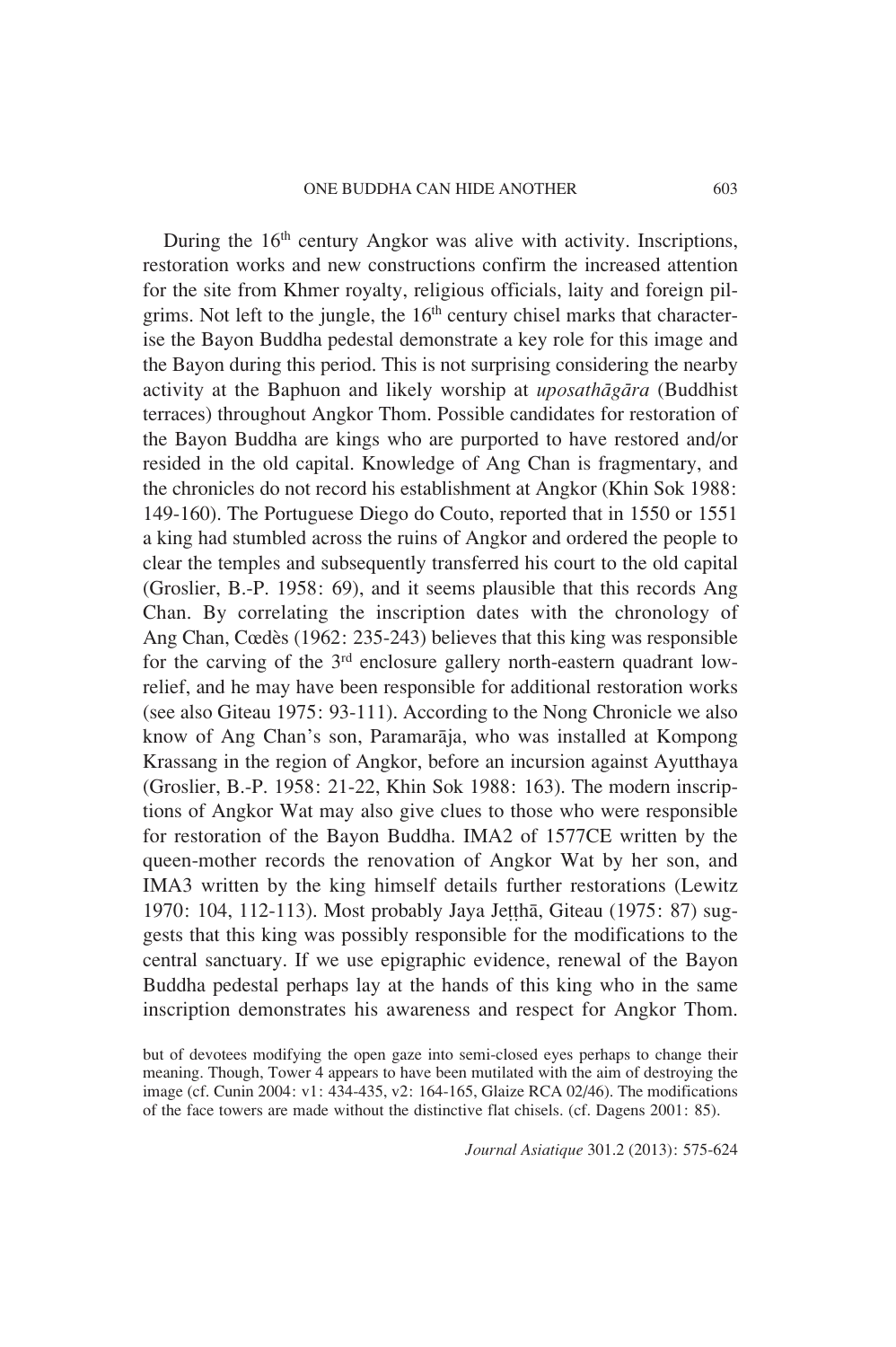During the 16th century Angkor was alive with activity. Inscriptions, restoration works and new constructions confirm the increased attention for the site from Khmer royalty, religious officials, laity and foreign pilgrims. Not left to the jungle, the 16th century chisel marks that characterise the Bayon Buddha pedestal demonstrate a key role for this image and the Bayon during this period. This is not surprising considering the nearby activity at the Baphuon and likely worship at *uposathāgāra* (Buddhist terraces) throughout Angkor Thom. Possible candidates for restoration of the Bayon Buddha are kings who are purported to have restored and/or resided in the old capital. Knowledge of Ang Chan is fragmentary, and the chronicles do not record his establishment at Angkor (Khin Sok 1988: 149-160). The Portuguese Diego do Couto, reported that in 1550 or 1551 a king had stumbled across the ruins of Angkor and ordered the people to clear the temples and subsequently transferred his court to the old capital (Groslier, B.-P. 1958: 69), and it seems plausible that this records Ang Chan. By correlating the inscription dates with the chronology of Ang Chan, Cœdès (1962: 235-243) believes that this king was responsible for the carving of the 3rd enclosure gallery north-eastern quadrant low-relief, and he may have been responsible for additional restoration works (see also Giteau 1975: 93-111). According to the Nong Chronicle we also know of Ang Chan's son, Paramarāja, who was installed at Kompong Krassang in the region of Angkor, before an incursion against Ayutthaya (Groslier, B.-P. 1958: 21-22, Khin Sok 1988: 163). The modern inscriptions of Angkor Wat may also give clues to those who were responsible for restoration of the Bayon Buddha. IMA2 of 1577CE written by the queen-mother records the renovation of Angkor Wat by her son, and IMA3 written by the king himself details further restorations (Lewitz 1970: 104, 112-113). Most probably Jaya Jeṭṭhā, Giteau (1975: 87) suggests that this king was possibly responsible for the modifications to the central sanctuary. If we use epigraphic evidence, renewal of the Bayon Buddha pedestal perhaps lay at the hands of this king who in the same inscription demonstrates his awareness and respect for Angkor Thom.

but of devotees modifying the open gaze into semi-closed eyes perhaps to change their meaning. Though, Tower 4 appears to have been mutilated with the aim of destroying the image (cf. Cunin 2004: v1: 434-435, v2: 164-165, Glaize RCA 02/46). The modifications of the face towers are made without the distinctive flat chisels. (cf. Dagens 2001: 85).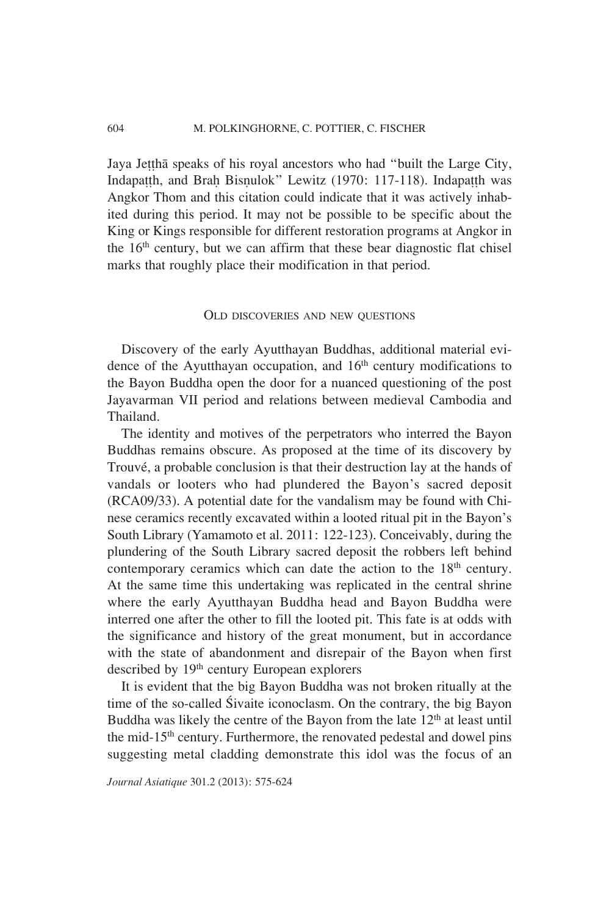Jaya Jeṭṭhā speaks of his royal ancestors who had "built the Large City, Indapaṭṭh, and Braḥ Bisṇulok" Lewitz (1970: 117-118). Indapaṭṭh was Angkor Thom and this citation could indicate that it was actively inhabited during this period. It may not be possible to be specific about the King or Kings responsible for different restoration programs at Angkor in the 16th century, but we can affirm that these bear diagnostic flat chisel marks that roughly place their modification in that period.

## Old discoveries and new questions

Discovery of the early Ayutthayan Buddhas, additional material evidence of the Ayutthayan occupation, and 16th century modifications to the Bayon Buddha open the door for a nuanced questioning of the post Jayavarman VII period and relations between medieval Cambodia and Thailand.

The identity and motives of the perpetrators who interred the Bayon Buddhas remains obscure. As proposed at the time of its discovery by Trouvé, a probable conclusion is that their destruction lay at the hands of vandals or looters who had plundered the Bayon's sacred deposit (RCA09/33). A potential date for the vandalism may be found with Chinese ceramics recently excavated within a looted ritual pit in the Bayon's South Library (Yamamoto et al. 2011: 122-123). Conceivably, during the plundering of the South Library sacred deposit the robbers left behind contemporary ceramics which can date the action to the 18th century. At the same time this undertaking was replicated in the central shrine where the early Ayutthayan Buddha head and Bayon Buddha were interred one after the other to fill the looted pit. This fate is at odds with the significance and history of the great monument, but in accordance with the state of abandonment and disrepair of the Bayon when first described by 19th century European explorers

It is evident that the big Bayon Buddha was not broken ritually at the time of the so-called Śivaite iconoclasm. On the contrary, the big Bayon Buddha was likely the centre of the Bayon from the late 12th at least until the mid-15th century. Furthermore, the renovated pedestal and dowel pins suggesting metal cladding demonstrate this idol was the focus of an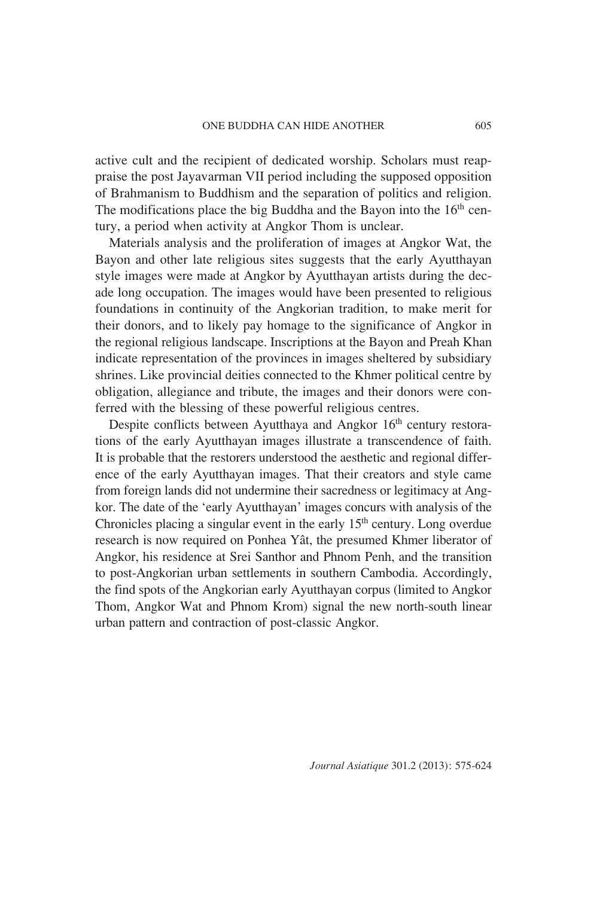active cult and the recipient of dedicated worship. Scholars must reappraise the post Jayavarman VII period including the supposed opposition of Brahmanism to Buddhism and the separation of politics and religion. The modifications place the big Buddha and the Bayon into the 16th century, a period when activity at Angkor Thom is unclear.

Materials analysis and the proliferation of images at Angkor Wat, the Bayon and other late religious sites suggests that the early Ayutthayan style images were made at Angkor by Ayutthayan artists during the decade long occupation. The images would have been presented to religious foundations in continuity of the Angkorian tradition, to make merit for their donors, and to likely pay homage to the significance of Angkor in the regional religious landscape. Inscriptions at the Bayon and Preah Khan indicate representation of the provinces in images sheltered by subsidiary shrines. Like provincial deities connected to the Khmer political centre by obligation, allegiance and tribute, the images and their donors were conferred with the blessing of these powerful religious centres.

Despite conflicts between Ayutthaya and Angkor 16th century restorations of the early Ayutthayan images illustrate a transcendence of faith. It is probable that the restorers understood the aesthetic and regional difference of the early Ayutthayan images. That their creators and style came from foreign lands did not undermine their sacredness or legitimacy at Angkor. The date of the 'early Ayutthayan' images concurs with analysis of the Chronicles placing a singular event in the early 15th century. Long overdue research is now required on Ponhea Yât, the presumed Khmer liberator of Angkor, his residence at Srei Santhor and Phnom Penh, and the transition to post-Angkorian urban settlements in southern Cambodia. Accordingly, the find spots of the Angkorian early Ayutthayan corpus (limited to Angkor Thom, Angkor Wat and Phnom Krom) signal the new north-south linear urban pattern and contraction of post-classic Angkor.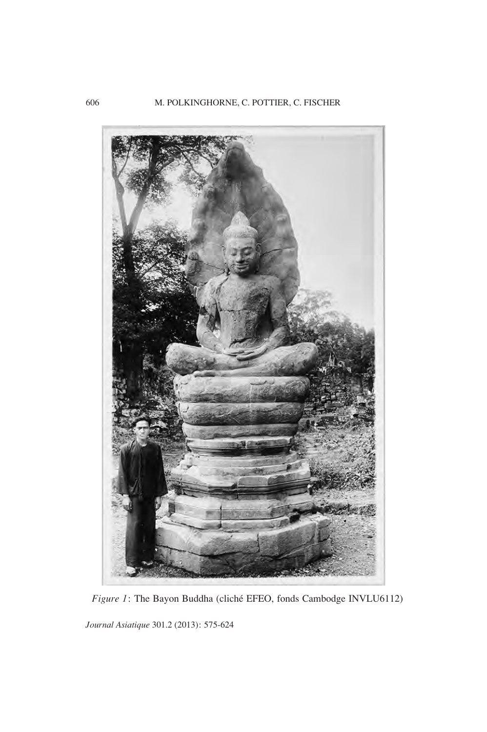*Figure 1*: The Bayon Buddha (cliché EFEO, fonds Cambodge INVLU6112)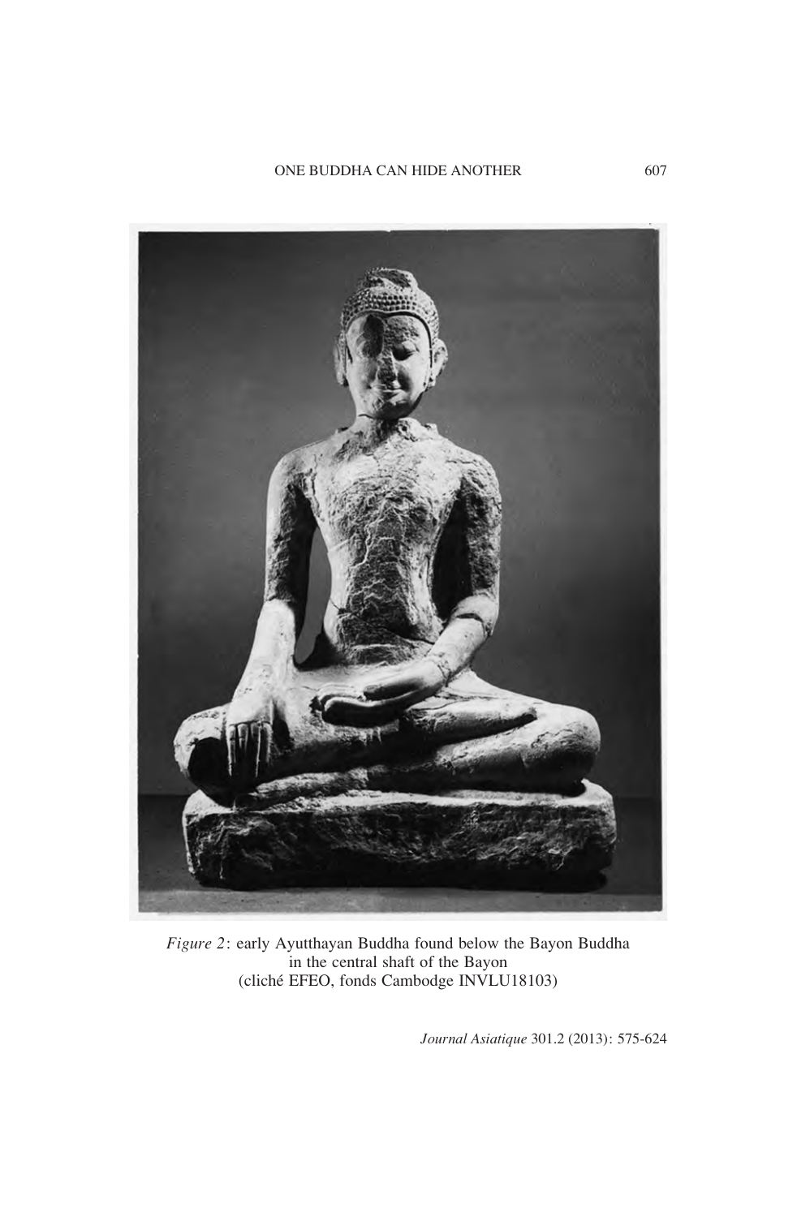*Figure 2*: early Ayutthayan Buddha found below the Bayon Buddha in the central shaft of the Bayon (cliché EFEO, fonds Cambodge INVLU18103)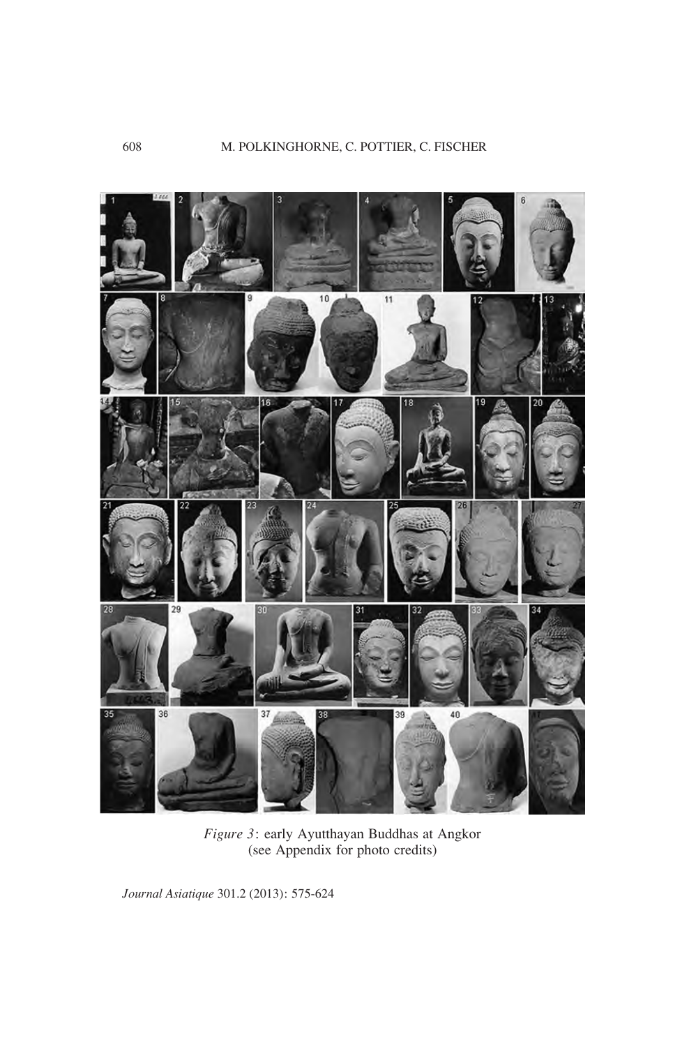*Figure 3*: early Ayutthayan Buddhas at Angkor
(see Appendix for photo credits)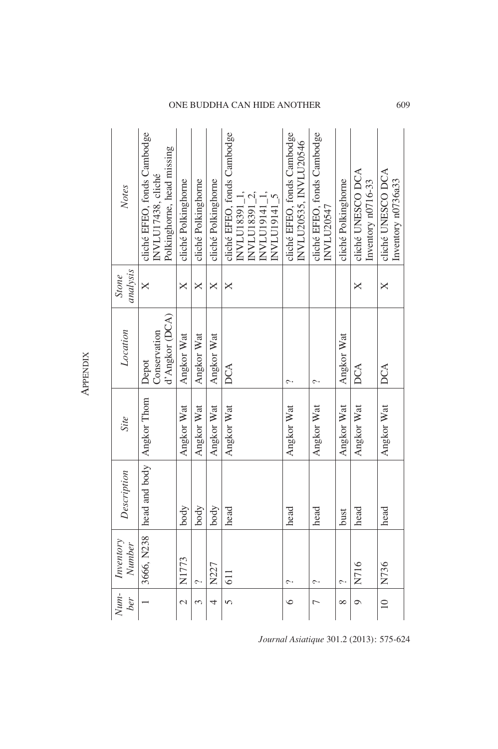# Appendix

| *Number* | *Inventory Number* | *Description* | *Site* | *Location* | *Stone analysis* | *Notes* |
|---|---|---|---|---|---|---|
| 1 | 3666, N238 | head and body | Angkor Thom | Depot Conservation d'Angkor (DCA) | X | cliché EFEO, fonds Cambodge INVLU17438, cliché Polkinghorne, head missing |
| 2 | N1773 | body | Angkor Wat | Angkor Wat | X | cliché Polkinghorne |
| 3 | ? | body | Angkor Wat | Angkor Wat | X | cliché Polkinghorne |
| 4 | N227 | body | Angkor Wat | Angkor Wat | X | cliché Polkinghorne |
| 5 | 611 | head | Angkor Wat | DCA | X | cliché EFEO, fonds Cambodge INVLU18391_1, INVLU18391_2, INVLU19141_1, INVLU19141_5 |
| 6 | ? | head | Angkor Wat | ? | | cliché EFEO, fonds Cambodge INVLU20535, INVLU20546 |
| 7 | ? | head | Angkor Wat | ? | | cliché EFEO, fonds Cambodge INVLU20547 |
| 8 | ? | bust | Angkor Wat | Angkor Wat | | cliché Polkinghorne |
| 9 | N716 | head | Angkor Wat | DCA | X | cliché UNESCO DCA Inventory n0716-33 |
| 10 | N736 | head | Angkor Wat | DCA | X | cliché UNESCO DCA Inventory n0736a33 |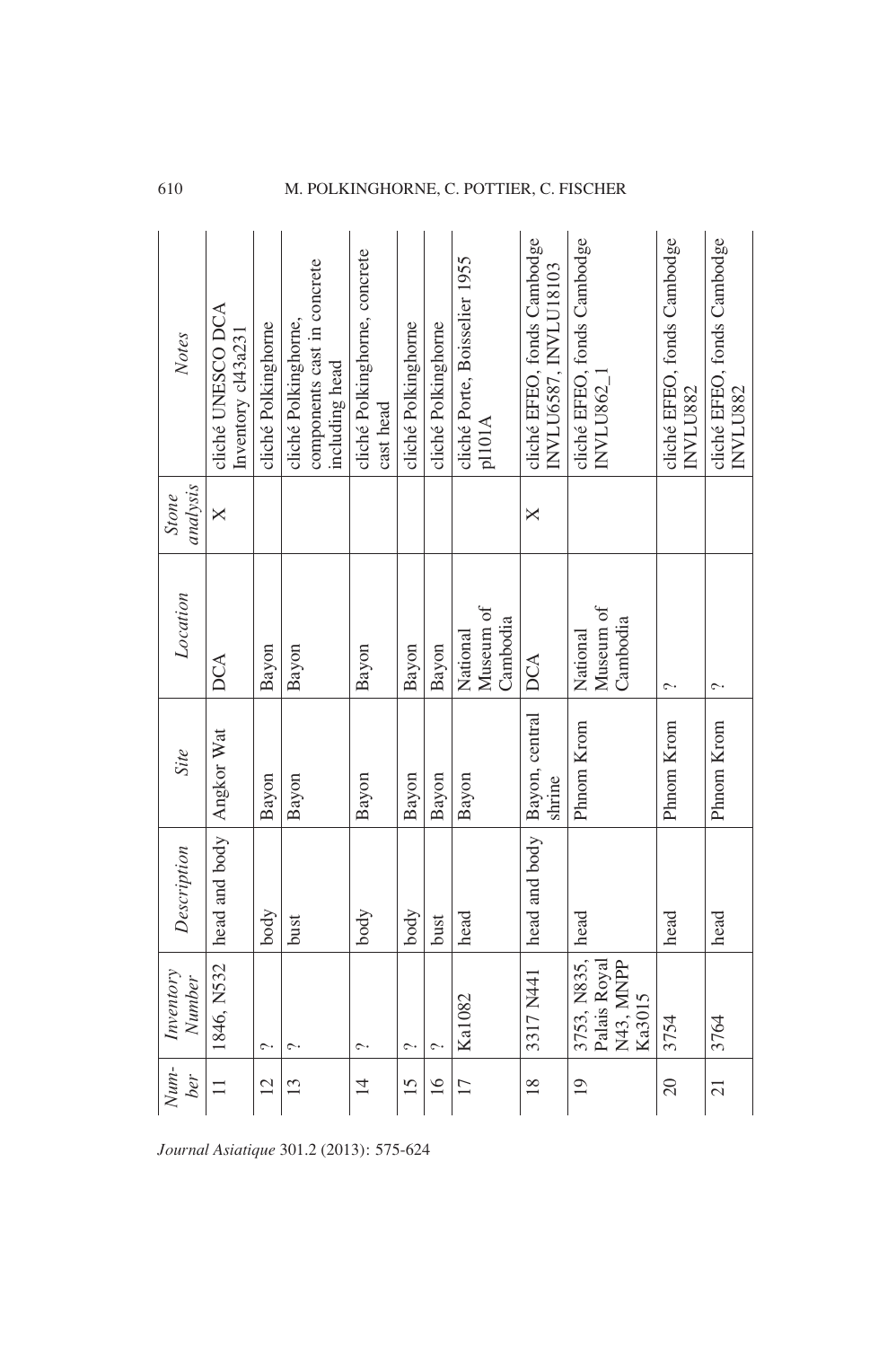| *Number* | *Inventory Number* | *Description* | *Site* | *Location* | *Stone analysis* | *Notes* |
|---|---|---|---|---|---|---|
| 11 | 1846, N532 | head and body | Angkor Wat | DCA | X | cliché UNESCO DCA Inventory cl43a231 |
| 12 | ? | body | Bayon | Bayon | | cliché Polkinghorne |
| 13 | ? | bust | Bayon | Bayon | | cliché Polkinghorne, components cast in concrete including head |
| 14 | ? | body | Bayon | Bayon | | cliché Polkinghorne, concrete cast head |
| 15 | ? | body | Bayon | Bayon | | cliché Polkinghorne |
| 16 | ? | bust | Bayon | Bayon | | cliché Polkinghorne |
| 17 | Ka1082 | head | Bayon | National Museum of Cambodia | | cliché Porte, Boisselier 1955 pl101A |
| 18 | 3317 N441 | head and body | Bayon, central shrine | DCA | X | cliché EFEO, fonds Cambodge INVLU6587, INVLU18103 |
| 19 | 3753, N835, Palais Royal N43, MNPP Ka3015 | head | Phnom Krom | National Museum of Cambodia | | cliché EFEO, fonds Cambodge INVLU862_1 |
| 20 | 3754 | head | Phnom Krom | ? | | cliché EFEO, fonds Cambodge INVLU882 |
| 21 | 3764 | head | Phnom Krom | ? | | cliché EFEO, fonds Cambodge INVLU882 |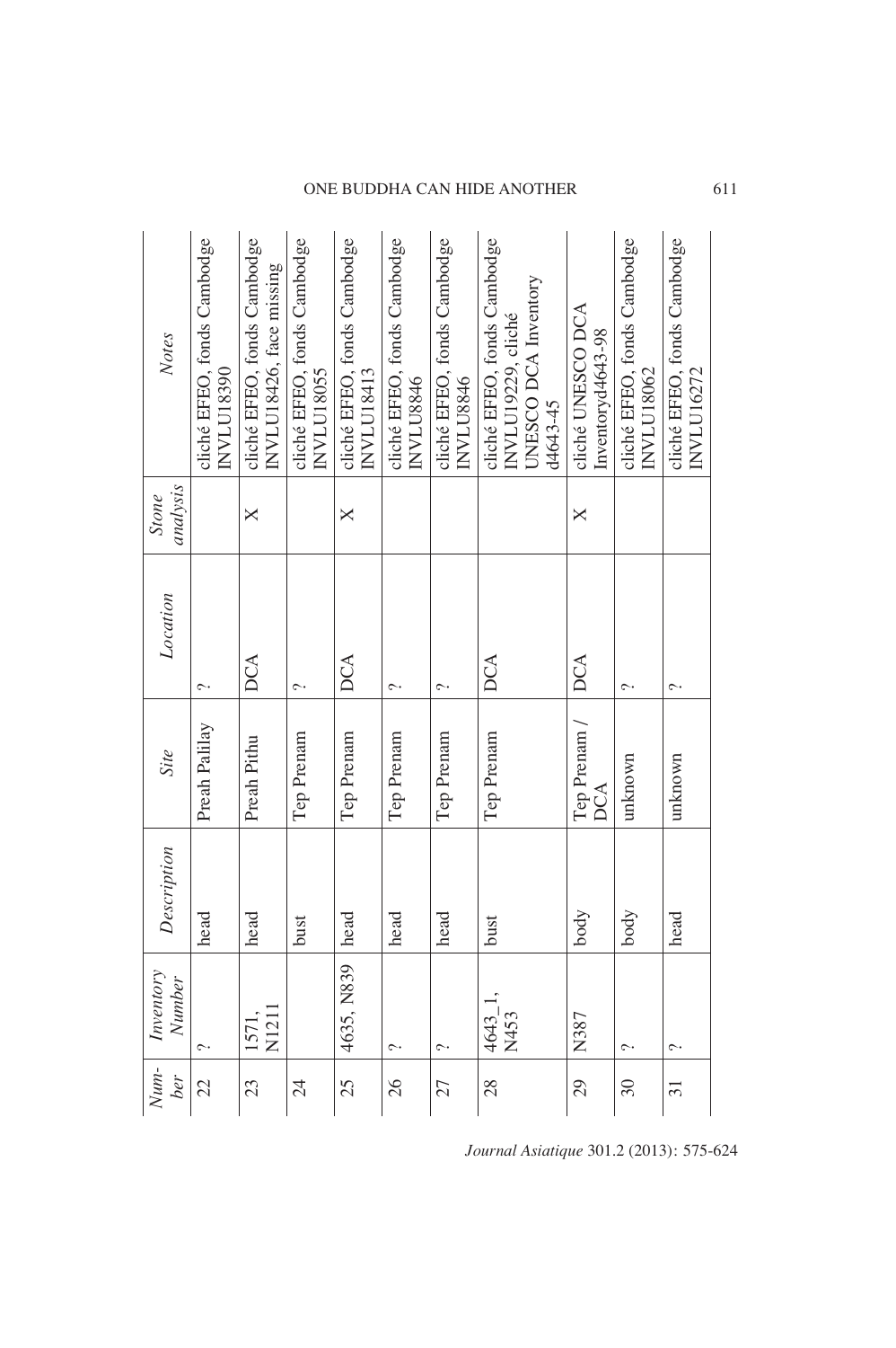| Number | Inventory Number | Description | Site | Location | Stone analysis | Notes |
|---|---|---|---|---|---|---|
| 22 | ? | head | Preah Palilay | ? | | cliché EFEO, fonds Cambodge INVLU18390 |
| 23 | 1571, N1211 | head | Preah Pithu | DCA | X | cliché EFEO, fonds Cambodge INVLU18426, face missing |
| 24 | | bust | Tep Prenam | ? | | cliché EFEO, fonds Cambodge INVLU18055 |
| 25 | 4635, N839 | head | Tep Prenam | DCA | X | cliché EFEO, fonds Cambodge INVLU18413 |
| 26 | ? | head | Tep Prenam | ? | | cliché EFEO, fonds Cambodge INVLU8846 |
| 27 | ? | head | Tep Prenam | ? | | cliché EFEO, fonds Cambodge INVLU8846 |
| 28 | 4643_1, N453 | bust | Tep Prenam | DCA | | cliché EFEO, fonds Cambodge INVLU19229, cliché UNESCO DCA Inventory d4643-45 |
| 29 | N387 | body | Tep Prenam / DCA | DCA | X | cliché UNESCO DCA Inventoryd4643-98 |
| 30 | ? | body | unknown | ? | | cliché EFEO, fonds Cambodge INVLU18062 |
| 31 | ? | head | unknown | ? | | cliché EFEO, fonds Cambodge INVLU16272 |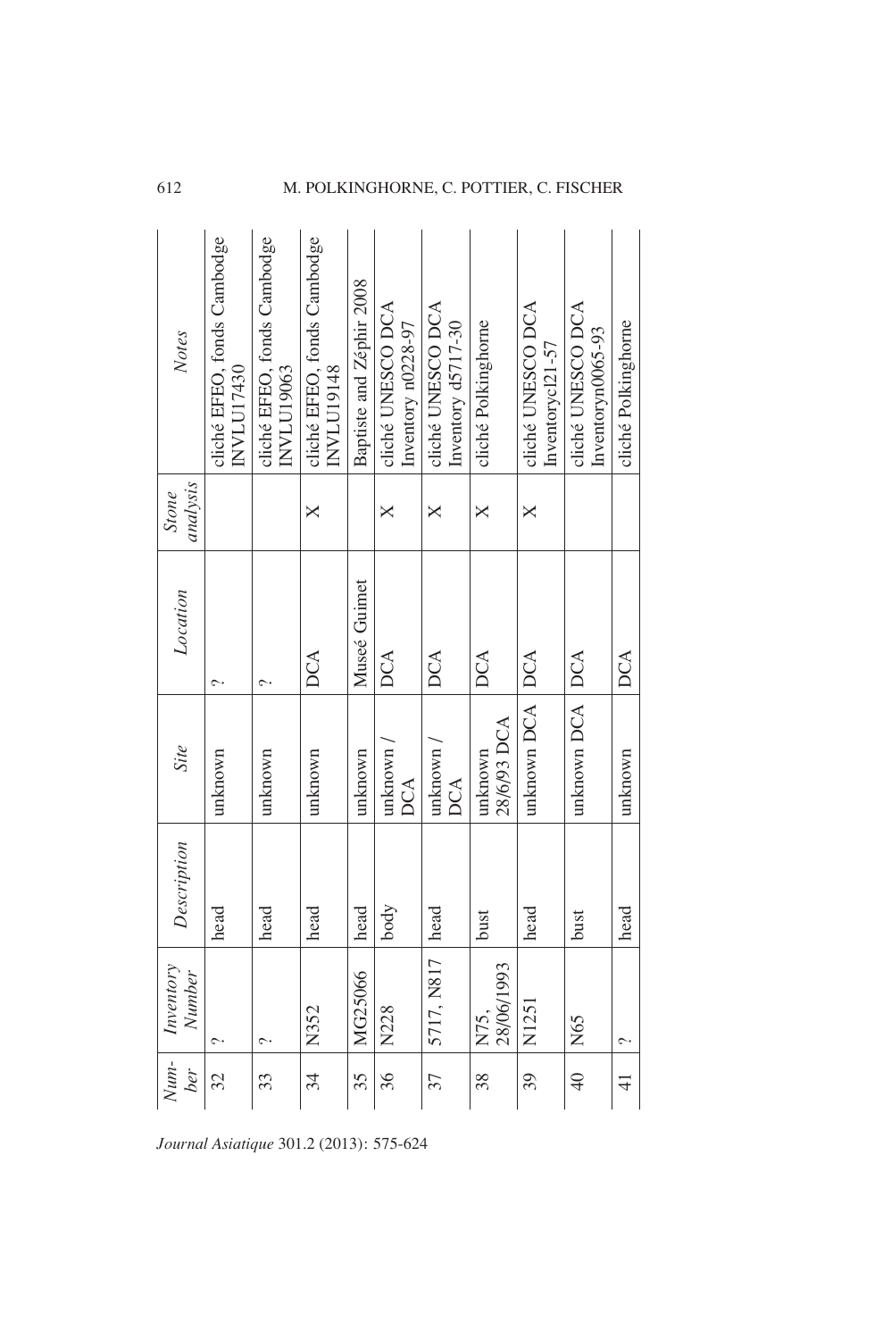| Number | Inventory Number | Description | Site | Location | Stone analysis | Notes |
|---|---|---|---|---|---|---|
| 32 | ? | head | unknown | ? | | cliché EFEO, fonds Cambodge INVLU17430 |
| 33 | ? | head | unknown | ? | | cliché EFEO, fonds Cambodge INVLU19063 |
| 34 | N352 | head | unknown | DCA | X | cliché EFEO, fonds Cambodge INVLU19148 |
| 35 | MG25066 | head | unknown | Museé Guimet | | Baptiste and Zéphir 2008 |
| 36 | N228 | body | unknown / DCA | DCA | X | cliché UNESCO DCA Inventory n0228-97 |
| 37 | 5717, N817 | head | unknown / DCA | DCA | X | cliché UNESCO DCA Inventory d5717-30 |
| 38 | N75, 28/06/1993 | bust | unknown 28/6/93 DCA | DCA | X | cliché Polkinghorne |
| 39 | N1251 | head | unknown DCA | DCA | X | cliché UNESCO DCA Inventorycl21-57 |
| 40 | N65 | bust | unknown DCA | DCA | | cliché UNESCO DCA Inventoryn0065-93 |
| 41 | ? | head | unknown | DCA | | cliché Polkinghorne |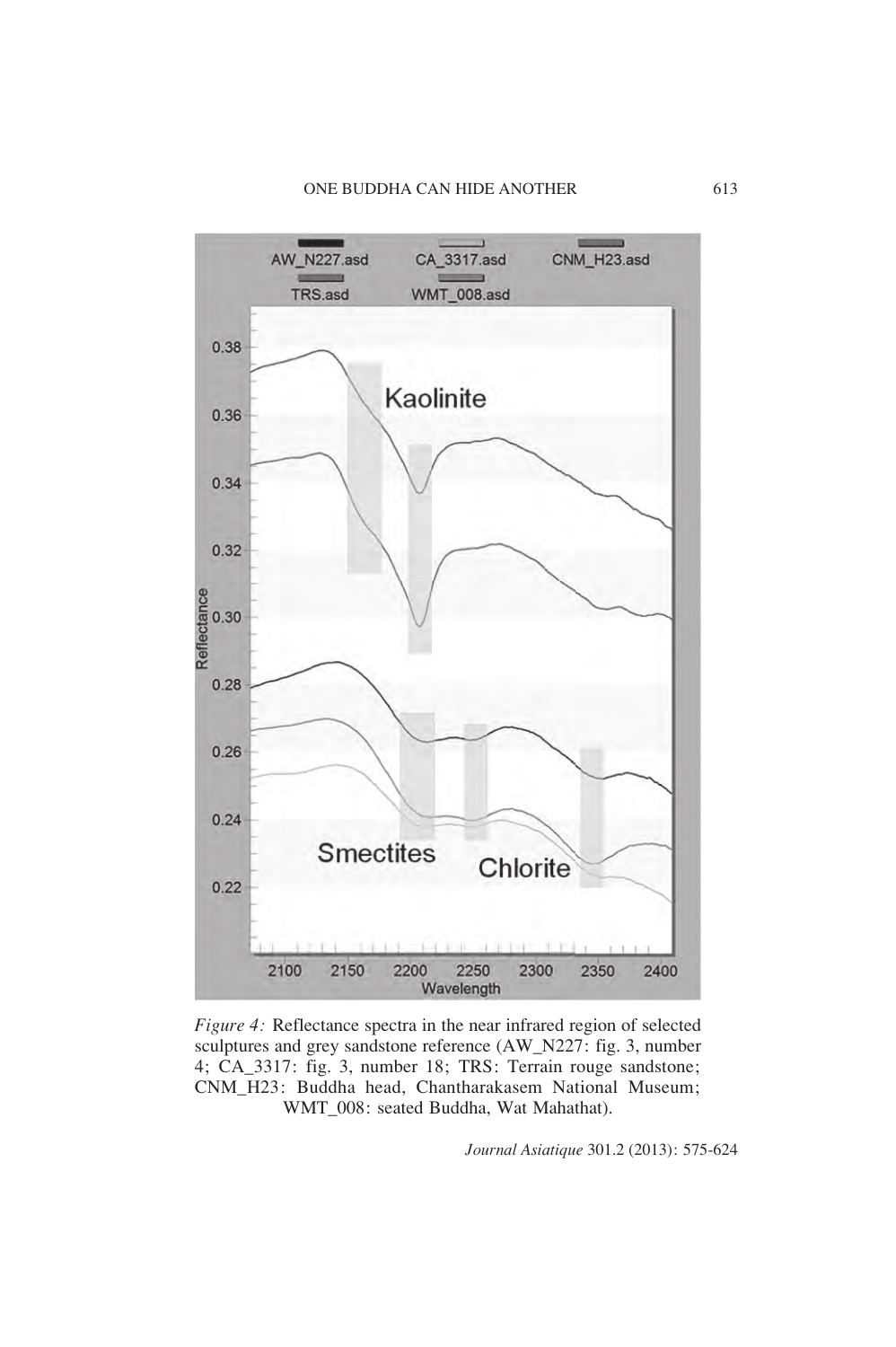*Figure 4:* Reflectance spectra in the near infrared region of selected sculptures and grey sandstone reference (AW_N227: fig. 3, number 4; CA_3317: fig. 3, number 18; TRS: Terrain rouge sandstone; CNM_H23: Buddha head, Chantharakasem National Museum; WMT_008: seated Buddha, Wat Mahathat).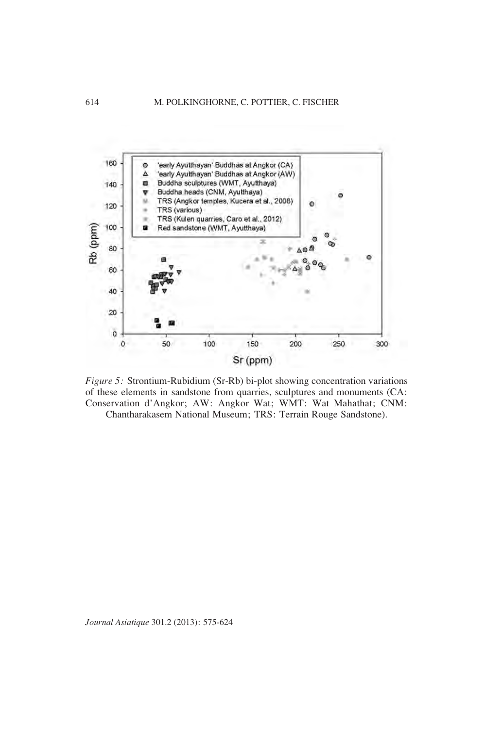*Figure 5:* Strontium-Rubidium (Sr-Rb) bi-plot showing concentration variations of these elements in sandstone from quarries, sculptures and monuments (CA: Conservation d'Angkor; AW: Angkor Wat; WMT: Wat Mahathat; CNM: Chantharakasem National Museum; TRS: Terrain Rouge Sandstone).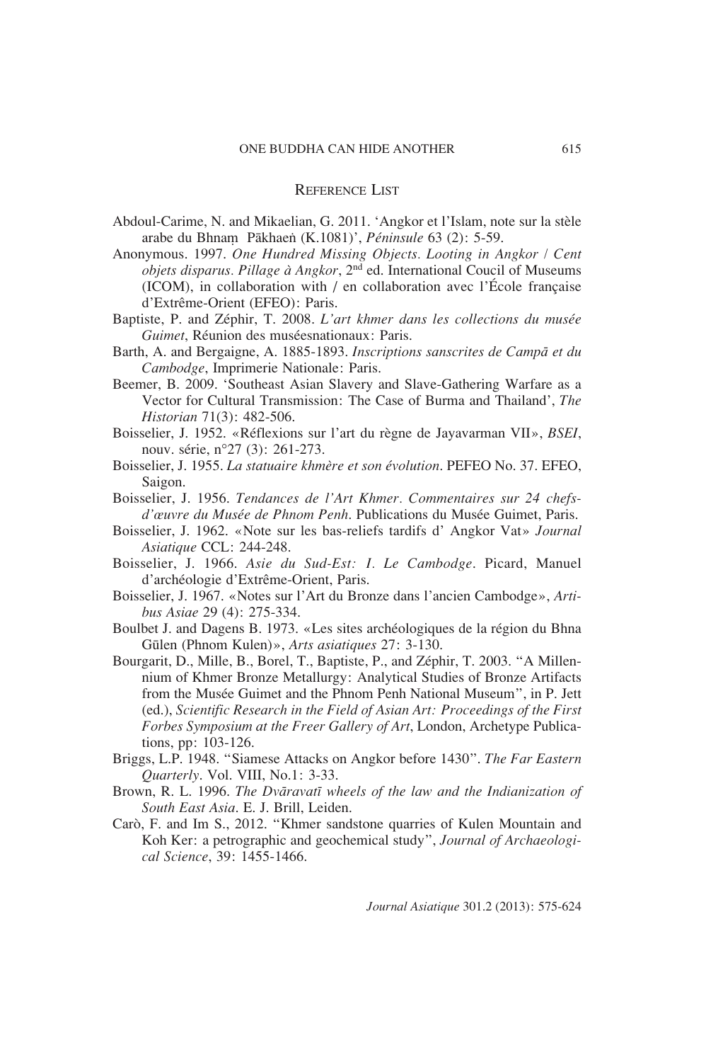## Reference List

Abdoul-Carime, N. and Mikaelian, G. 2011. 'Angkor et l'Islam, note sur la stèle arabe du Bhnaṃ Pākhaeṅ (K.1081)', *Péninsule* 63 (2): 5-59.

Anonymous. 1997. *One Hundred Missing Objects. Looting in Angkor / Cent objets disparus. Pillage à Angkor*, 2nd ed. International Coucil of Museums (ICOM), in collaboration with / en collaboration avec l'École française d'Extrême-Orient (EFEO): Paris.

Baptiste, P. and Zéphir, T. 2008. *L'art khmer dans les collections du musée Guimet*, Réunion des muséesnationaux: Paris.

Barth, A. and Bergaigne, A. 1885-1893. *Inscriptions sanscrites de Campā et du Cambodge*, Imprimerie Nationale: Paris.

Beemer, B. 2009. 'Southeast Asian Slavery and Slave-Gathering Warfare as a Vector for Cultural Transmission: The Case of Burma and Thailand', *The Historian* 71(3): 482-506.

Boisselier, J. 1952. «Réflexions sur l'art du règne de Jayavarman VII», *BSEI*, nouv. série, n°27 (3): 261-273.

Boisselier, J. 1955. *La statuaire khmère et son évolution*. PEFEO No. 37. EFEO, Saigon.

Boisselier, J. 1956. *Tendances de l'Art Khmer. Commentaires sur 24 chefs-d'œuvre du Musée de Phnom Penh*. Publications du Musée Guimet, Paris.

Boisselier, J. 1962. «Note sur les bas-reliefs tardifs d' Angkor Vat» *Journal Asiatique* CCL: 244-248.

Boisselier, J. 1966. *Asie du Sud-Est: I. Le Cambodge*. Picard, Manuel d'archéologie d'Extrême-Orient, Paris.

Boisselier, J. 1967. «Notes sur l'Art du Bronze dans l'ancien Cambodge», *Artibus Asiae* 29 (4): 275-334.

Boulbet J. and Dagens B. 1973. «Les sites archéologiques de la région du Bhna Gūlen (Phnom Kulen)», *Arts asiatiques* 27: 3-130.

Bourgarit, D., Mille, B., Borel, T., Baptiste, P., and Zéphir, T. 2003. "A Millennium of Khmer Bronze Metallurgy: Analytical Studies of Bronze Artifacts from the Musée Guimet and the Phnom Penh National Museum", in P. Jett (ed.), *Scientific Research in the Field of Asian Art: Proceedings of the First Forbes Symposium at the Freer Gallery of Art*, London, Archetype Publications, pp: 103-126.

Briggs, L.P. 1948. "Siamese Attacks on Angkor before 1430". *The Far Eastern Quarterly*. Vol. VIII, No.1: 3-33.

Brown, R. L. 1996. *The Dvāravatī wheels of the law and the Indianization of South East Asia*. E. J. Brill, Leiden.

Carò, F. and Im S., 2012. "Khmer sandstone quarries of Kulen Mountain and Koh Ker: a petrographic and geochemical study", *Journal of Archaeological Science*, 39: 1455-1466.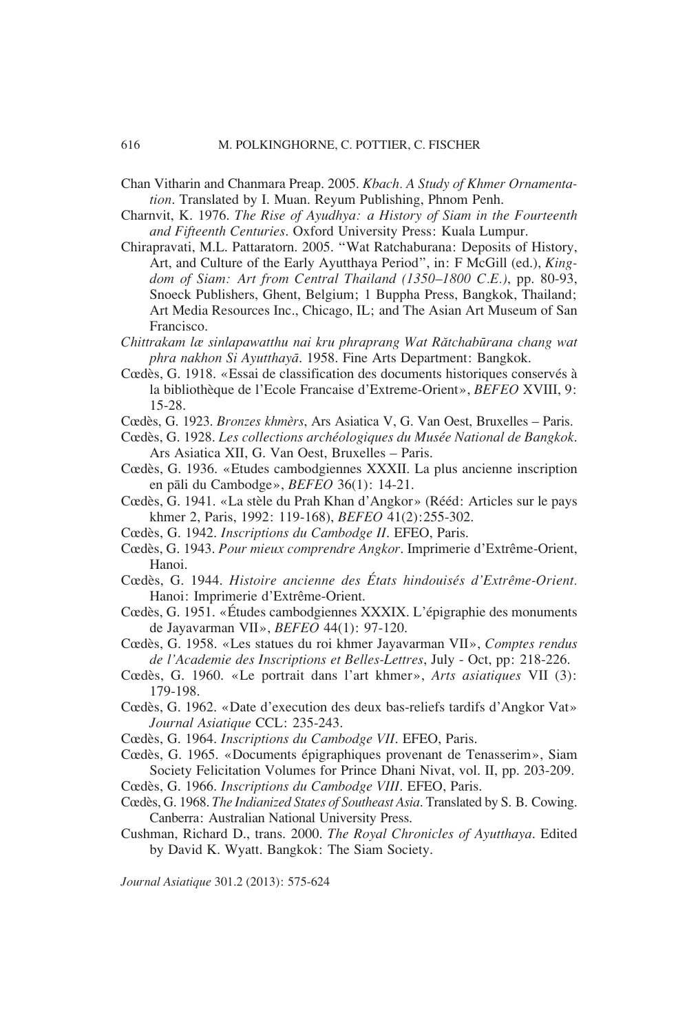Chan Vitharin and Chanmara Preap. 2005. *Kbach. A Study of Khmer Ornamentation*. Translated by I. Muan. Reyum Publishing, Phnom Penh.

Charnvit, K. 1976. *The Rise of Ayudhya: a History of Siam in the Fourteenth and Fifteenth Centuries*. Oxford University Press: Kuala Lumpur.

Chirapravati, M.L. Pattaratorn. 2005. "Wat Ratchaburana: Deposits of History, Art, and Culture of the Early Ayutthaya Period", in: F McGill (ed.), *Kingdom of Siam: Art from Central Thailand (1350–1800 C.E.)*, pp. 80-93, Snoeck Publishers, Ghent, Belgium; 1 Buppha Press, Bangkok, Thailand; Art Media Resources Inc., Chicago, IL; and The Asian Art Museum of San Francisco.

*Chittrakam lӕ sinlapawatthu nai kru phraprang Wat Rătchabūrana chang wat phra nakhon Si Ayutthayā*. 1958. Fine Arts Department: Bangkok.

Cœdès, G. 1918. «Essai de classification des documents historiques conservés à la bibliothèque de l'Ecole Francaise d'Extreme-Orient», *BEFEO* XVIII, 9: 15-28.

Cœdès, G. 1923. *Bronzes khmèrs*, Ars Asiatica V, G. Van Oest, Bruxelles – Paris.

Cœdès, G. 1928. *Les collections archéologiques du Musée National de Bangkok*. Ars Asiatica XII, G. Van Oest, Bruxelles – Paris.

Cœdès, G. 1936. «Etudes cambodgiennes XXXII. La plus ancienne inscription en pāli du Cambodge», *BEFEO* 36(1): 14-21.

Cœdès, G. 1941. «La stèle du Prah Khan d'Angkor» (Rééd: Articles sur le pays khmer 2, Paris, 1992: 119-168), *BEFEO* 41(2):255-302.

Cœdès, G. 1942. *Inscriptions du Cambodge II*. EFEO, Paris.

Cœdès, G. 1943. *Pour mieux comprendre Angkor*. Imprimerie d'Extrême-Orient, Hanoi.

Cœdès, G. 1944. *Histoire ancienne des États hindouisés d'Extrême-Orient*. Hanoi: Imprimerie d'Extrême-Orient.

Cœdès, G. 1951. «Études cambodgiennes XXXIX. L'épigraphie des monuments de Jayavarman VII», *BEFEO* 44(1): 97-120.

Cœdès, G. 1958. «Les statues du roi khmer Jayavarman VII», *Comptes rendus de l'Academie des Inscriptions et Belles-Lettres*, July - Oct, pp: 218-226.

Cœdès, G. 1960. «Le portrait dans l'art khmer», *Arts asiatiques* VII (3): 179-198.

Cœdès, G. 1962. «Date d'execution des deux bas-reliefs tardifs d'Angkor Vat» *Journal Asiatique* CCL: 235-243.

Cœdès, G. 1964. *Inscriptions du Cambodge VII*. EFEO, Paris.

Cœdès, G. 1965. «Documents épigraphiques provenant de Tenasserim», Siam Society Felicitation Volumes for Prince Dhani Nivat, vol. II, pp. 203-209.

Cœdès, G. 1966. *Inscriptions du Cambodge VIII*. EFEO, Paris.

Cœdès, G. 1968. *The Indianized States of Southeast Asia*. Translated by S. B. Cowing. Canberra: Australian National University Press.

Cushman, Richard D., trans. 2000. *The Royal Chronicles of Ayutthaya*. Edited by David K. Wyatt. Bangkok: The Siam Society.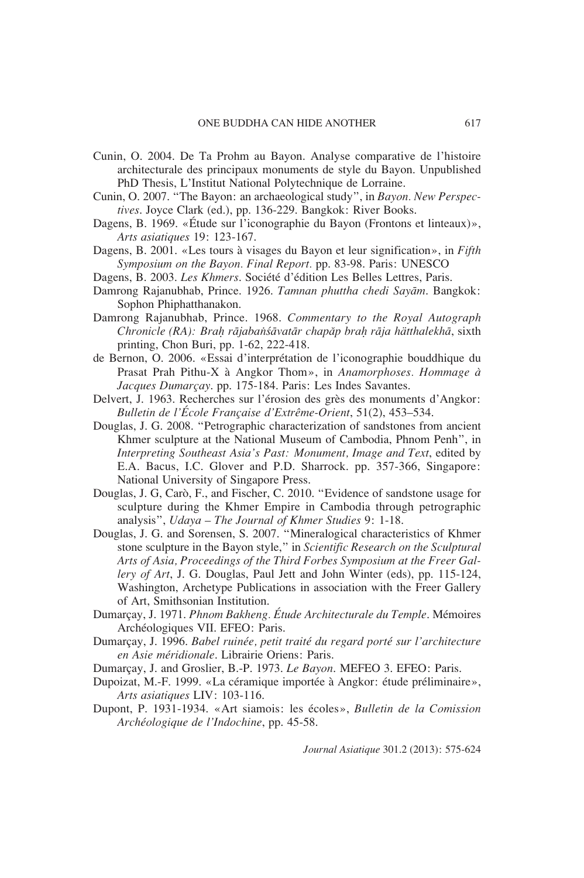Cunin, O. 2004. De Ta Prohm au Bayon. Analyse comparative de l'histoire architecturale des principaux monuments de style du Bayon. Unpublished PhD Thesis, L'Institut National Polytechnique de Lorraine.

Cunin, O. 2007. "The Bayon: an archaeological study", in *Bayon. New Perspectives*. Joyce Clark (ed.), pp. 136-229. Bangkok: River Books.

Dagens, B. 1969. «Étude sur l'iconographie du Bayon (Frontons et linteaux)», *Arts asiatiques* 19: 123-167.

Dagens, B. 2001. «Les tours à visages du Bayon et leur signification», in *Fifth Symposium on the Bayon. Final Report*. pp. 83-98. Paris: UNESCO

Dagens, B. 2003. *Les Khmers*. Société d'édition Les Belles Lettres, Paris.

Damrong Rajanubhab, Prince. 1926. *Tamnan phuttha chedi Sayām*. Bangkok: Sophon Phiphatthanakon.

Damrong Rajanubhab, Prince. 1968. *Commentary to the Royal Autograph Chronicle (RA): Braḥ rājabaṅśāvatār chapăp braḥ rāja hätthalekhā*, sixth printing, Chon Buri, pp. 1-62, 222-418.

de Bernon, O. 2006. «Essai d'interprétation de l'iconographie bouddhique du Prasat Prah Pithu-X à Angkor Thom», in *Anamorphoses. Hommage à Jacques Dumarçay*. pp. 175-184. Paris: Les Indes Savantes.

Delvert, J. 1963. Recherches sur l'érosion des grès des monuments d'Angkor: *Bulletin de l'École Française d'Extrême-Orient*, 51(2), 453–534.

Douglas, J. G. 2008. "Petrographic characterization of sandstones from ancient Khmer sculpture at the National Museum of Cambodia, Phnom Penh", in *Interpreting Southeast Asia's Past: Monument, Image and Text*, edited by E.A. Bacus, I.C. Glover and P.D. Sharrock. pp. 357-366, Singapore: National University of Singapore Press.

Douglas, J. G, Carò, F., and Fischer, C. 2010. "Evidence of sandstone usage for sculpture during the Khmer Empire in Cambodia through petrographic analysis", *Udaya – The Journal of Khmer Studies* 9: 1-18.

Douglas, J. G. and Sorensen, S. 2007. "Mineralogical characteristics of Khmer stone sculpture in the Bayon style," in *Scientific Research on the Sculptural Arts of Asia, Proceedings of the Third Forbes Symposium at the Freer Gallery of Art*, J. G. Douglas, Paul Jett and John Winter (eds), pp. 115-124, Washington, Archetype Publications in association with the Freer Gallery of Art, Smithsonian Institution.

Dumarçay, J. 1971. *Phnom Bakheng. Étude Architecturale du Temple*. Mémoires Archéologiques VII. EFEO: Paris.

Dumarçay, J. 1996. *Babel ruinée, petit traité du regard porté sur l'architecture en Asie méridionale*. Librairie Oriens: Paris.

Dumarçay, J. and Groslier, B.-P. 1973. *Le Bayon*. MEFEO 3. EFEO: Paris.

Dupoizat, M.-F. 1999. «La céramique importée à Angkor: étude préliminaire», *Arts asiatiques* LIV: 103-116.

Dupont, P. 1931-1934. «Art siamois: les écoles», *Bulletin de la Comission Archéologique de l'Indochine*, pp. 45-58.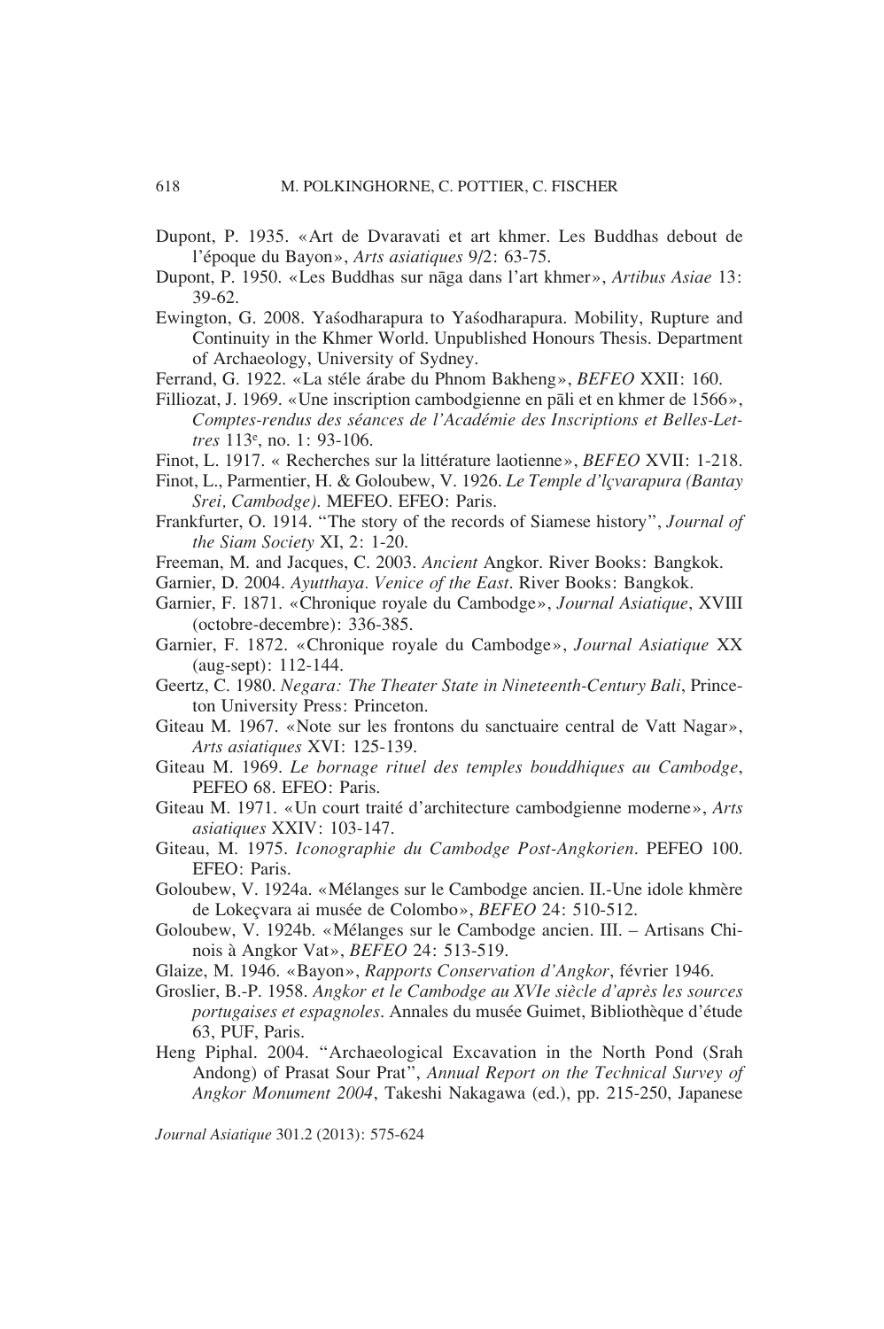Dupont, P. 1935. «Art de Dvaravati et art khmer. Les Buddhas debout de l'époque du Bayon», *Arts asiatiques* 9/2: 63-75.

Dupont, P. 1950. «Les Buddhas sur nāga dans l'art khmer», *Artibus Asiae* 13: 39-62.

Ewington, G. 2008. Yaśodharapura to Yaśodharapura. Mobility, Rupture and Continuity in the Khmer World. Unpublished Honours Thesis. Department of Archaeology, University of Sydney.

Ferrand, G. 1922. «La stéle árabe du Phnom Bakheng», *BEFEO* XXII: 160.

Filliozat, J. 1969. «Une inscription cambodgienne en pāli et en khmer de 1566», *Comptes-rendus des séances de l'Académie des Inscriptions et Belles-Lettres* 113e, no. 1: 93-106.

Finot, L. 1917. « Recherches sur la littérature laotienne», *BEFEO* XVII: 1-218.

Finot, L., Parmentier, H. & Goloubew, V. 1926. *Le Temple d'Içvarapura (Bantay Srei, Cambodge)*. MEFEO. EFEO: Paris.

Frankfurter, O. 1914. "The story of the records of Siamese history", *Journal of the Siam Society* XI, 2: 1-20.

Freeman, M. and Jacques, C. 2003. *Ancient* Angkor. River Books: Bangkok.

Garnier, D. 2004. *Ayutthaya. Venice of the East*. River Books: Bangkok.

Garnier, F. 1871. «Chronique royale du Cambodge», *Journal Asiatique*, XVIII (octobre-decembre): 336-385.

Garnier, F. 1872. «Chronique royale du Cambodge», *Journal Asiatique* XX (aug-sept): 112-144.

Geertz, C. 1980. *Negara: The Theater State in Nineteenth-Century Bali*, Princeton University Press: Princeton.

Giteau M. 1967. «Note sur les frontons du sanctuaire central de Vatt Nagar», *Arts asiatiques* XVI: 125-139.

Giteau M. 1969. *Le bornage rituel des temples bouddhiques au Cambodge*, PEFEO 68. EFEO: Paris.

Giteau M. 1971. «Un court traité d'architecture cambodgienne moderne», *Arts asiatiques* XXIV: 103-147.

Giteau, M. 1975. *Iconographie du Cambodge Post-Angkorien*. PEFEO 100. EFEO: Paris.

Goloubew, V. 1924a. «Mélanges sur le Cambodge ancien. II.-Une idole khmère de Lokeçvara ai musée de Colombo», *BEFEO* 24: 510-512.

Goloubew, V. 1924b. «Mélanges sur le Cambodge ancien. III. – Artisans Chinois à Angkor Vat», *BEFEO* 24: 513-519.

Glaize, M. 1946. «Bayon», *Rapports Conservation d'Angkor*, février 1946.

Groslier, B.-P. 1958. *Angkor et le Cambodge au XVIe siècle d'après les sources portugaises et espagnoles*. Annales du musée Guimet, Bibliothèque d'étude 63, PUF, Paris.

Heng Piphal. 2004. "Archaeological Excavation in the North Pond (Srah Andong) of Prasat Sour Prat", *Annual Report on the Technical Survey of Angkor Monument 2004*, Takeshi Nakagawa (ed.), pp. 215-250, Japanese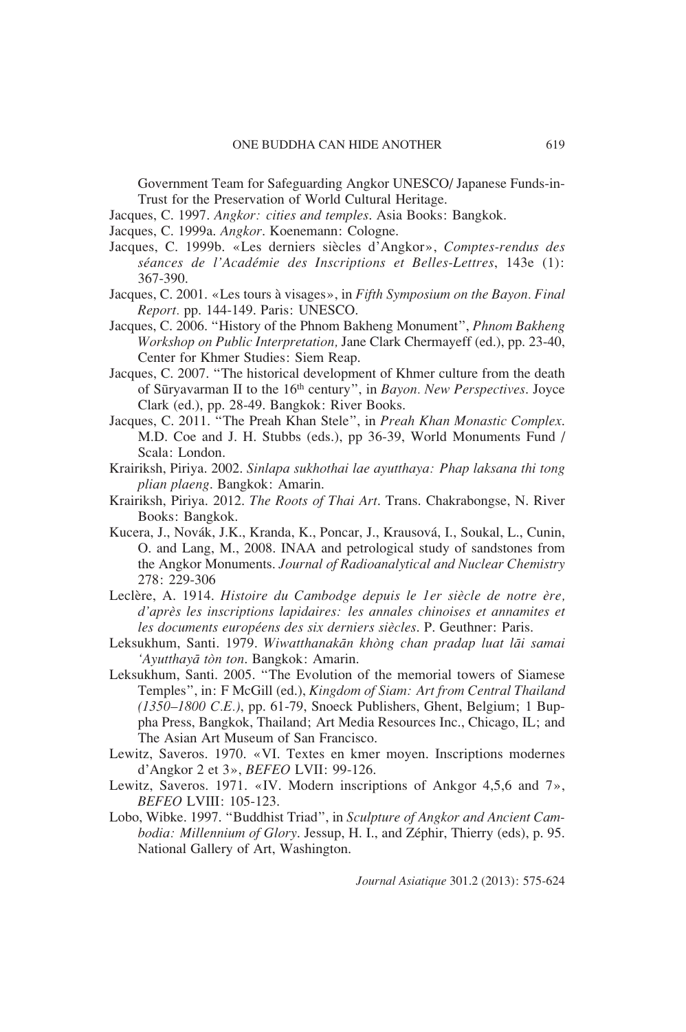Government Team for Safeguarding Angkor UNESCO/ Japanese Funds-in-Trust for the Preservation of World Cultural Heritage.

Jacques, C. 1997. *Angkor: cities and temples*. Asia Books: Bangkok.

Jacques, C. 1999a. *Angkor*. Koenemann: Cologne.

Jacques, C. 1999b. «Les derniers siècles d'Angkor», *Comptes-rendus des séances de l'Académie des Inscriptions et Belles-Lettres*, 143e (1): 367-390.

Jacques, C. 2001. «Les tours à visages», in *Fifth Symposium on the Bayon. Final Report*. pp. 144-149. Paris: UNESCO.

Jacques, C. 2006. "History of the Phnom Bakheng Monument", *Phnom Bakheng Workshop on Public Interpretation,* Jane Clark Chermayeff (ed.), pp. 23-40, Center for Khmer Studies: Siem Reap.

Jacques, C. 2007. "The historical development of Khmer culture from the death of Sūryavarman II to the 16th century", in *Bayon. New Perspectives*. Joyce Clark (ed.), pp. 28-49. Bangkok: River Books.

Jacques, C. 2011. "The Preah Khan Stele", in *Preah Khan Monastic Complex*. M.D. Coe and J. H. Stubbs (eds.), pp 36-39, World Monuments Fund / Scala: London.

Krairiksh, Piriya. 2002. *Sinlapa sukhothai lae ayutthaya: Phap laksana thi tong plian plaeng*. Bangkok: Amarin.

Krairiksh, Piriya. 2012. *The Roots of Thai Art*. Trans. Chakrabongse, N. River Books: Bangkok.

Kucera, J., Novák, J.K., Kranda, K., Poncar, J., Krausová, I., Soukal, L., Cunin, O. and Lang, M., 2008. INAA and petrological study of sandstones from the Angkor Monuments. *Journal of Radioanalytical and Nuclear Chemistry* 278: 229-306

Leclère, A. 1914. *Histoire du Cambodge depuis le 1er siècle de notre ère, d'après les inscriptions lapidaires: les annales chinoises et annamites et les documents européens des six derniers siècles*. P. Geuthner: Paris.

Leksukhum, Santi. 1979. *Wiwatthanakān khòng chan pradap luat lāi samai 'Ayutthayā tòn ton*. Bangkok: Amarin.

Leksukhum, Santi. 2005. "The Evolution of the memorial towers of Siamese Temples", in: F McGill (ed.), *Kingdom of Siam: Art from Central Thailand (1350–1800 C.E.)*, pp. 61-79, Snoeck Publishers, Ghent, Belgium; 1 Buppha Press, Bangkok, Thailand; Art Media Resources Inc., Chicago, IL; and The Asian Art Museum of San Francisco.

Lewitz, Saveros. 1970. «VI. Textes en kmer moyen. Inscriptions modernes d'Angkor 2 et 3», *BEFEO* LVII: 99-126.

Lewitz, Saveros. 1971. «IV. Modern inscriptions of Ankgor 4,5,6 and 7», *BEFEO* LVIII: 105-123.

Lobo, Wibke. 1997. "Buddhist Triad", in *Sculpture of Angkor and Ancient Cambodia: Millennium of Glory*. Jessup, H. I., and Zéphir, Thierry (eds), p. 95. National Gallery of Art, Washington.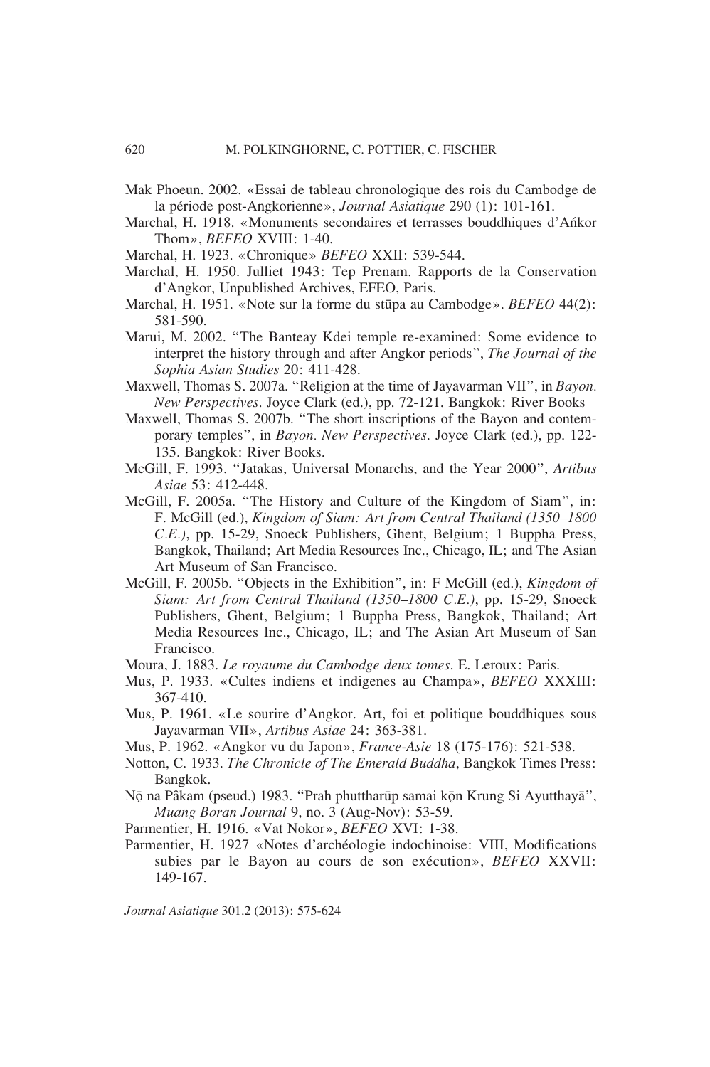Mak Phoeun. 2002. «Essai de tableau chronologique des rois du Cambodge de la période post-Angkorienne», *Journal Asiatique* 290 (1): 101-161.

Marchal, H. 1918. «Monuments secondaires et terrasses bouddhiques d'Aṅkor Thom», *BEFEO* XVIII: 1-40.

Marchal, H. 1923. «Chronique» *BEFEO* XXII: 539-544.

Marchal, H. 1950. Julliet 1943: Tep Prenam. Rapports de la Conservation d'Angkor, Unpublished Archives, EFEO, Paris.

Marchal, H. 1951. «Note sur la forme du stūpa au Cambodge». *BEFEO* 44(2): 581-590.

Marui, M. 2002. "The Banteay Kdei temple re-examined: Some evidence to interpret the history through and after Angkor periods", *The Journal of the Sophia Asian Studies* 20: 411-428.

Maxwell, Thomas S. 2007a. "Religion at the time of Jayavarman VII", in *Bayon. New Perspectives*. Joyce Clark (ed.), pp. 72-121. Bangkok: River Books

Maxwell, Thomas S. 2007b. "The short inscriptions of the Bayon and contemporary temples", in *Bayon. New Perspectives*. Joyce Clark (ed.), pp. 122-135. Bangkok: River Books.

McGill, F. 1993. "Jatakas, Universal Monarchs, and the Year 2000", *Artibus Asiae* 53: 412-448.

McGill, F. 2005a. "The History and Culture of the Kingdom of Siam", in: F. McGill (ed.), *Kingdom of Siam: Art from Central Thailand (1350–1800 C.E.)*, pp. 15-29, Snoeck Publishers, Ghent, Belgium; 1 Buppha Press, Bangkok, Thailand; Art Media Resources Inc., Chicago, IL; and The Asian Art Museum of San Francisco.

McGill, F. 2005b. "Objects in the Exhibition", in: F McGill (ed.), *Kingdom of Siam: Art from Central Thailand (1350–1800 C.E.)*, pp. 15-29, Snoeck Publishers, Ghent, Belgium; 1 Buppha Press, Bangkok, Thailand; Art Media Resources Inc., Chicago, IL; and The Asian Art Museum of San Francisco.

Moura, J. 1883. *Le royaume du Cambodge deux tomes*. E. Leroux: Paris.

Mus, P. 1933. «Cultes indiens et indigenes au Champa», *BEFEO* XXXIII: 367-410.

Mus, P. 1961. «Le sourire d'Angkor. Art, foi et politique bouddhiques sous Jayavarman VII», *Artibus Asiae* 24: 363-381.

Mus, P. 1962. «Angkor vu du Japon», *France-Asie* 18 (175-176): 521-538.

Notton, C. 1933. *The Chronicle of The Emerald Buddha*, Bangkok Times Press: Bangkok.

Nọ̄ na Pâkam (pseud.) 1983. "Prah phuttharūp samai kọ̄n Krung Si Ayutthayā", *Muang Boran Journal* 9, no. 3 (Aug-Nov): 53-59.

Parmentier, H. 1916. «Vat Nokor», *BEFEO* XVI: 1-38.

Parmentier, H. 1927 «Notes d'archéologie indochinoise: VIII, Modifications subies par le Bayon au cours de son exécution», *BEFEO* XXVII: 149-167.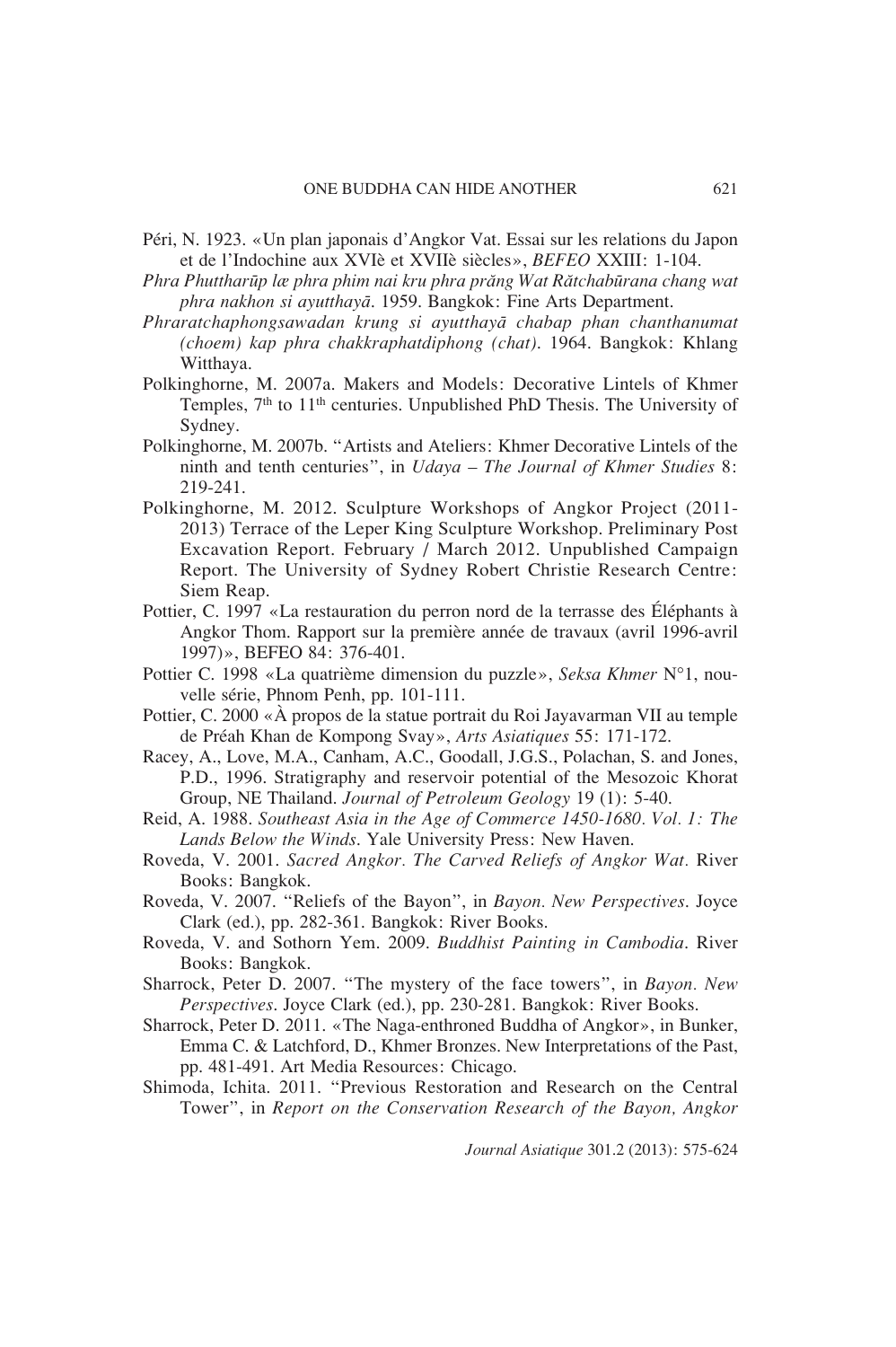Péri, N. 1923. «Un plan japonais d'Angkor Vat. Essai sur les relations du Japon et de l'Indochine aux XVIè et XVIIè siècles», *BEFEO* XXIII: 1-104.

*Phra Phuttharūp læ phra phim nai kru phra prăng Wat Rătchabūrana chang wat phra nakhon si ayutthayā*. 1959. Bangkok: Fine Arts Department.

*Phraratchaphongsawadan krung si ayutthayā chabap phan chanthanumat (choem) kap phra chakkraphatdiphong (chat)*. 1964. Bangkok: Khlang Witthaya.

Polkinghorne, M. 2007a. Makers and Models: Decorative Lintels of Khmer Temples, 7th to 11th centuries. Unpublished PhD Thesis. The University of Sydney.

Polkinghorne, M. 2007b. "Artists and Ateliers: Khmer Decorative Lintels of the ninth and tenth centuries", in *Udaya – The Journal of Khmer Studies* 8: 219-241.

Polkinghorne, M. 2012. Sculpture Workshops of Angkor Project (2011-2013) Terrace of the Leper King Sculpture Workshop. Preliminary Post Excavation Report. February / March 2012. Unpublished Campaign Report. The University of Sydney Robert Christie Research Centre: Siem Reap.

Pottier, C. 1997 «La restauration du perron nord de la terrasse des Éléphants à Angkor Thom. Rapport sur la première année de travaux (avril 1996-avril 1997)», BEFEO 84: 376-401.

Pottier C. 1998 «La quatrième dimension du puzzle», *Seksa Khmer* N°1, nouvelle série, Phnom Penh, pp. 101-111.

Pottier, C. 2000 «À propos de la statue portrait du Roi Jayavarman VII au temple de Préah Khan de Kompong Svay», *Arts Asiatiques* 55: 171-172.

Racey, A., Love, M.A., Canham, A.C., Goodall, J.G.S., Polachan, S. and Jones, P.D., 1996. Stratigraphy and reservoir potential of the Mesozoic Khorat Group, NE Thailand. *Journal of Petroleum Geology* 19 (1): 5-40.

Reid, A. 1988. *Southeast Asia in the Age of Commerce 1450-1680. Vol. 1: The Lands Below the Winds*. Yale University Press: New Haven.

Roveda, V. 2001. *Sacred Angkor. The Carved Reliefs of Angkor Wat.* River Books: Bangkok.

Roveda, V. 2007. "Reliefs of the Bayon", in *Bayon. New Perspectives*. Joyce Clark (ed.), pp. 282-361. Bangkok: River Books.

Roveda, V. and Sothorn Yem. 2009. *Buddhist Painting in Cambodia*. River Books: Bangkok.

Sharrock, Peter D. 2007. "The mystery of the face towers", in *Bayon. New Perspectives*. Joyce Clark (ed.), pp. 230-281. Bangkok: River Books.

Sharrock, Peter D. 2011. «The Naga-enthroned Buddha of Angkor», in Bunker, Emma C. & Latchford, D., Khmer Bronzes. New Interpretations of the Past, pp. 481-491. Art Media Resources: Chicago.

Shimoda, Ichita. 2011. "Previous Restoration and Research on the Central Tower", in *Report on the Conservation Research of the Bayon, Angkor*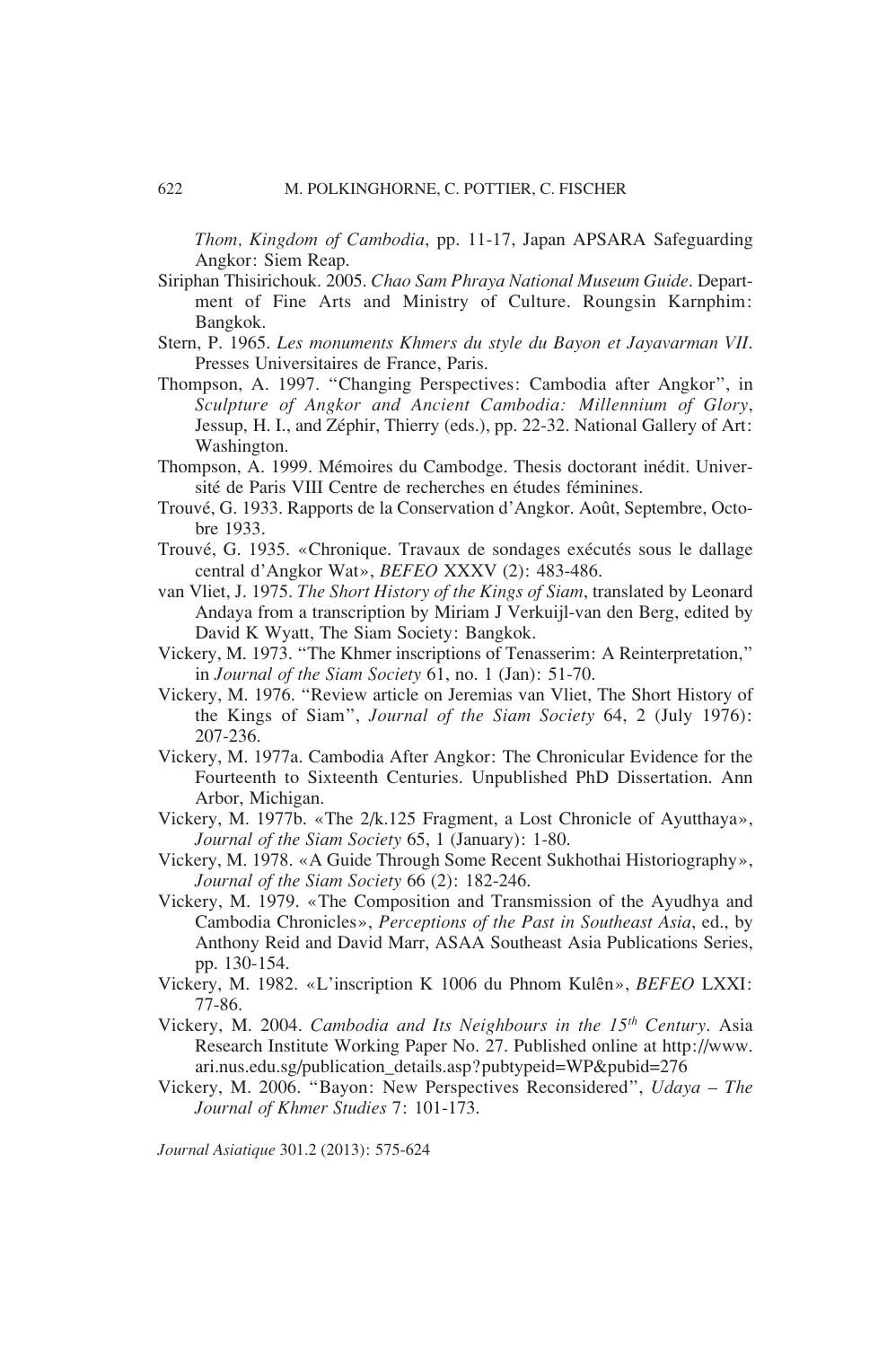*Thom, Kingdom of Cambodia*, pp. 11-17, Japan APSARA Safeguarding Angkor: Siem Reap.

Siriphan Thisirichouk. 2005. *Chao Sam Phraya National Museum Guide*. Department of Fine Arts and Ministry of Culture. Roungsin Karnphim: Bangkok.

Stern, P. 1965. *Les monuments Khmers du style du Bayon et Jayavarman VII*. Presses Universitaires de France, Paris.

Thompson, A. 1997. "Changing Perspectives: Cambodia after Angkor", in *Sculpture of Angkor and Ancient Cambodia: Millennium of Glory*, Jessup, H. I., and Zéphir, Thierry (eds.), pp. 22-32. National Gallery of Art: Washington.

Thompson, A. 1999. Mémoires du Cambodge. Thesis doctorant inédit. Université de Paris VIII Centre de recherches en études féminines.

Trouvé, G. 1933. Rapports de la Conservation d'Angkor. Août, Septembre, Octobre 1933.

Trouvé, G. 1935. «Chronique. Travaux de sondages exécutés sous le dallage central d'Angkor Wat», *BEFEO* XXXV (2): 483-486.

van Vliet, J. 1975. *The Short History of the Kings of Siam*, translated by Leonard Andaya from a transcription by Miriam J Verkuijl-van den Berg, edited by David K Wyatt, The Siam Society: Bangkok.

Vickery, M. 1973. "The Khmer inscriptions of Tenasserim: A Reinterpretation," in *Journal of the Siam Society* 61, no. 1 (Jan): 51-70.

Vickery, M. 1976. "Review article on Jeremias van Vliet, The Short History of the Kings of Siam", *Journal of the Siam Society* 64, 2 (July 1976): 207-236.

Vickery, M. 1977a. Cambodia After Angkor: The Chronicular Evidence for the Fourteenth to Sixteenth Centuries. Unpublished PhD Dissertation. Ann Arbor, Michigan.

Vickery, M. 1977b. «The 2/k.125 Fragment, a Lost Chronicle of Ayutthaya», *Journal of the Siam Society* 65, 1 (January): 1-80.

Vickery, M. 1978. «A Guide Through Some Recent Sukhothai Historiography», *Journal of the Siam Society* 66 (2): 182-246.

Vickery, M. 1979. «The Composition and Transmission of the Ayudhya and Cambodia Chronicles», *Perceptions of the Past in Southeast Asia*, ed., by Anthony Reid and David Marr, ASAA Southeast Asia Publications Series, pp. 130-154.

Vickery, M. 1982. «L'inscription K 1006 du Phnom Kulên», *BEFEO* LXXI: 77-86.

Vickery, M. 2004. *Cambodia and Its Neighbours in the 15th Century*. Asia Research Institute Working Paper No. 27. Published online at http://www.ari.nus.edu.sg/publication_details.asp?pubtypeid=WP&pubid=276

Vickery, M. 2006. "Bayon: New Perspectives Reconsidered", *Udaya – The Journal of Khmer Studies* 7: 101-173.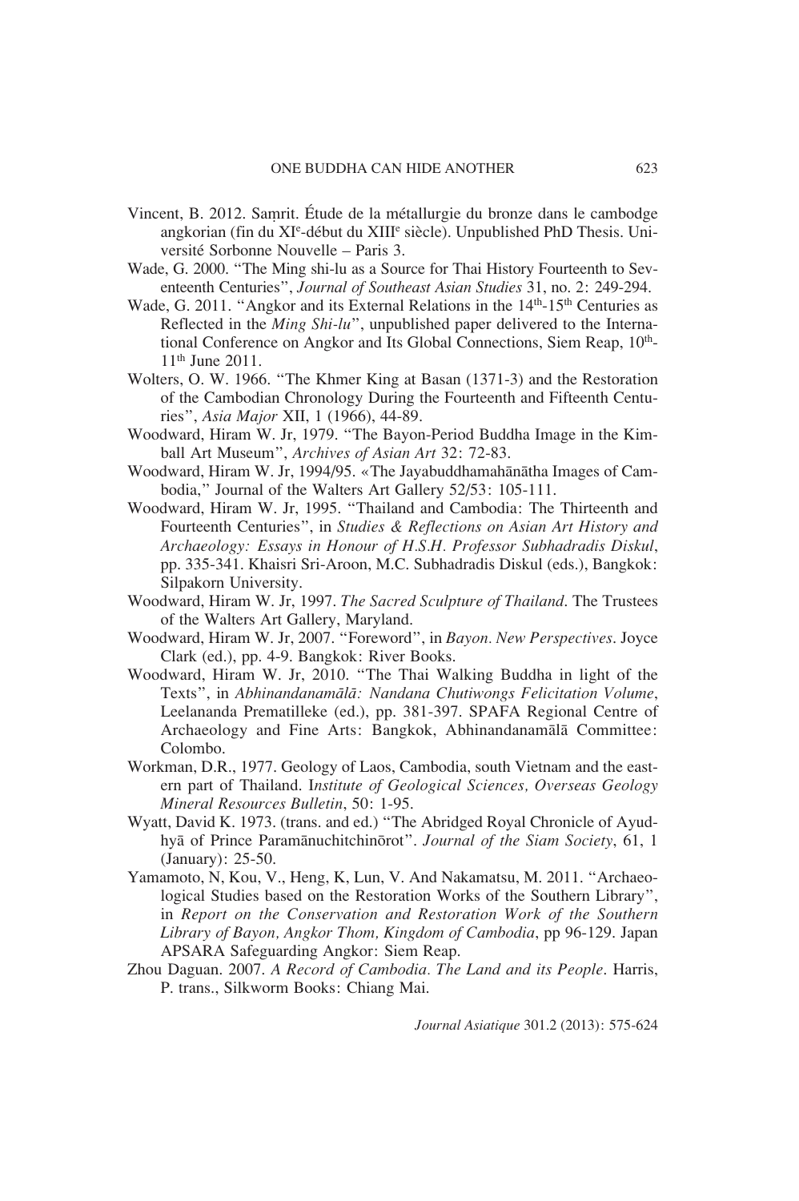Vincent, B. 2012. Saṃrit. Étude de la métallurgie du bronze dans le cambodge angkorian (fin du XI[e]-début du XIII[e] siècle). Unpublished PhD Thesis. Université Sorbonne Nouvelle – Paris 3.

Wade, G. 2000. "The Ming shi-lu as a Source for Thai History Fourteenth to Seventeenth Centuries", *Journal of Southeast Asian Studies* 31, no. 2: 249-294.

Wade, G. 2011. "Angkor and its External Relations in the 14[th]-15[th] Centuries as Reflected in the *Ming Shi-lu*", unpublished paper delivered to the International Conference on Angkor and Its Global Connections, Siem Reap, 10[th]-11[th] June 2011.

Wolters, O. W. 1966. "The Khmer King at Basan (1371-3) and the Restoration of the Cambodian Chronology During the Fourteenth and Fifteenth Centuries", *Asia Major* XII, 1 (1966), 44-89.

Woodward, Hiram W. Jr, 1979. "The Bayon-Period Buddha Image in the Kimball Art Museum", *Archives of Asian Art* 32: 72-83.

Woodward, Hiram W. Jr, 1994/95. «The Jayabuddhamahānātha Images of Cambodia," Journal of the Walters Art Gallery 52/53: 105-111.

Woodward, Hiram W. Jr, 1995. "Thailand and Cambodia: The Thirteenth and Fourteenth Centuries", in *Studies & Reflections on Asian Art History and Archaeology: Essays in Honour of H.S.H. Professor Subhadradis Diskul*, pp. 335-341. Khaisri Sri-Aroon, M.C. Subhadradis Diskul (eds.), Bangkok: Silpakorn University.

Woodward, Hiram W. Jr, 1997. *The Sacred Sculpture of Thailand*. The Trustees of the Walters Art Gallery, Maryland.

Woodward, Hiram W. Jr, 2007. "Foreword", in *Bayon. New Perspectives*. Joyce Clark (ed.), pp. 4-9. Bangkok: River Books.

Woodward, Hiram W. Jr, 2010. "The Thai Walking Buddha in light of the Texts", in *Abhinandanamālā: Nandana Chutiwongs Felicitation Volume*, Leelananda Prematilleke (ed.), pp. 381-397. SPAFA Regional Centre of Archaeology and Fine Arts: Bangkok, Abhinandanamālā Committee: Colombo.

Workman, D.R., 1977. Geology of Laos, Cambodia, south Vietnam and the eastern part of Thailand. I*nstitute of Geological Sciences, Overseas Geology Mineral Resources Bulletin*, 50: 1-95.

Wyatt, David K. 1973. (trans. and ed.) "The Abridged Royal Chronicle of Ayudhyā of Prince Paramānuchitchinōrot". *Journal of the Siam Society*, 61, 1 (January): 25-50.

Yamamoto, N, Kou, V., Heng, K, Lun, V. And Nakamatsu, M. 2011. "Archaeological Studies based on the Restoration Works of the Southern Library", in *Report on the Conservation and Restoration Work of the Southern Library of Bayon, Angkor Thom, Kingdom of Cambodia*, pp 96-129. Japan APSARA Safeguarding Angkor: Siem Reap.

Zhou Daguan. 2007. *A Record of Cambodia. The Land and its People*. Harris, P. trans., Silkworm Books: Chiang Mai.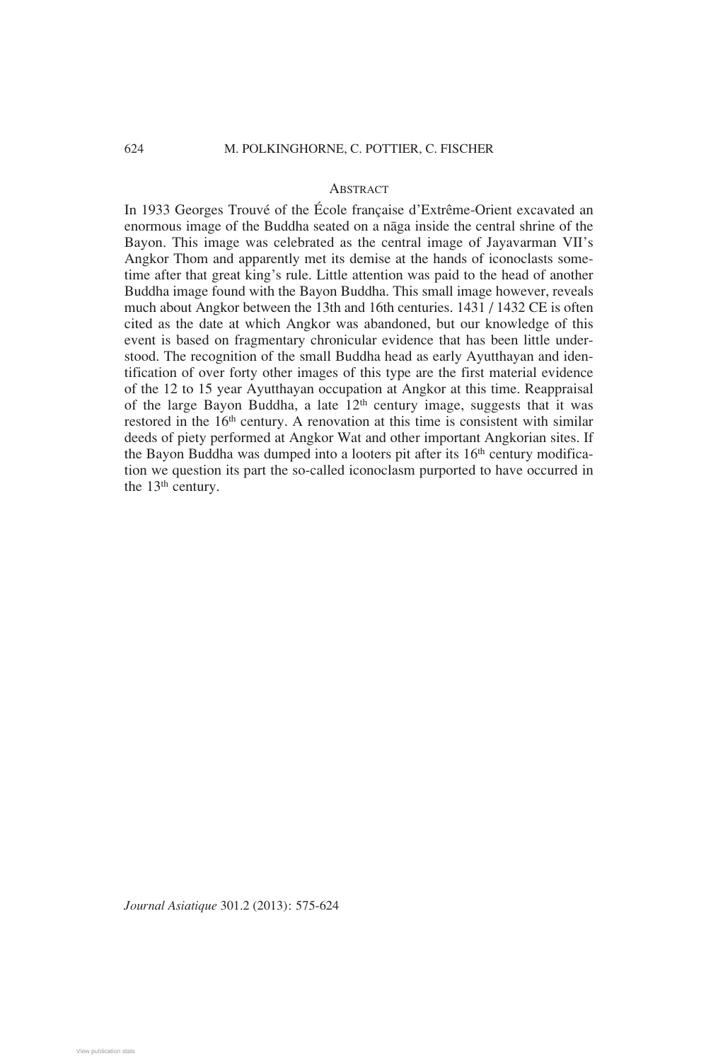## Abstract

In 1933 Georges Trouvé of the École française d'Extrême-Orient excavated an enormous image of the Buddha seated on a nāga inside the central shrine of the Bayon. This image was celebrated as the central image of Jayavarman VII's Angkor Thom and apparently met its demise at the hands of iconoclasts sometime after that great king's rule. Little attention was paid to the head of another Buddha image found with the Bayon Buddha. This small image however, reveals much about Angkor between the 13th and 16th centuries. 1431 / 1432 CE is often cited as the date at which Angkor was abandoned, but our knowledge of this event is based on fragmentary chronicular evidence that has been little understood. The recognition of the small Buddha head as early Ayutthayan and identification of over forty other images of this type are the first material evidence of the 12 to 15 year Ayutthayan occupation at Angkor at this time. Reappraisal of the large Bayon Buddha, a late 12th century image, suggests that it was restored in the 16th century. A renovation at this time is consistent with similar deeds of piety performed at Angkor Wat and other important Angkorian sites. If the Bayon Buddha was dumped into a looters pit after its 16th century modification we question its part the so-called iconoclasm purported to have occurred in the 13th century.